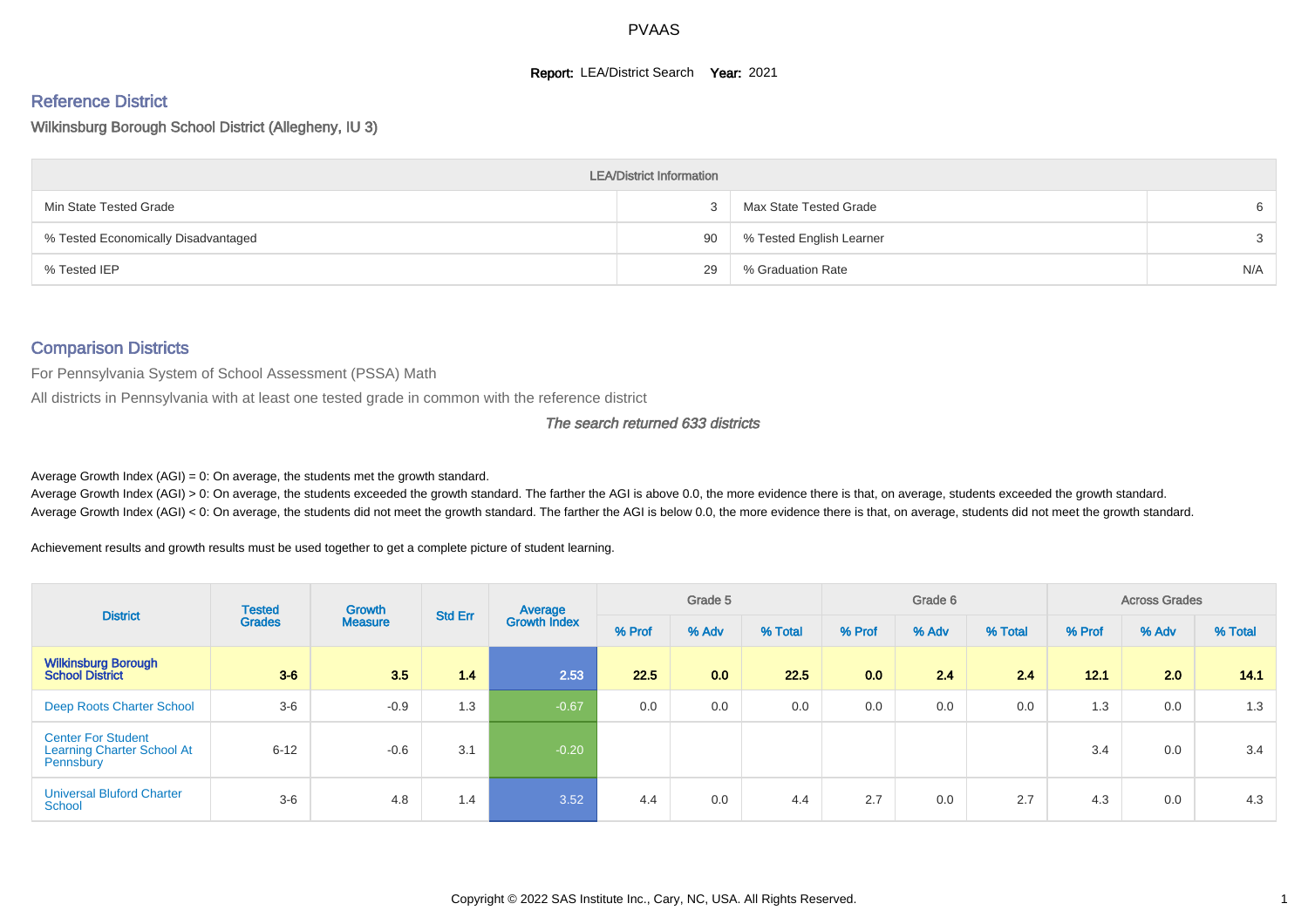# PVAAS

**Report:** LEA/District Search **Year:** 2021

## Reference District

Wilkinsburg Borough School District (Allegheny, IU 3)

| LEA/District Information | | | |
|---|---|---|---|
| Min State Tested Grade | 3 | Max State Tested Grade | 6 |
| % Tested Economically Disadvantaged | 90 | % Tested English Learner | 3 |
| % Tested IEP | 29 | % Graduation Rate | N/A |

## Comparison Districts

For Pennsylvania System of School Assessment (PSSA) Math

All districts in Pennsylvania with at least one tested grade in common with the reference district

*The search returned 633 districts*

Average Growth Index (AGI) = 0: On average, the students met the growth standard.

Average Growth Index (AGI) > 0: On average, the students exceeded the growth standard. The farther the AGI is above 0.0, the more evidence there is that, on average, students exceeded the growth standard.

Average Growth Index (AGI) < 0: On average, the students did not meet the growth standard. The farther the AGI is below 0.0, the more evidence there is that, on average, students did not meet the growth standard.

Achievement results and growth results must be used together to get a complete picture of student learning.

| District | Tested Grades | Growth Measure | Std Err | Average Growth Index | Grade 5 | | | Grade 6 | | | Across Grades | | |
|---|---|---|---|---|---|---|---|---|---|---|---|---|---|
| | | | | | % Prof | % Adv | % Total | % Prof | % Adv | % Total | % Prof | % Adv | % Total |
| **Wilkinsburg Borough School District** | **3-6** | **3.5** | **1.4** | **2.53** | **22.5** | **0.0** | **22.5** | **0.0** | **2.4** | **2.4** | **12.1** | **2.0** | **14.1** |
| Deep Roots Charter School | 3-6 | -0.9 | 1.3 | -0.67 | 0.0 | 0.0 | 0.0 | 0.0 | 0.0 | 0.0 | 1.3 | 0.0 | 1.3 |
| Center For Student Learning Charter School At Pennsbury | 6-12 | -0.6 | 3.1 | -0.20 | | | | | | | 3.4 | 0.0 | 3.4 |
| Universal Bluford Charter School | 3-6 | 4.8 | 1.4 | 3.52 | 4.4 | 0.0 | 4.4 | 2.7 | 0.0 | 2.7 | 4.3 | 0.0 | 4.3 |

Copyright © 2022 SAS Institute Inc., Cary, NC, USA. All Rights Reserved.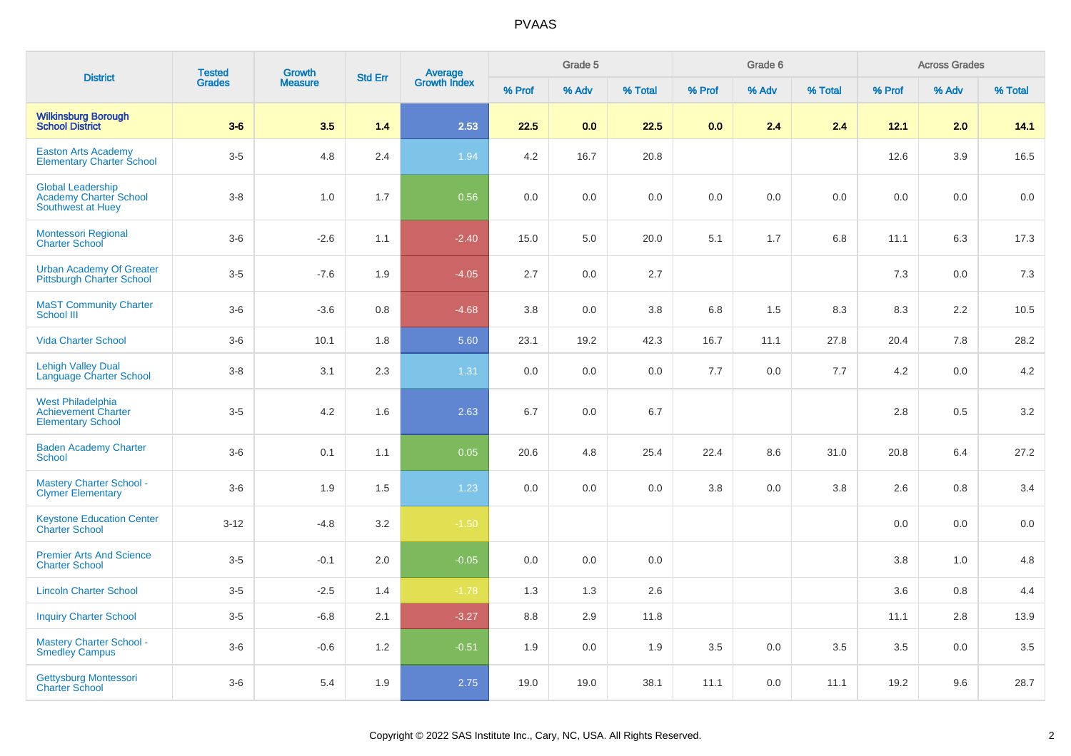| District | Tested Grades | Growth Measure | Std Err | Average Growth Index | Grade 5 | | | Grade 6 | | | Across Grades | | |
|---|---|---|---|---|---|---|---|---|---|---|---|---|---|
| | | | | | % Prof | % Adv | % Total | % Prof | % Adv | % Total | % Prof | % Adv | % Total |
| **Wilkinsburg Borough School District** | **3-6** | **3.5** | **1.4** | **2.53** | **22.5** | **0.0** | **22.5** | **0.0** | **2.4** | **2.4** | **12.1** | **2.0** | **14.1** |
| Easton Arts Academy Elementary Charter School | 3-5 | 4.8 | 2.4 | 1.94 | 4.2 | 16.7 | 20.8 | | | | 12.6 | 3.9 | 16.5 |
| Global Leadership Academy Charter School Southwest at Huey | 3-8 | 1.0 | 1.7 | 0.56 | 0.0 | 0.0 | 0.0 | 0.0 | 0.0 | 0.0 | 0.0 | 0.0 | 0.0 |
| Montessori Regional Charter School | 3-6 | -2.6 | 1.1 | -2.40 | 15.0 | 5.0 | 20.0 | 5.1 | 1.7 | 6.8 | 11.1 | 6.3 | 17.3 |
| Urban Academy Of Greater Pittsburgh Charter School | 3-5 | -7.6 | 1.9 | -4.05 | 2.7 | 0.0 | 2.7 | | | | 7.3 | 0.0 | 7.3 |
| MaST Community Charter School III | 3-6 | -3.6 | 0.8 | -4.68 | 3.8 | 0.0 | 3.8 | 6.8 | 1.5 | 8.3 | 8.3 | 2.2 | 10.5 |
| Vida Charter School | 3-6 | 10.1 | 1.8 | 5.60 | 23.1 | 19.2 | 42.3 | 16.7 | 11.1 | 27.8 | 20.4 | 7.8 | 28.2 |
| Lehigh Valley Dual Language Charter School | 3-8 | 3.1 | 2.3 | 1.31 | 0.0 | 0.0 | 0.0 | 7.7 | 0.0 | 7.7 | 4.2 | 0.0 | 4.2 |
| West Philadelphia Achievement Charter Elementary School | 3-5 | 4.2 | 1.6 | 2.63 | 6.7 | 0.0 | 6.7 | | | | 2.8 | 0.5 | 3.2 |
| Baden Academy Charter School | 3-6 | 0.1 | 1.1 | 0.05 | 20.6 | 4.8 | 25.4 | 22.4 | 8.6 | 31.0 | 20.8 | 6.4 | 27.2 |
| Mastery Charter School - Clymer Elementary | 3-6 | 1.9 | 1.5 | 1.23 | 0.0 | 0.0 | 0.0 | 3.8 | 0.0 | 3.8 | 2.6 | 0.8 | 3.4 |
| Keystone Education Center Charter School | 3-12 | -4.8 | 3.2 | -1.50 | | | | | | | 0.0 | 0.0 | 0.0 |
| Premier Arts And Science Charter School | 3-5 | -0.1 | 2.0 | -0.05 | 0.0 | 0.0 | 0.0 | | | | 3.8 | 1.0 | 4.8 |
| Lincoln Charter School | 3-5 | -2.5 | 1.4 | -1.78 | 1.3 | 1.3 | 2.6 | | | | 3.6 | 0.8 | 4.4 |
| Inquiry Charter School | 3-5 | -6.8 | 2.1 | -3.27 | 8.8 | 2.9 | 11.8 | | | | 11.1 | 2.8 | 13.9 |
| Mastery Charter School - Smedley Campus | 3-6 | -0.6 | 1.2 | -0.51 | 1.9 | 0.0 | 1.9 | 3.5 | 0.0 | 3.5 | 3.5 | 0.0 | 3.5 |
| Gettysburg Montessori Charter School | 3-6 | 5.4 | 1.9 | 2.75 | 19.0 | 19.0 | 38.1 | 11.1 | 0.0 | 11.1 | 19.2 | 9.6 | 28.7 |

Copyright © 2022 SAS Institute Inc., Cary, NC, USA. All Rights Reserved.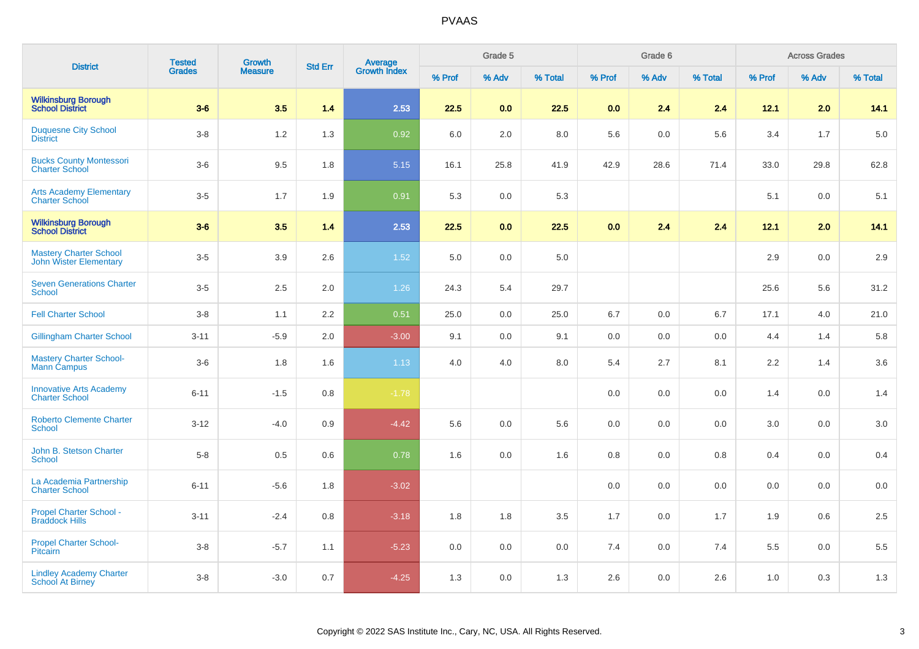| District | Tested Grades | Growth Measure | Std Err | Average Growth Index | Grade 5 | | | Grade 6 | | | Across Grades | | |
|---|---|---|---|---|---|---|---|---|---|---|---|---|---|
| | | | | | % Prof | % Adv | % Total | % Prof | % Adv | % Total | % Prof | % Adv | % Total |
| **Wilkinsburg Borough School District** | **3-6** | **3.5** | **1.4** | **2.53** | **22.5** | **0.0** | **22.5** | **0.0** | **2.4** | **2.4** | **12.1** | **2.0** | **14.1** |
| Duquesne City School District | 3-8 | 1.2 | 1.3 | 0.92 | 6.0 | 2.0 | 8.0 | 5.6 | 0.0 | 5.6 | 3.4 | 1.7 | 5.0 |
| Bucks County Montessori Charter School | 3-6 | 9.5 | 1.8 | 5.15 | 16.1 | 25.8 | 41.9 | 42.9 | 28.6 | 71.4 | 33.0 | 29.8 | 62.8 |
| Arts Academy Elementary Charter School | 3-5 | 1.7 | 1.9 | 0.91 | 5.3 | 0.0 | 5.3 | | | | 5.1 | 0.0 | 5.1 |
| **Wilkinsburg Borough School District** | **3-6** | **3.5** | **1.4** | **2.53** | **22.5** | **0.0** | **22.5** | **0.0** | **2.4** | **2.4** | **12.1** | **2.0** | **14.1** |
| Mastery Charter School John Wister Elementary | 3-5 | 3.9 | 2.6 | 1.52 | 5.0 | 0.0 | 5.0 | | | | 2.9 | 0.0 | 2.9 |
| Seven Generations Charter School | 3-5 | 2.5 | 2.0 | 1.26 | 24.3 | 5.4 | 29.7 | | | | 25.6 | 5.6 | 31.2 |
| Fell Charter School | 3-8 | 1.1 | 2.2 | 0.51 | 25.0 | 0.0 | 25.0 | 6.7 | 0.0 | 6.7 | 17.1 | 4.0 | 21.0 |
| Gillingham Charter School | 3-11 | -5.9 | 2.0 | -3.00 | 9.1 | 0.0 | 9.1 | 0.0 | 0.0 | 0.0 | 4.4 | 1.4 | 5.8 |
| Mastery Charter School-Mann Campus | 3-6 | 1.8 | 1.6 | 1.13 | 4.0 | 4.0 | 8.0 | 5.4 | 2.7 | 8.1 | 2.2 | 1.4 | 3.6 |
| Innovative Arts Academy Charter School | 6-11 | -1.5 | 0.8 | -1.78 | | | | 0.0 | 0.0 | 0.0 | 1.4 | 0.0 | 1.4 |
| Roberto Clemente Charter School | 3-12 | -4.0 | 0.9 | -4.42 | 5.6 | 0.0 | 5.6 | 0.0 | 0.0 | 0.0 | 3.0 | 0.0 | 3.0 |
| John B. Stetson Charter School | 5-8 | 0.5 | 0.6 | 0.78 | 1.6 | 0.0 | 1.6 | 0.8 | 0.0 | 0.8 | 0.4 | 0.0 | 0.4 |
| La Academia Partnership Charter School | 6-11 | -5.6 | 1.8 | -3.02 | | | | 0.0 | 0.0 | 0.0 | 0.0 | 0.0 | 0.0 |
| Propel Charter School - Braddock Hills | 3-11 | -2.4 | 0.8 | -3.18 | 1.8 | 1.8 | 3.5 | 1.7 | 0.0 | 1.7 | 1.9 | 0.6 | 2.5 |
| Propel Charter School-Pitcairn | 3-8 | -5.7 | 1.1 | -5.23 | 0.0 | 0.0 | 0.0 | 7.4 | 0.0 | 7.4 | 5.5 | 0.0 | 5.5 |
| Lindley Academy Charter School At Birney | 3-8 | -3.0 | 0.7 | -4.25 | 1.3 | 0.0 | 1.3 | 2.6 | 0.0 | 2.6 | 1.0 | 0.3 | 1.3 |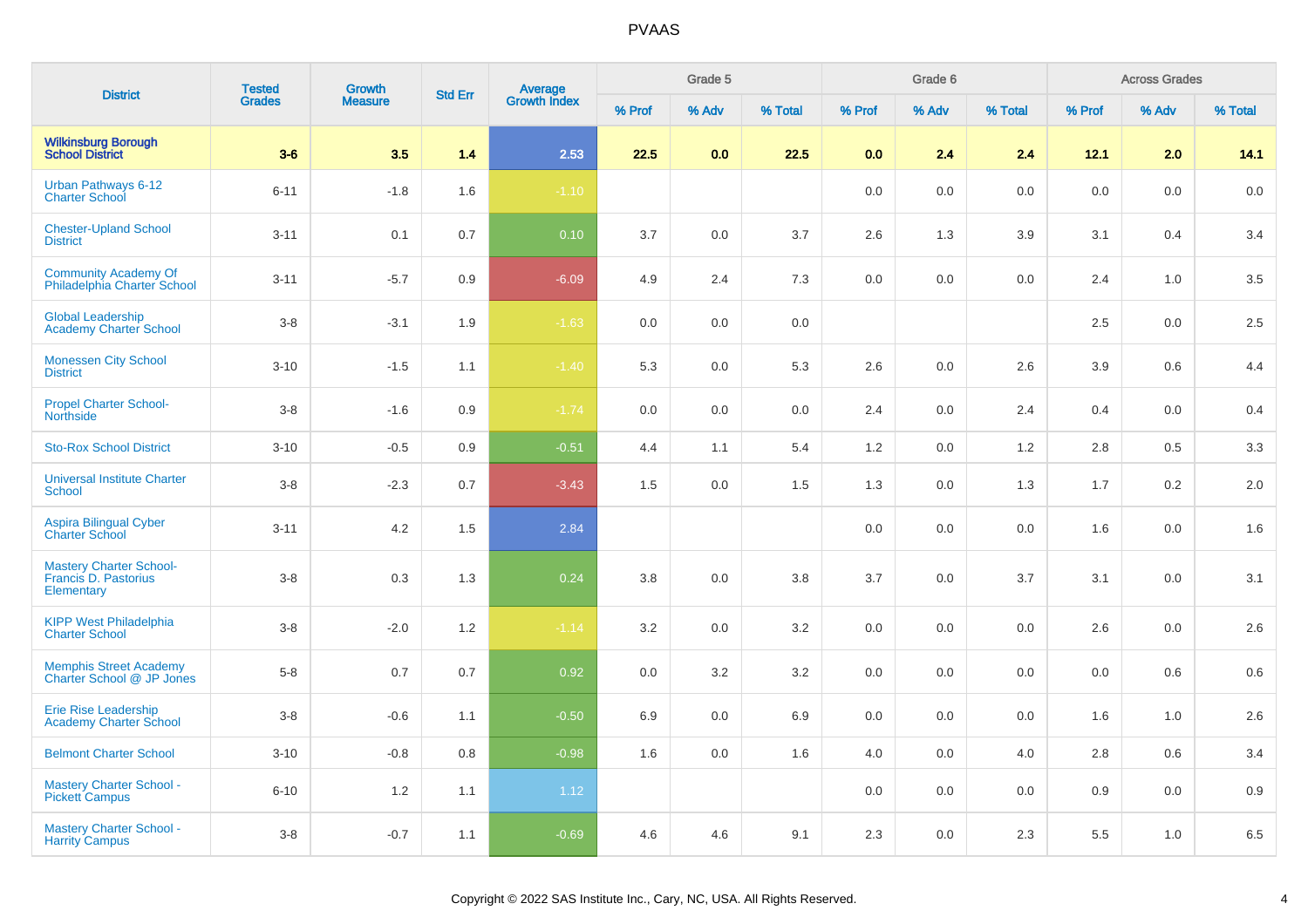# PVAAS

| District | Tested Grades | Growth Measure | Std Err | Average Growth Index | Grade 5 | | | Grade 6 | | | Across Grades | | |
|---|---|---|---|---|---|---|---|---|---|---|---|---|---|
| | | | | | % Prof | % Adv | % Total | % Prof | % Adv | % Total | % Prof | % Adv | % Total |
| **Wilkinsburg Borough School District** | **3-6** | **3.5** | **1.4** | **2.53** | **22.5** | **0.0** | **22.5** | **0.0** | **2.4** | **2.4** | **12.1** | **2.0** | **14.1** |
| Urban Pathways 6-12 Charter School | 6-11 | -1.8 | 1.6 | -1.10 | | | | 0.0 | 0.0 | 0.0 | 0.0 | 0.0 | 0.0 |
| Chester-Upland School District | 3-11 | 0.1 | 0.7 | 0.10 | 3.7 | 0.0 | 3.7 | 2.6 | 1.3 | 3.9 | 3.1 | 0.4 | 3.4 |
| Community Academy Of Philadelphia Charter School | 3-11 | -5.7 | 0.9 | -6.09 | 4.9 | 2.4 | 7.3 | 0.0 | 0.0 | 0.0 | 2.4 | 1.0 | 3.5 |
| Global Leadership Academy Charter School | 3-8 | -3.1 | 1.9 | -1.63 | 0.0 | 0.0 | 0.0 | | | | 2.5 | 0.0 | 2.5 |
| Monessen City School District | 3-10 | -1.5 | 1.1 | -1.40 | 5.3 | 0.0 | 5.3 | 2.6 | 0.0 | 2.6 | 3.9 | 0.6 | 4.4 |
| Propel Charter School-Northside | 3-8 | -1.6 | 0.9 | -1.74 | 0.0 | 0.0 | 0.0 | 2.4 | 0.0 | 2.4 | 0.4 | 0.0 | 0.4 |
| Sto-Rox School District | 3-10 | -0.5 | 0.9 | -0.51 | 4.4 | 1.1 | 5.4 | 1.2 | 0.0 | 1.2 | 2.8 | 0.5 | 3.3 |
| Universal Institute Charter School | 3-8 | -2.3 | 0.7 | -3.43 | 1.5 | 0.0 | 1.5 | 1.3 | 0.0 | 1.3 | 1.7 | 0.2 | 2.0 |
| Aspira Bilingual Cyber Charter School | 3-11 | 4.2 | 1.5 | 2.84 | | | | 0.0 | 0.0 | 0.0 | 1.6 | 0.0 | 1.6 |
| Mastery Charter School-Francis D. Pastorius Elementary | 3-8 | 0.3 | 1.3 | 0.24 | 3.8 | 0.0 | 3.8 | 3.7 | 0.0 | 3.7 | 3.1 | 0.0 | 3.1 |
| KIPP West Philadelphia Charter School | 3-8 | -2.0 | 1.2 | -1.14 | 3.2 | 0.0 | 3.2 | 0.0 | 0.0 | 0.0 | 2.6 | 0.0 | 2.6 |
| Memphis Street Academy Charter School @ JP Jones | 5-8 | 0.7 | 0.7 | 0.92 | 0.0 | 3.2 | 3.2 | 0.0 | 0.0 | 0.0 | 0.0 | 0.6 | 0.6 |
| Erie Rise Leadership Academy Charter School | 3-8 | -0.6 | 1.1 | -0.50 | 6.9 | 0.0 | 6.9 | 0.0 | 0.0 | 0.0 | 1.6 | 1.0 | 2.6 |
| Belmont Charter School | 3-10 | -0.8 | 0.8 | -0.98 | 1.6 | 0.0 | 1.6 | 4.0 | 0.0 | 4.0 | 2.8 | 0.6 | 3.4 |
| Mastery Charter School - Pickett Campus | 6-10 | 1.2 | 1.1 | 1.12 | | | | 0.0 | 0.0 | 0.0 | 0.9 | 0.0 | 0.9 |
| Mastery Charter School - Harrity Campus | 3-8 | -0.7 | 1.1 | -0.69 | 4.6 | 4.6 | 9.1 | 2.3 | 0.0 | 2.3 | 5.5 | 1.0 | 6.5 |

Copyright © 2022 SAS Institute Inc., Cary, NC, USA. All Rights Reserved.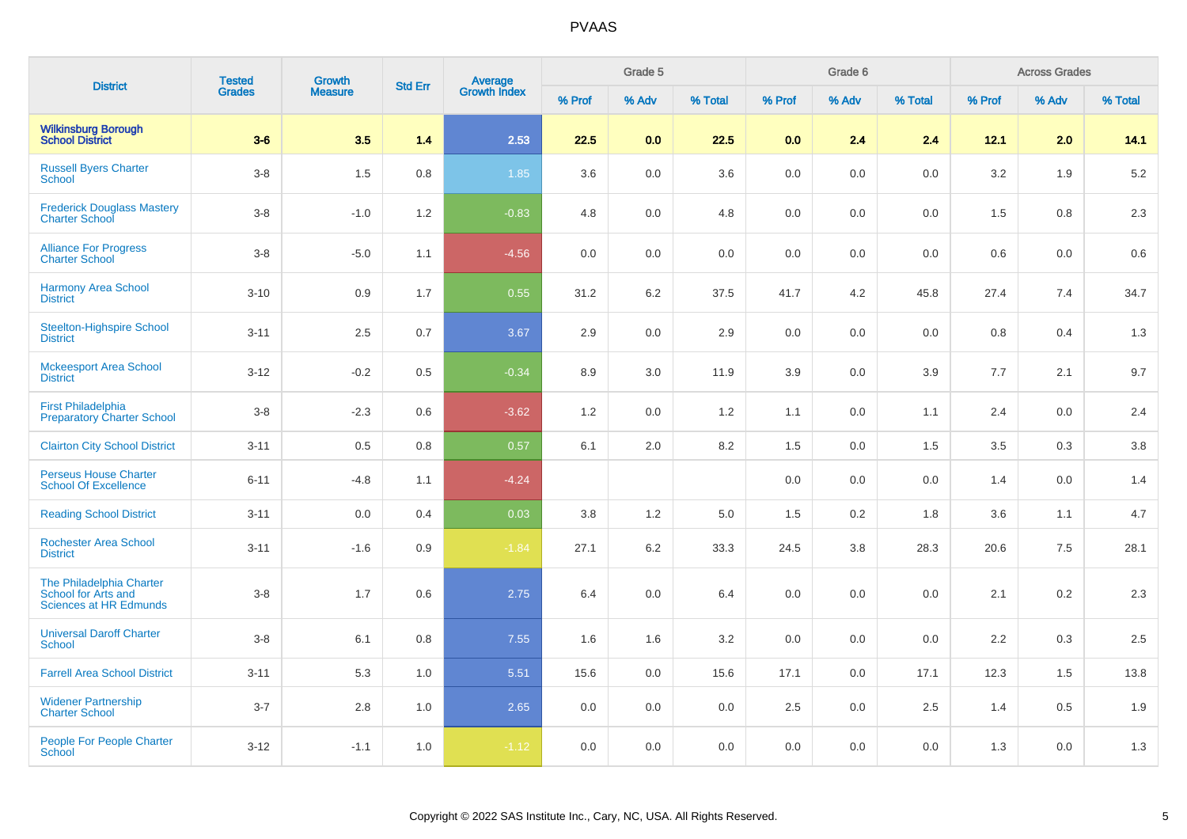# PVAAS

| District | Tested Grades | Growth Measure | Std Err | Average Growth Index | Grade 5 | | | Grade 6 | | | Across Grades | | |
|---|---|---|---|---|---|---|---|---|---|---|---|---|---|
| | | | | | % Prof | % Adv | % Total | % Prof | % Adv | % Total | % Prof | % Adv | % Total |
| **Wilkinsburg Borough School District** | **3-6** | **3.5** | **1.4** | **2.53** | **22.5** | **0.0** | **22.5** | **0.0** | **2.4** | **2.4** | **12.1** | **2.0** | **14.1** |
| Russell Byers Charter School | 3-8 | 1.5 | 0.8 | 1.85 | 3.6 | 0.0 | 3.6 | 0.0 | 0.0 | 0.0 | 3.2 | 1.9 | 5.2 |
| Frederick Douglass Mastery Charter School | 3-8 | -1.0 | 1.2 | -0.83 | 4.8 | 0.0 | 4.8 | 0.0 | 0.0 | 0.0 | 1.5 | 0.8 | 2.3 |
| Alliance For Progress Charter School | 3-8 | -5.0 | 1.1 | -4.56 | 0.0 | 0.0 | 0.0 | 0.0 | 0.0 | 0.0 | 0.6 | 0.0 | 0.6 |
| Harmony Area School District | 3-10 | 0.9 | 1.7 | 0.55 | 31.2 | 6.2 | 37.5 | 41.7 | 4.2 | 45.8 | 27.4 | 7.4 | 34.7 |
| Steelton-Highspire School District | 3-11 | 2.5 | 0.7 | 3.67 | 2.9 | 0.0 | 2.9 | 0.0 | 0.0 | 0.0 | 0.8 | 0.4 | 1.3 |
| Mckeesport Area School District | 3-12 | -0.2 | 0.5 | -0.34 | 8.9 | 3.0 | 11.9 | 3.9 | 0.0 | 3.9 | 7.7 | 2.1 | 9.7 |
| First Philadelphia Preparatory Charter School | 3-8 | -2.3 | 0.6 | -3.62 | 1.2 | 0.0 | 1.2 | 1.1 | 0.0 | 1.1 | 2.4 | 0.0 | 2.4 |
| Clairton City School District | 3-11 | 0.5 | 0.8 | 0.57 | 6.1 | 2.0 | 8.2 | 1.5 | 0.0 | 1.5 | 3.5 | 0.3 | 3.8 |
| Perseus House Charter School Of Excellence | 6-11 | -4.8 | 1.1 | -4.24 | | | | 0.0 | 0.0 | 0.0 | 1.4 | 0.0 | 1.4 |
| Reading School District | 3-11 | 0.0 | 0.4 | 0.03 | 3.8 | 1.2 | 5.0 | 1.5 | 0.2 | 1.8 | 3.6 | 1.1 | 4.7 |
| Rochester Area School District | 3-11 | -1.6 | 0.9 | -1.84 | 27.1 | 6.2 | 33.3 | 24.5 | 3.8 | 28.3 | 20.6 | 7.5 | 28.1 |
| The Philadelphia Charter School for Arts and Sciences at HR Edmunds | 3-8 | 1.7 | 0.6 | 2.75 | 6.4 | 0.0 | 6.4 | 0.0 | 0.0 | 0.0 | 2.1 | 0.2 | 2.3 |
| Universal Daroff Charter School | 3-8 | 6.1 | 0.8 | 7.55 | 1.6 | 1.6 | 3.2 | 0.0 | 0.0 | 0.0 | 2.2 | 0.3 | 2.5 |
| Farrell Area School District | 3-11 | 5.3 | 1.0 | 5.51 | 15.6 | 0.0 | 15.6 | 17.1 | 0.0 | 17.1 | 12.3 | 1.5 | 13.8 |
| Widener Partnership Charter School | 3-7 | 2.8 | 1.0 | 2.65 | 0.0 | 0.0 | 0.0 | 2.5 | 0.0 | 2.5 | 1.4 | 0.5 | 1.9 |
| People For People Charter School | 3-12 | -1.1 | 1.0 | -1.12 | 0.0 | 0.0 | 0.0 | 0.0 | 0.0 | 0.0 | 1.3 | 0.0 | 1.3 |

Copyright © 2022 SAS Institute Inc., Cary, NC, USA. All Rights Reserved.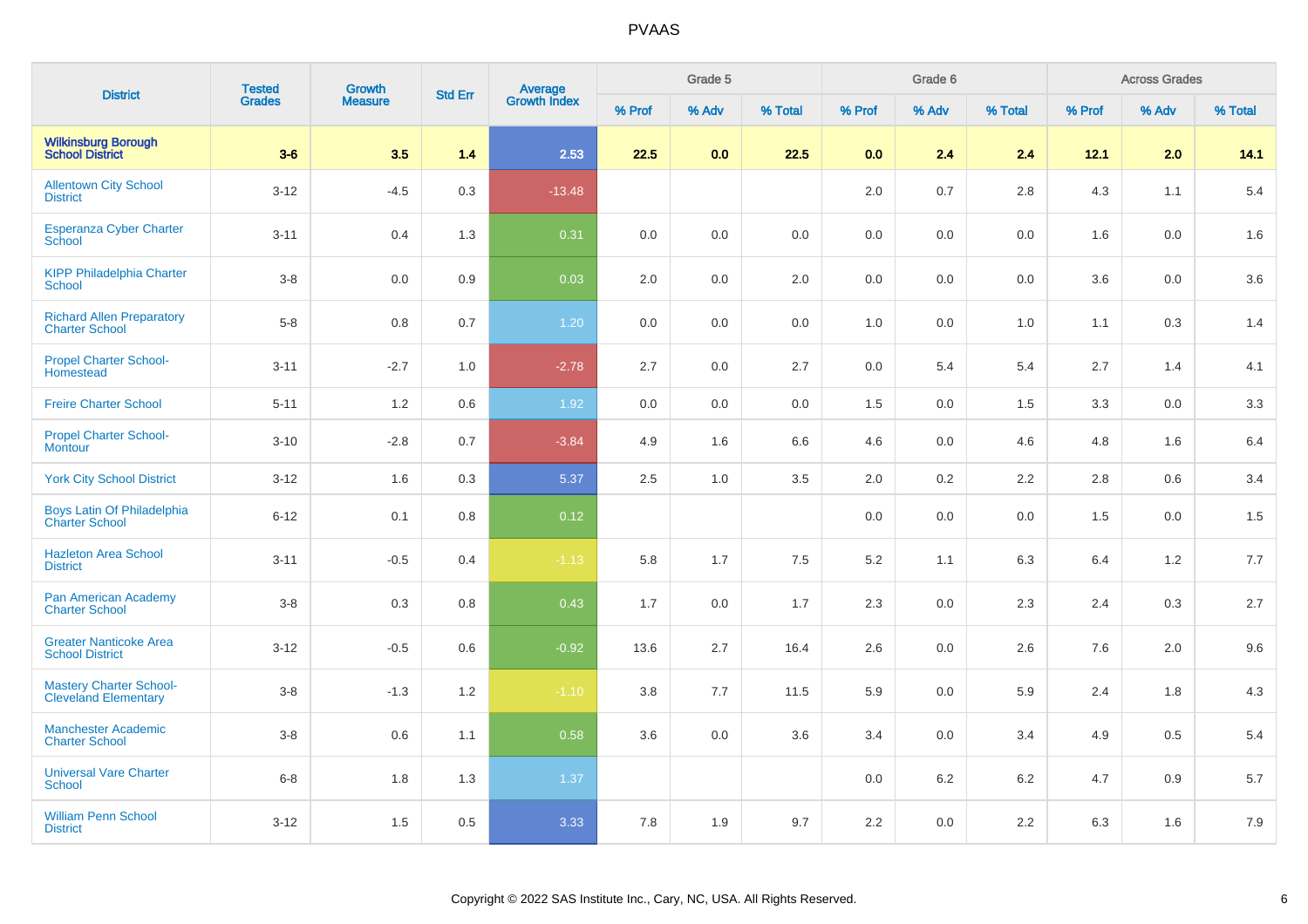| District | Tested Grades | Growth Measure | Std Err | Average Growth Index | Grade 5 | | | Grade 6 | | | Across Grades | | |
|---|---|---|---|---|---|---|---|---|---|---|---|---|---|
| | | | | | % Prof | % Adv | % Total | % Prof | % Adv | % Total | % Prof | % Adv | % Total |
| **Wilkinsburg Borough School District** | **3-6** | **3.5** | **1.4** | **2.53** | **22.5** | **0.0** | **22.5** | **0.0** | **2.4** | **2.4** | **12.1** | **2.0** | **14.1** |
| Allentown City School District | 3-12 | -4.5 | 0.3 | -13.48 | | | | 2.0 | 0.7 | 2.8 | 4.3 | 1.1 | 5.4 |
| Esperanza Cyber Charter School | 3-11 | 0.4 | 1.3 | 0.31 | 0.0 | 0.0 | 0.0 | 0.0 | 0.0 | 0.0 | 1.6 | 0.0 | 1.6 |
| KIPP Philadelphia Charter School | 3-8 | 0.0 | 0.9 | 0.03 | 2.0 | 0.0 | 2.0 | 0.0 | 0.0 | 0.0 | 3.6 | 0.0 | 3.6 |
| Richard Allen Preparatory Charter School | 5-8 | 0.8 | 0.7 | 1.20 | 0.0 | 0.0 | 0.0 | 1.0 | 0.0 | 1.0 | 1.1 | 0.3 | 1.4 |
| Propel Charter School-Homestead | 3-11 | -2.7 | 1.0 | -2.78 | 2.7 | 0.0 | 2.7 | 0.0 | 5.4 | 5.4 | 2.7 | 1.4 | 4.1 |
| Freire Charter School | 5-11 | 1.2 | 0.6 | 1.92 | 0.0 | 0.0 | 0.0 | 1.5 | 0.0 | 1.5 | 3.3 | 0.0 | 3.3 |
| Propel Charter School-Montour | 3-10 | -2.8 | 0.7 | -3.84 | 4.9 | 1.6 | 6.6 | 4.6 | 0.0 | 4.6 | 4.8 | 1.6 | 6.4 |
| York City School District | 3-12 | 1.6 | 0.3 | 5.37 | 2.5 | 1.0 | 3.5 | 2.0 | 0.2 | 2.2 | 2.8 | 0.6 | 3.4 |
| Boys Latin Of Philadelphia Charter School | 6-12 | 0.1 | 0.8 | 0.12 | | | | 0.0 | 0.0 | 0.0 | 1.5 | 0.0 | 1.5 |
| Hazleton Area School District | 3-11 | -0.5 | 0.4 | -1.13 | 5.8 | 1.7 | 7.5 | 5.2 | 1.1 | 6.3 | 6.4 | 1.2 | 7.7 |
| Pan American Academy Charter School | 3-8 | 0.3 | 0.8 | 0.43 | 1.7 | 0.0 | 1.7 | 2.3 | 0.0 | 2.3 | 2.4 | 0.3 | 2.7 |
| Greater Nanticoke Area School District | 3-12 | -0.5 | 0.6 | -0.92 | 13.6 | 2.7 | 16.4 | 2.6 | 0.0 | 2.6 | 7.6 | 2.0 | 9.6 |
| Mastery Charter School-Cleveland Elementary | 3-8 | -1.3 | 1.2 | -1.10 | 3.8 | 7.7 | 11.5 | 5.9 | 0.0 | 5.9 | 2.4 | 1.8 | 4.3 |
| Manchester Academic Charter School | 3-8 | 0.6 | 1.1 | 0.58 | 3.6 | 0.0 | 3.6 | 3.4 | 0.0 | 3.4 | 4.9 | 0.5 | 5.4 |
| Universal Vare Charter School | 6-8 | 1.8 | 1.3 | 1.37 | | | | 0.0 | 6.2 | 6.2 | 4.7 | 0.9 | 5.7 |
| William Penn School District | 3-12 | 1.5 | 0.5 | 3.33 | 7.8 | 1.9 | 9.7 | 2.2 | 0.0 | 2.2 | 6.3 | 1.6 | 7.9 |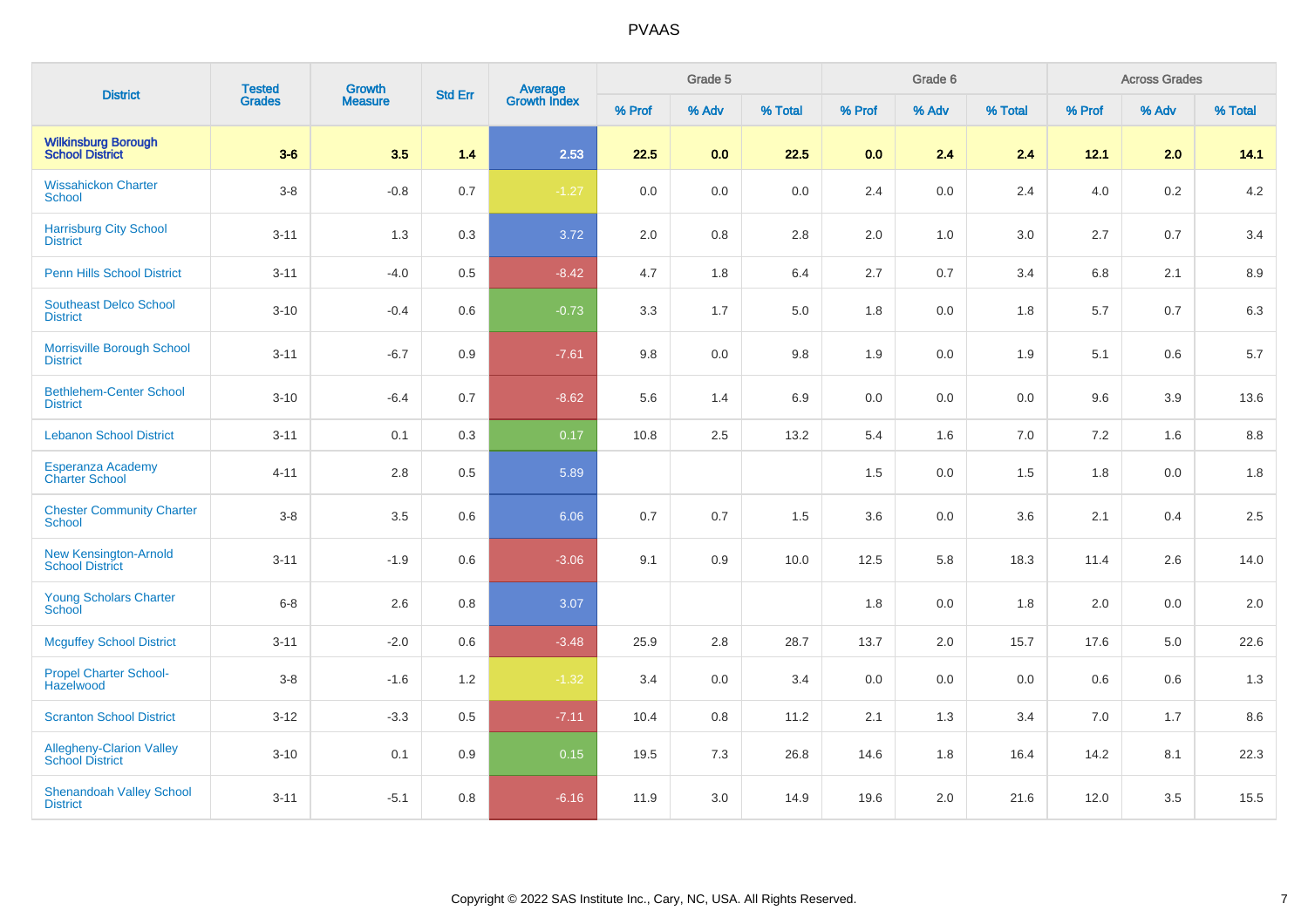| District | Tested Grades | Growth Measure | Std Err | Average Growth Index | Grade 5 | | | Grade 6 | | | Across Grades | | |
|---|---|---|---|---|---|---|---|---|---|---|---|---|---|
| | | | | | % Prof | % Adv | % Total | % Prof | % Adv | % Total | % Prof | % Adv | % Total |
| **Wilkinsburg Borough School District** | **3-6** | **3.5** | **1.4** | **2.53** | **22.5** | **0.0** | **22.5** | **0.0** | **2.4** | **2.4** | **12.1** | **2.0** | **14.1** |
| Wissahickon Charter School | 3-8 | -0.8 | 0.7 | -1.27 | 0.0 | 0.0 | 0.0 | 2.4 | 0.0 | 2.4 | 4.0 | 0.2 | 4.2 |
| Harrisburg City School District | 3-11 | 1.3 | 0.3 | 3.72 | 2.0 | 0.8 | 2.8 | 2.0 | 1.0 | 3.0 | 2.7 | 0.7 | 3.4 |
| Penn Hills School District | 3-11 | -4.0 | 0.5 | -8.42 | 4.7 | 1.8 | 6.4 | 2.7 | 0.7 | 3.4 | 6.8 | 2.1 | 8.9 |
| Southeast Delco School District | 3-10 | -0.4 | 0.6 | -0.73 | 3.3 | 1.7 | 5.0 | 1.8 | 0.0 | 1.8 | 5.7 | 0.7 | 6.3 |
| Morrisville Borough School District | 3-11 | -6.7 | 0.9 | -7.61 | 9.8 | 0.0 | 9.8 | 1.9 | 0.0 | 1.9 | 5.1 | 0.6 | 5.7 |
| Bethlehem-Center School District | 3-10 | -6.4 | 0.7 | -8.62 | 5.6 | 1.4 | 6.9 | 0.0 | 0.0 | 0.0 | 9.6 | 3.9 | 13.6 |
| Lebanon School District | 3-11 | 0.1 | 0.3 | 0.17 | 10.8 | 2.5 | 13.2 | 5.4 | 1.6 | 7.0 | 7.2 | 1.6 | 8.8 |
| Esperanza Academy Charter School | 4-11 | 2.8 | 0.5 | 5.89 | | | | 1.5 | 0.0 | 1.5 | 1.8 | 0.0 | 1.8 |
| Chester Community Charter School | 3-8 | 3.5 | 0.6 | 6.06 | 0.7 | 0.7 | 1.5 | 3.6 | 0.0 | 3.6 | 2.1 | 0.4 | 2.5 |
| New Kensington-Arnold School District | 3-11 | -1.9 | 0.6 | -3.06 | 9.1 | 0.9 | 10.0 | 12.5 | 5.8 | 18.3 | 11.4 | 2.6 | 14.0 |
| Young Scholars Charter School | 6-8 | 2.6 | 0.8 | 3.07 | | | | 1.8 | 0.0 | 1.8 | 2.0 | 0.0 | 2.0 |
| Mcguffey School District | 3-11 | -2.0 | 0.6 | -3.48 | 25.9 | 2.8 | 28.7 | 13.7 | 2.0 | 15.7 | 17.6 | 5.0 | 22.6 |
| Propel Charter School-Hazelwood | 3-8 | -1.6 | 1.2 | -1.32 | 3.4 | 0.0 | 3.4 | 0.0 | 0.0 | 0.0 | 0.6 | 0.6 | 1.3 |
| Scranton School District | 3-12 | -3.3 | 0.5 | -7.11 | 10.4 | 0.8 | 11.2 | 2.1 | 1.3 | 3.4 | 7.0 | 1.7 | 8.6 |
| Allegheny-Clarion Valley School District | 3-10 | 0.1 | 0.9 | 0.15 | 19.5 | 7.3 | 26.8 | 14.6 | 1.8 | 16.4 | 14.2 | 8.1 | 22.3 |
| Shenandoah Valley School District | 3-11 | -5.1 | 0.8 | -6.16 | 11.9 | 3.0 | 14.9 | 19.6 | 2.0 | 21.6 | 12.0 | 3.5 | 15.5 |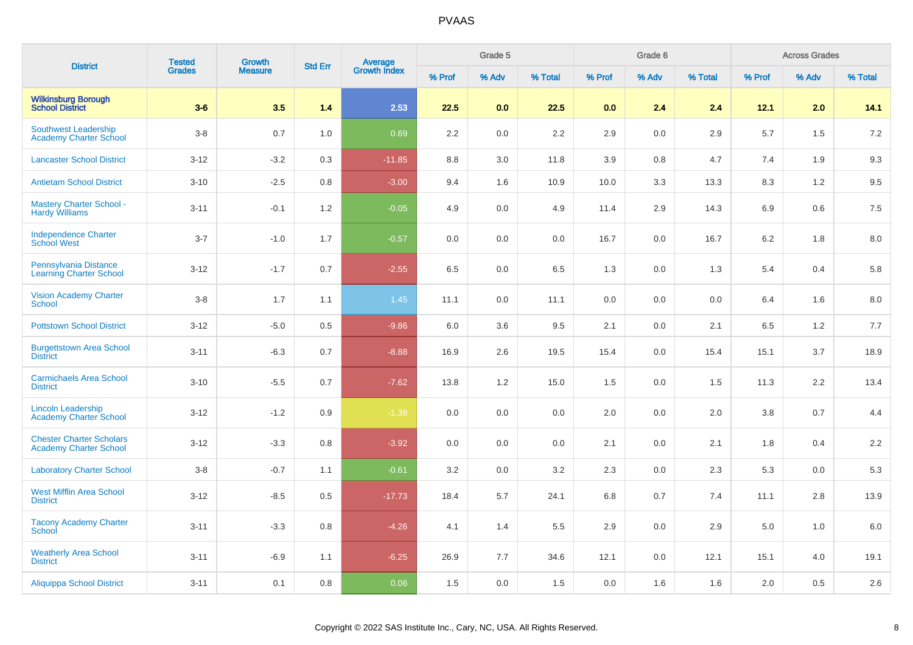# PVAAS

| District | Tested Grades | Growth Measure | Std Err | Average Growth Index | Grade 5 | | | Grade 6 | | | Across Grades | | |
|---|---|---|---|---|---|---|---|---|---|---|---|---|---|
| | | | | | % Prof | % Adv | % Total | % Prof | % Adv | % Total | % Prof | % Adv | % Total |
| **Wilkinsburg Borough School District** | **3-6** | **3.5** | **1.4** | **2.53** | **22.5** | **0.0** | **22.5** | **0.0** | **2.4** | **2.4** | **12.1** | **2.0** | **14.1** |
| Southwest Leadership Academy Charter School | 3-8 | 0.7 | 1.0 | 0.69 | 2.2 | 0.0 | 2.2 | 2.9 | 0.0 | 2.9 | 5.7 | 1.5 | 7.2 |
| Lancaster School District | 3-12 | -3.2 | 0.3 | -11.85 | 8.8 | 3.0 | 11.8 | 3.9 | 0.8 | 4.7 | 7.4 | 1.9 | 9.3 |
| Antietam School District | 3-10 | -2.5 | 0.8 | -3.00 | 9.4 | 1.6 | 10.9 | 10.0 | 3.3 | 13.3 | 8.3 | 1.2 | 9.5 |
| Mastery Charter School - Hardy Williams | 3-11 | -0.1 | 1.2 | -0.05 | 4.9 | 0.0 | 4.9 | 11.4 | 2.9 | 14.3 | 6.9 | 0.6 | 7.5 |
| Independence Charter School West | 3-7 | -1.0 | 1.7 | -0.57 | 0.0 | 0.0 | 0.0 | 16.7 | 0.0 | 16.7 | 6.2 | 1.8 | 8.0 |
| Pennsylvania Distance Learning Charter School | 3-12 | -1.7 | 0.7 | -2.55 | 6.5 | 0.0 | 6.5 | 1.3 | 0.0 | 1.3 | 5.4 | 0.4 | 5.8 |
| Vision Academy Charter School | 3-8 | 1.7 | 1.1 | 1.45 | 11.1 | 0.0 | 11.1 | 0.0 | 0.0 | 0.0 | 6.4 | 1.6 | 8.0 |
| Pottstown School District | 3-12 | -5.0 | 0.5 | -9.86 | 6.0 | 3.6 | 9.5 | 2.1 | 0.0 | 2.1 | 6.5 | 1.2 | 7.7 |
| Burgettstown Area School District | 3-11 | -6.3 | 0.7 | -8.88 | 16.9 | 2.6 | 19.5 | 15.4 | 0.0 | 15.4 | 15.1 | 3.7 | 18.9 |
| Carmichaels Area School District | 3-10 | -5.5 | 0.7 | -7.62 | 13.8 | 1.2 | 15.0 | 1.5 | 0.0 | 1.5 | 11.3 | 2.2 | 13.4 |
| Lincoln Leadership Academy Charter School | 3-12 | -1.2 | 0.9 | -1.38 | 0.0 | 0.0 | 0.0 | 2.0 | 0.0 | 2.0 | 3.8 | 0.7 | 4.4 |
| Chester Charter Scholars Academy Charter School | 3-12 | -3.3 | 0.8 | -3.92 | 0.0 | 0.0 | 0.0 | 2.1 | 0.0 | 2.1 | 1.8 | 0.4 | 2.2 |
| Laboratory Charter School | 3-8 | -0.7 | 1.1 | -0.61 | 3.2 | 0.0 | 3.2 | 2.3 | 0.0 | 2.3 | 5.3 | 0.0 | 5.3 |
| West Mifflin Area School District | 3-12 | -8.5 | 0.5 | -17.73 | 18.4 | 5.7 | 24.1 | 6.8 | 0.7 | 7.4 | 11.1 | 2.8 | 13.9 |
| Tacony Academy Charter School | 3-11 | -3.3 | 0.8 | -4.26 | 4.1 | 1.4 | 5.5 | 2.9 | 0.0 | 2.9 | 5.0 | 1.0 | 6.0 |
| Weatherly Area School District | 3-11 | -6.9 | 1.1 | -6.25 | 26.9 | 7.7 | 34.6 | 12.1 | 0.0 | 12.1 | 15.1 | 4.0 | 19.1 |
| Aliquippa School District | 3-11 | 0.1 | 0.8 | 0.06 | 1.5 | 0.0 | 1.5 | 0.0 | 1.6 | 1.6 | 2.0 | 0.5 | 2.6 |

Copyright © 2022 SAS Institute Inc., Cary, NC, USA. All Rights Reserved.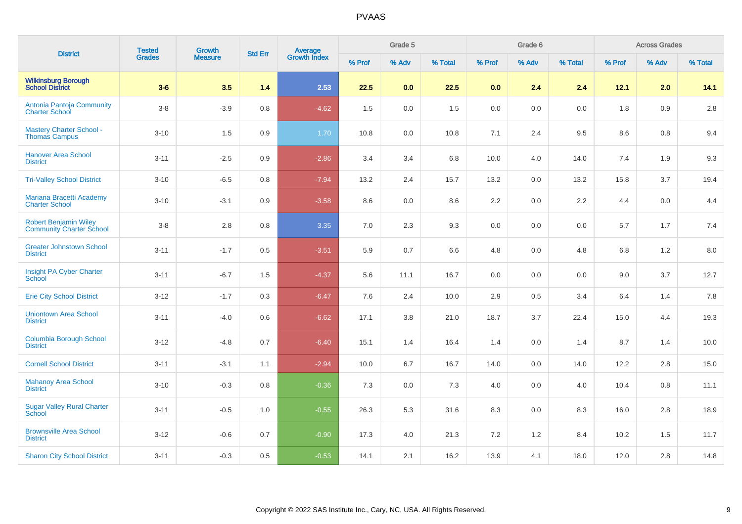| District | Tested Grades | Growth Measure | Std Err | Average Growth Index | Grade 5 | | | Grade 6 | | | Across Grades | | |
|---|---|---|---|---|---|---|---|---|---|---|---|---|---|
| | | | | | % Prof | % Adv | % Total | % Prof | % Adv | % Total | % Prof | % Adv | % Total |
| **Wilkinsburg Borough School District** | **3-6** | **3.5** | **1.4** | **2.53** | **22.5** | **0.0** | **22.5** | **0.0** | **2.4** | **2.4** | **12.1** | **2.0** | **14.1** |
| Antonia Pantoja Community Charter School | 3-8 | -3.9 | 0.8 | -4.62 | 1.5 | 0.0 | 1.5 | 0.0 | 0.0 | 0.0 | 1.8 | 0.9 | 2.8 |
| Mastery Charter School - Thomas Campus | 3-10 | 1.5 | 0.9 | 1.70 | 10.8 | 0.0 | 10.8 | 7.1 | 2.4 | 9.5 | 8.6 | 0.8 | 9.4 |
| Hanover Area School District | 3-11 | -2.5 | 0.9 | -2.86 | 3.4 | 3.4 | 6.8 | 10.0 | 4.0 | 14.0 | 7.4 | 1.9 | 9.3 |
| Tri-Valley School District | 3-10 | -6.5 | 0.8 | -7.94 | 13.2 | 2.4 | 15.7 | 13.2 | 0.0 | 13.2 | 15.8 | 3.7 | 19.4 |
| Mariana Bracetti Academy Charter School | 3-10 | -3.1 | 0.9 | -3.58 | 8.6 | 0.0 | 8.6 | 2.2 | 0.0 | 2.2 | 4.4 | 0.0 | 4.4 |
| Robert Benjamin Wiley Community Charter School | 3-8 | 2.8 | 0.8 | 3.35 | 7.0 | 2.3 | 9.3 | 0.0 | 0.0 | 0.0 | 5.7 | 1.7 | 7.4 |
| Greater Johnstown School District | 3-11 | -1.7 | 0.5 | -3.51 | 5.9 | 0.7 | 6.6 | 4.8 | 0.0 | 4.8 | 6.8 | 1.2 | 8.0 |
| Insight PA Cyber Charter School | 3-11 | -6.7 | 1.5 | -4.37 | 5.6 | 11.1 | 16.7 | 0.0 | 0.0 | 0.0 | 9.0 | 3.7 | 12.7 |
| Erie City School District | 3-12 | -1.7 | 0.3 | -6.47 | 7.6 | 2.4 | 10.0 | 2.9 | 0.5 | 3.4 | 6.4 | 1.4 | 7.8 |
| Uniontown Area School District | 3-11 | -4.0 | 0.6 | -6.62 | 17.1 | 3.8 | 21.0 | 18.7 | 3.7 | 22.4 | 15.0 | 4.4 | 19.3 |
| Columbia Borough School District | 3-12 | -4.8 | 0.7 | -6.40 | 15.1 | 1.4 | 16.4 | 1.4 | 0.0 | 1.4 | 8.7 | 1.4 | 10.0 |
| Cornell School District | 3-11 | -3.1 | 1.1 | -2.94 | 10.0 | 6.7 | 16.7 | 14.0 | 0.0 | 14.0 | 12.2 | 2.8 | 15.0 |
| Mahanoy Area School District | 3-10 | -0.3 | 0.8 | -0.36 | 7.3 | 0.0 | 7.3 | 4.0 | 0.0 | 4.0 | 10.4 | 0.8 | 11.1 |
| Sugar Valley Rural Charter School | 3-11 | -0.5 | 1.0 | -0.55 | 26.3 | 5.3 | 31.6 | 8.3 | 0.0 | 8.3 | 16.0 | 2.8 | 18.9 |
| Brownsville Area School District | 3-12 | -0.6 | 0.7 | -0.90 | 17.3 | 4.0 | 21.3 | 7.2 | 1.2 | 8.4 | 10.2 | 1.5 | 11.7 |
| Sharon City School District | 3-11 | -0.3 | 0.5 | -0.53 | 14.1 | 2.1 | 16.2 | 13.9 | 4.1 | 18.0 | 12.0 | 2.8 | 14.8 |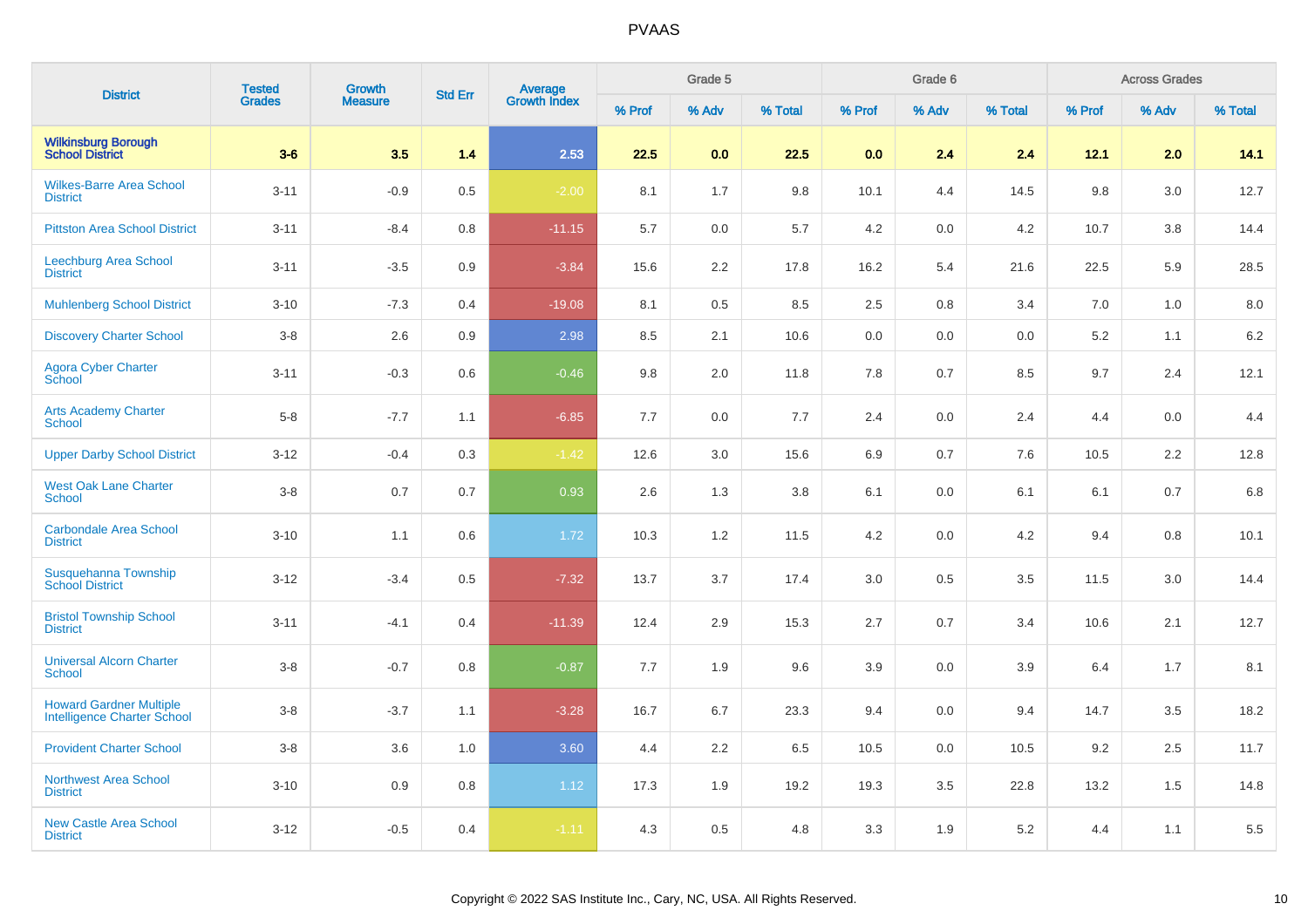| District | Tested Grades | Growth Measure | Std Err | Average Growth Index | Grade 5 | | | Grade 6 | | | Across Grades | | |
|---|---|---|---|---|---|---|---|---|---|---|---|---|---|
| | | | | | % Prof | % Adv | % Total | % Prof | % Adv | % Total | % Prof | % Adv | % Total |
| **Wilkinsburg Borough School District** | **3-6** | **3.5** | **1.4** | **2.53** | **22.5** | **0.0** | **22.5** | **0.0** | **2.4** | **2.4** | **12.1** | **2.0** | **14.1** |
| Wilkes-Barre Area School District | 3-11 | -0.9 | 0.5 | -2.00 | 8.1 | 1.7 | 9.8 | 10.1 | 4.4 | 14.5 | 9.8 | 3.0 | 12.7 |
| Pittston Area School District | 3-11 | -8.4 | 0.8 | -11.15 | 5.7 | 0.0 | 5.7 | 4.2 | 0.0 | 4.2 | 10.7 | 3.8 | 14.4 |
| Leechburg Area School District | 3-11 | -3.5 | 0.9 | -3.84 | 15.6 | 2.2 | 17.8 | 16.2 | 5.4 | 21.6 | 22.5 | 5.9 | 28.5 |
| Muhlenberg School District | 3-10 | -7.3 | 0.4 | -19.08 | 8.1 | 0.5 | 8.5 | 2.5 | 0.8 | 3.4 | 7.0 | 1.0 | 8.0 |
| Discovery Charter School | 3-8 | 2.6 | 0.9 | 2.98 | 8.5 | 2.1 | 10.6 | 0.0 | 0.0 | 0.0 | 5.2 | 1.1 | 6.2 |
| Agora Cyber Charter School | 3-11 | -0.3 | 0.6 | -0.46 | 9.8 | 2.0 | 11.8 | 7.8 | 0.7 | 8.5 | 9.7 | 2.4 | 12.1 |
| Arts Academy Charter School | 5-8 | -7.7 | 1.1 | -6.85 | 7.7 | 0.0 | 7.7 | 2.4 | 0.0 | 2.4 | 4.4 | 0.0 | 4.4 |
| Upper Darby School District | 3-12 | -0.4 | 0.3 | -1.42 | 12.6 | 3.0 | 15.6 | 6.9 | 0.7 | 7.6 | 10.5 | 2.2 | 12.8 |
| West Oak Lane Charter School | 3-8 | 0.7 | 0.7 | 0.93 | 2.6 | 1.3 | 3.8 | 6.1 | 0.0 | 6.1 | 6.1 | 0.7 | 6.8 |
| Carbondale Area School District | 3-10 | 1.1 | 0.6 | 1.72 | 10.3 | 1.2 | 11.5 | 4.2 | 0.0 | 4.2 | 9.4 | 0.8 | 10.1 |
| Susquehanna Township School District | 3-12 | -3.4 | 0.5 | -7.32 | 13.7 | 3.7 | 17.4 | 3.0 | 0.5 | 3.5 | 11.5 | 3.0 | 14.4 |
| Bristol Township School District | 3-11 | -4.1 | 0.4 | -11.39 | 12.4 | 2.9 | 15.3 | 2.7 | 0.7 | 3.4 | 10.6 | 2.1 | 12.7 |
| Universal Alcorn Charter School | 3-8 | -0.7 | 0.8 | -0.87 | 7.7 | 1.9 | 9.6 | 3.9 | 0.0 | 3.9 | 6.4 | 1.7 | 8.1 |
| Howard Gardner Multiple Intelligence Charter School | 3-8 | -3.7 | 1.1 | -3.28 | 16.7 | 6.7 | 23.3 | 9.4 | 0.0 | 9.4 | 14.7 | 3.5 | 18.2 |
| Provident Charter School | 3-8 | 3.6 | 1.0 | 3.60 | 4.4 | 2.2 | 6.5 | 10.5 | 0.0 | 10.5 | 9.2 | 2.5 | 11.7 |
| Northwest Area School District | 3-10 | 0.9 | 0.8 | 1.12 | 17.3 | 1.9 | 19.2 | 19.3 | 3.5 | 22.8 | 13.2 | 1.5 | 14.8 |
| New Castle Area School District | 3-12 | -0.5 | 0.4 | -1.11 | 4.3 | 0.5 | 4.8 | 3.3 | 1.9 | 5.2 | 4.4 | 1.1 | 5.5 |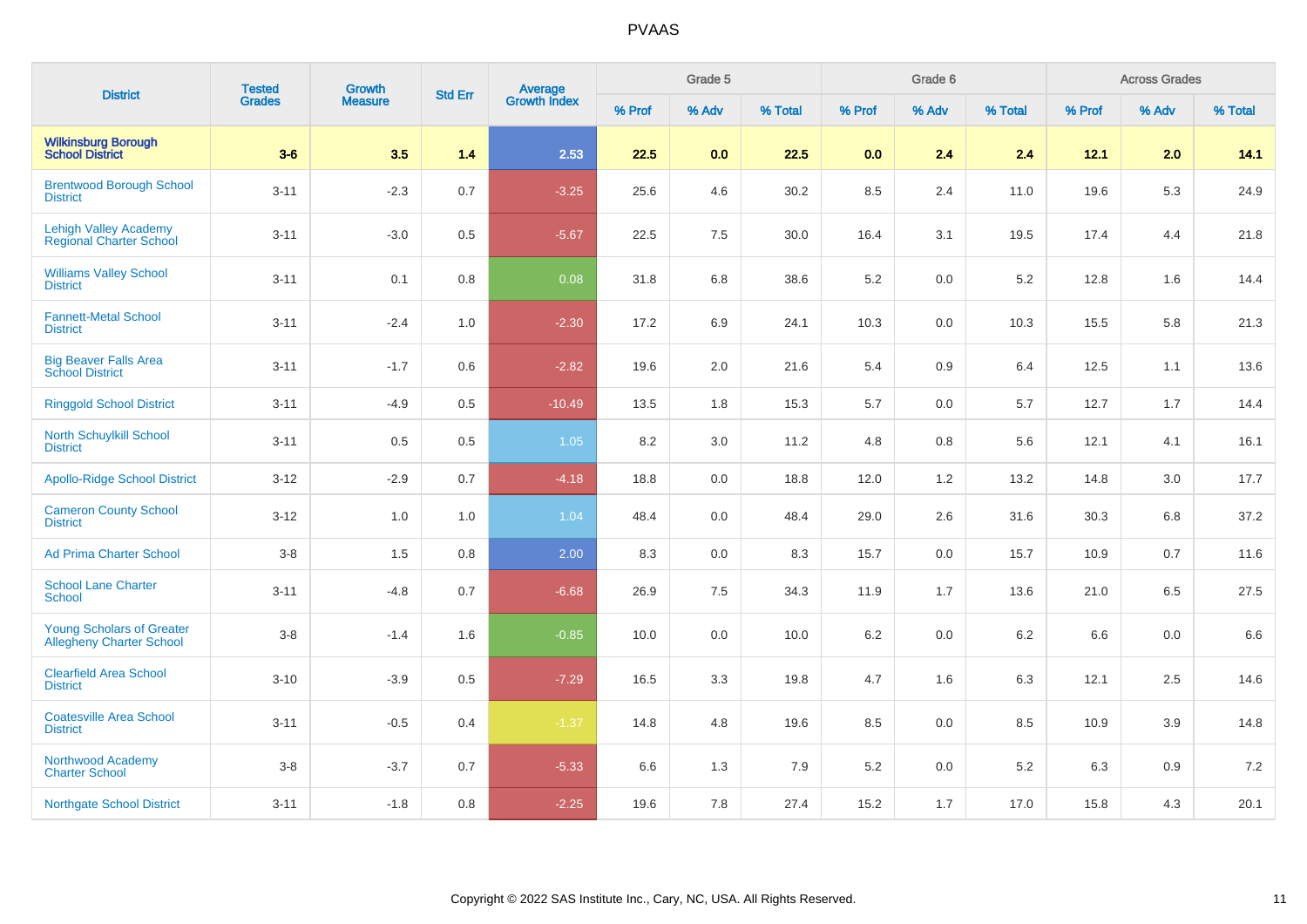# PVAAS

| District | Tested Grades | Growth Measure | Std Err | Average Growth Index | Grade 5 | | | Grade 6 | | | Across Grades | | |
|---|---|---|---|---|---|---|---|---|---|---|---|---|---|
| | | | | | % Prof | % Adv | % Total | % Prof | % Adv | % Total | % Prof | % Adv | % Total |
| **Wilkinsburg Borough School District** | **3-6** | **3.5** | **1.4** | **2.53** | **22.5** | **0.0** | **22.5** | **0.0** | **2.4** | **2.4** | **12.1** | **2.0** | **14.1** |
| Brentwood Borough School District | 3-11 | -2.3 | 0.7 | -3.25 | 25.6 | 4.6 | 30.2 | 8.5 | 2.4 | 11.0 | 19.6 | 5.3 | 24.9 |
| Lehigh Valley Academy Regional Charter School | 3-11 | -3.0 | 0.5 | -5.67 | 22.5 | 7.5 | 30.0 | 16.4 | 3.1 | 19.5 | 17.4 | 4.4 | 21.8 |
| Williams Valley School District | 3-11 | 0.1 | 0.8 | 0.08 | 31.8 | 6.8 | 38.6 | 5.2 | 0.0 | 5.2 | 12.8 | 1.6 | 14.4 |
| Fannett-Metal School District | 3-11 | -2.4 | 1.0 | -2.30 | 17.2 | 6.9 | 24.1 | 10.3 | 0.0 | 10.3 | 15.5 | 5.8 | 21.3 |
| Big Beaver Falls Area School District | 3-11 | -1.7 | 0.6 | -2.82 | 19.6 | 2.0 | 21.6 | 5.4 | 0.9 | 6.4 | 12.5 | 1.1 | 13.6 |
| Ringgold School District | 3-11 | -4.9 | 0.5 | -10.49 | 13.5 | 1.8 | 15.3 | 5.7 | 0.0 | 5.7 | 12.7 | 1.7 | 14.4 |
| North Schuylkill School District | 3-11 | 0.5 | 0.5 | 1.05 | 8.2 | 3.0 | 11.2 | 4.8 | 0.8 | 5.6 | 12.1 | 4.1 | 16.1 |
| Apollo-Ridge School District | 3-12 | -2.9 | 0.7 | -4.18 | 18.8 | 0.0 | 18.8 | 12.0 | 1.2 | 13.2 | 14.8 | 3.0 | 17.7 |
| Cameron County School District | 3-12 | 1.0 | 1.0 | 1.04 | 48.4 | 0.0 | 48.4 | 29.0 | 2.6 | 31.6 | 30.3 | 6.8 | 37.2 |
| Ad Prima Charter School | 3-8 | 1.5 | 0.8 | 2.00 | 8.3 | 0.0 | 8.3 | 15.7 | 0.0 | 15.7 | 10.9 | 0.7 | 11.6 |
| School Lane Charter School | 3-11 | -4.8 | 0.7 | -6.68 | 26.9 | 7.5 | 34.3 | 11.9 | 1.7 | 13.6 | 21.0 | 6.5 | 27.5 |
| Young Scholars of Greater Allegheny Charter School | 3-8 | -1.4 | 1.6 | -0.85 | 10.0 | 0.0 | 10.0 | 6.2 | 0.0 | 6.2 | 6.6 | 0.0 | 6.6 |
| Clearfield Area School District | 3-10 | -3.9 | 0.5 | -7.29 | 16.5 | 3.3 | 19.8 | 4.7 | 1.6 | 6.3 | 12.1 | 2.5 | 14.6 |
| Coatesville Area School District | 3-11 | -0.5 | 0.4 | -1.37 | 14.8 | 4.8 | 19.6 | 8.5 | 0.0 | 8.5 | 10.9 | 3.9 | 14.8 |
| Northwood Academy Charter School | 3-8 | -3.7 | 0.7 | -5.33 | 6.6 | 1.3 | 7.9 | 5.2 | 0.0 | 5.2 | 6.3 | 0.9 | 7.2 |
| Northgate School District | 3-11 | -1.8 | 0.8 | -2.25 | 19.6 | 7.8 | 27.4 | 15.2 | 1.7 | 17.0 | 15.8 | 4.3 | 20.1 |

Copyright © 2022 SAS Institute Inc., Cary, NC, USA. All Rights Reserved.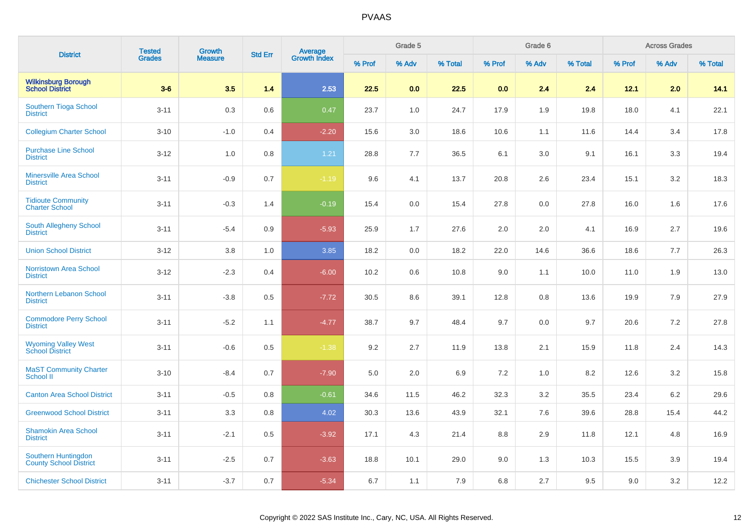# PVAAS

| District | Tested Grades | Growth Measure | Std Err | Average Growth Index | Grade 5 | | | Grade 6 | | | Across Grades | | |
|---|---|---|---|---|---|---|---|---|---|---|---|---|---|
| | | | | | % Prof | % Adv | % Total | % Prof | % Adv | % Total | % Prof | % Adv | % Total |
| **Wilkinsburg Borough School District** | **3-6** | **3.5** | **1.4** | **2.53** | **22.5** | **0.0** | **22.5** | **0.0** | **2.4** | **2.4** | **12.1** | **2.0** | **14.1** |
| Southern Tioga School District | 3-11 | 0.3 | 0.6 | 0.47 | 23.7 | 1.0 | 24.7 | 17.9 | 1.9 | 19.8 | 18.0 | 4.1 | 22.1 |
| Collegium Charter School | 3-10 | -1.0 | 0.4 | -2.20 | 15.6 | 3.0 | 18.6 | 10.6 | 1.1 | 11.6 | 14.4 | 3.4 | 17.8 |
| Purchase Line School District | 3-12 | 1.0 | 0.8 | 1.21 | 28.8 | 7.7 | 36.5 | 6.1 | 3.0 | 9.1 | 16.1 | 3.3 | 19.4 |
| Minersville Area School District | 3-11 | -0.9 | 0.7 | -1.19 | 9.6 | 4.1 | 13.7 | 20.8 | 2.6 | 23.4 | 15.1 | 3.2 | 18.3 |
| Tidioute Community Charter School | 3-11 | -0.3 | 1.4 | -0.19 | 15.4 | 0.0 | 15.4 | 27.8 | 0.0 | 27.8 | 16.0 | 1.6 | 17.6 |
| South Allegheny School District | 3-11 | -5.4 | 0.9 | -5.93 | 25.9 | 1.7 | 27.6 | 2.0 | 2.0 | 4.1 | 16.9 | 2.7 | 19.6 |
| Union School District | 3-12 | 3.8 | 1.0 | 3.85 | 18.2 | 0.0 | 18.2 | 22.0 | 14.6 | 36.6 | 18.6 | 7.7 | 26.3 |
| Norristown Area School District | 3-12 | -2.3 | 0.4 | -6.00 | 10.2 | 0.6 | 10.8 | 9.0 | 1.1 | 10.0 | 11.0 | 1.9 | 13.0 |
| Northern Lebanon School District | 3-11 | -3.8 | 0.5 | -7.72 | 30.5 | 8.6 | 39.1 | 12.8 | 0.8 | 13.6 | 19.9 | 7.9 | 27.9 |
| Commodore Perry School District | 3-11 | -5.2 | 1.1 | -4.77 | 38.7 | 9.7 | 48.4 | 9.7 | 0.0 | 9.7 | 20.6 | 7.2 | 27.8 |
| Wyoming Valley West School District | 3-11 | -0.6 | 0.5 | -1.38 | 9.2 | 2.7 | 11.9 | 13.8 | 2.1 | 15.9 | 11.8 | 2.4 | 14.3 |
| MaST Community Charter School II | 3-10 | -8.4 | 0.7 | -7.90 | 5.0 | 2.0 | 6.9 | 7.2 | 1.0 | 8.2 | 12.6 | 3.2 | 15.8 |
| Canton Area School District | 3-11 | -0.5 | 0.8 | -0.61 | 34.6 | 11.5 | 46.2 | 32.3 | 3.2 | 35.5 | 23.4 | 6.2 | 29.6 |
| Greenwood School District | 3-11 | 3.3 | 0.8 | 4.02 | 30.3 | 13.6 | 43.9 | 32.1 | 7.6 | 39.6 | 28.8 | 15.4 | 44.2 |
| Shamokin Area School District | 3-11 | -2.1 | 0.5 | -3.92 | 17.1 | 4.3 | 21.4 | 8.8 | 2.9 | 11.8 | 12.1 | 4.8 | 16.9 |
| Southern Huntingdon County School District | 3-11 | -2.5 | 0.7 | -3.63 | 18.8 | 10.1 | 29.0 | 9.0 | 1.3 | 10.3 | 15.5 | 3.9 | 19.4 |
| Chichester School District | 3-11 | -3.7 | 0.7 | -5.34 | 6.7 | 1.1 | 7.9 | 6.8 | 2.7 | 9.5 | 9.0 | 3.2 | 12.2 |

Copyright © 2022 SAS Institute Inc., Cary, NC, USA. All Rights Reserved.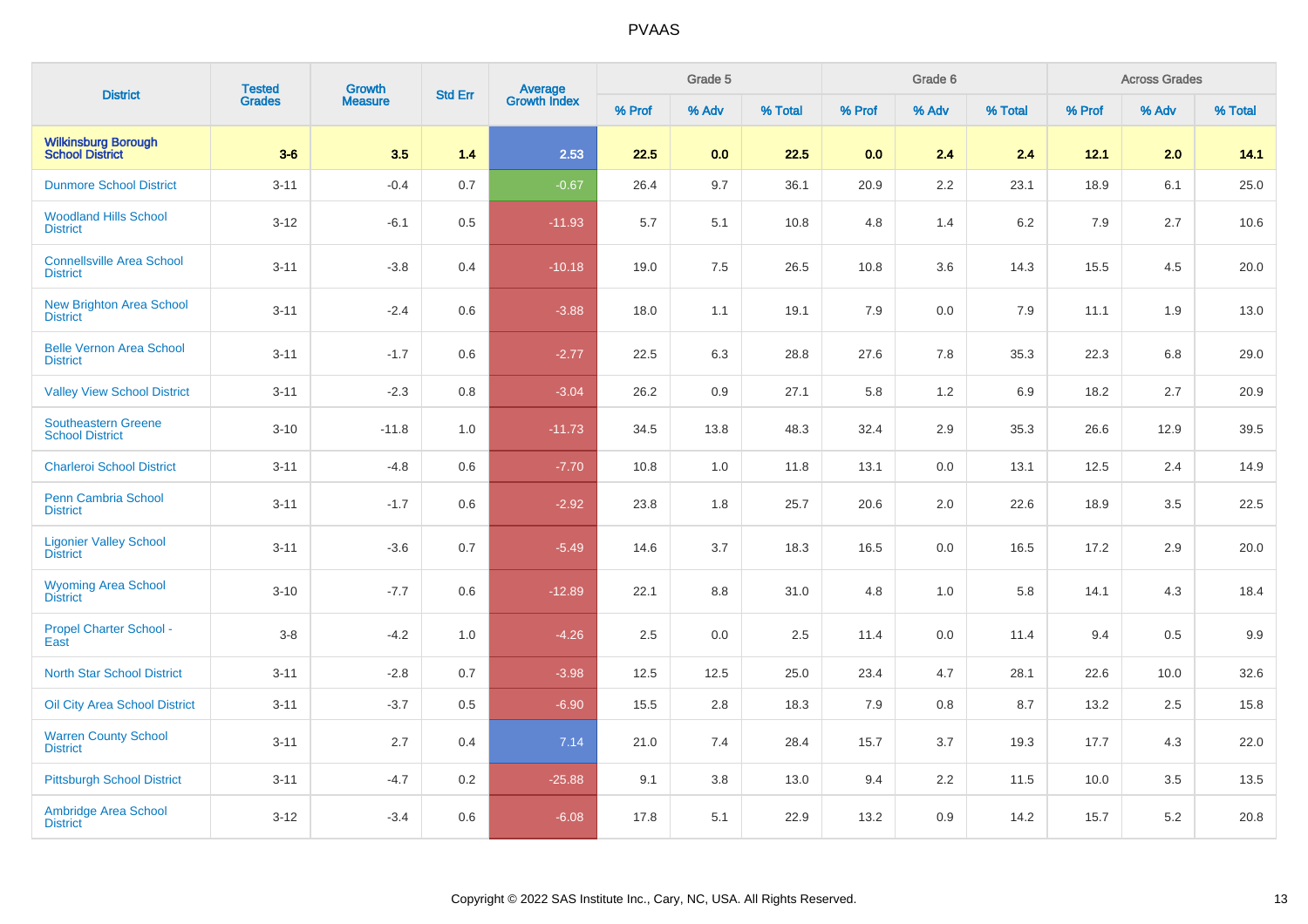| District | Tested Grades | Growth Measure | Std Err | Average Growth Index | Grade 5 | | | Grade 6 | | | Across Grades | | |
|---|---|---|---|---|---|---|---|---|---|---|---|---|---|
| | | | | | % Prof | % Adv | % Total | % Prof | % Adv | % Total | % Prof | % Adv | % Total |
| **Wilkinsburg Borough School District** | **3-6** | **3.5** | **1.4** | **2.53** | **22.5** | **0.0** | **22.5** | **0.0** | **2.4** | **2.4** | **12.1** | **2.0** | **14.1** |
| Dunmore School District | 3-11 | -0.4 | 0.7 | -0.67 | 26.4 | 9.7 | 36.1 | 20.9 | 2.2 | 23.1 | 18.9 | 6.1 | 25.0 |
| Woodland Hills School District | 3-12 | -6.1 | 0.5 | -11.93 | 5.7 | 5.1 | 10.8 | 4.8 | 1.4 | 6.2 | 7.9 | 2.7 | 10.6 |
| Connellsville Area School District | 3-11 | -3.8 | 0.4 | -10.18 | 19.0 | 7.5 | 26.5 | 10.8 | 3.6 | 14.3 | 15.5 | 4.5 | 20.0 |
| New Brighton Area School District | 3-11 | -2.4 | 0.6 | -3.88 | 18.0 | 1.1 | 19.1 | 7.9 | 0.0 | 7.9 | 11.1 | 1.9 | 13.0 |
| Belle Vernon Area School District | 3-11 | -1.7 | 0.6 | -2.77 | 22.5 | 6.3 | 28.8 | 27.6 | 7.8 | 35.3 | 22.3 | 6.8 | 29.0 |
| Valley View School District | 3-11 | -2.3 | 0.8 | -3.04 | 26.2 | 0.9 | 27.1 | 5.8 | 1.2 | 6.9 | 18.2 | 2.7 | 20.9 |
| Southeastern Greene School District | 3-10 | -11.8 | 1.0 | -11.73 | 34.5 | 13.8 | 48.3 | 32.4 | 2.9 | 35.3 | 26.6 | 12.9 | 39.5 |
| Charleroi School District | 3-11 | -4.8 | 0.6 | -7.70 | 10.8 | 1.0 | 11.8 | 13.1 | 0.0 | 13.1 | 12.5 | 2.4 | 14.9 |
| Penn Cambria School District | 3-11 | -1.7 | 0.6 | -2.92 | 23.8 | 1.8 | 25.7 | 20.6 | 2.0 | 22.6 | 18.9 | 3.5 | 22.5 |
| Ligonier Valley School District | 3-11 | -3.6 | 0.7 | -5.49 | 14.6 | 3.7 | 18.3 | 16.5 | 0.0 | 16.5 | 17.2 | 2.9 | 20.0 |
| Wyoming Area School District | 3-10 | -7.7 | 0.6 | -12.89 | 22.1 | 8.8 | 31.0 | 4.8 | 1.0 | 5.8 | 14.1 | 4.3 | 18.4 |
| Propel Charter School - East | 3-8 | -4.2 | 1.0 | -4.26 | 2.5 | 0.0 | 2.5 | 11.4 | 0.0 | 11.4 | 9.4 | 0.5 | 9.9 |
| North Star School District | 3-11 | -2.8 | 0.7 | -3.98 | 12.5 | 12.5 | 25.0 | 23.4 | 4.7 | 28.1 | 22.6 | 10.0 | 32.6 |
| Oil City Area School District | 3-11 | -3.7 | 0.5 | -6.90 | 15.5 | 2.8 | 18.3 | 7.9 | 0.8 | 8.7 | 13.2 | 2.5 | 15.8 |
| Warren County School District | 3-11 | 2.7 | 0.4 | 7.14 | 21.0 | 7.4 | 28.4 | 15.7 | 3.7 | 19.3 | 17.7 | 4.3 | 22.0 |
| Pittsburgh School District | 3-11 | -4.7 | 0.2 | -25.88 | 9.1 | 3.8 | 13.0 | 9.4 | 2.2 | 11.5 | 10.0 | 3.5 | 13.5 |
| Ambridge Area School District | 3-12 | -3.4 | 0.6 | -6.08 | 17.8 | 5.1 | 22.9 | 13.2 | 0.9 | 14.2 | 15.7 | 5.2 | 20.8 |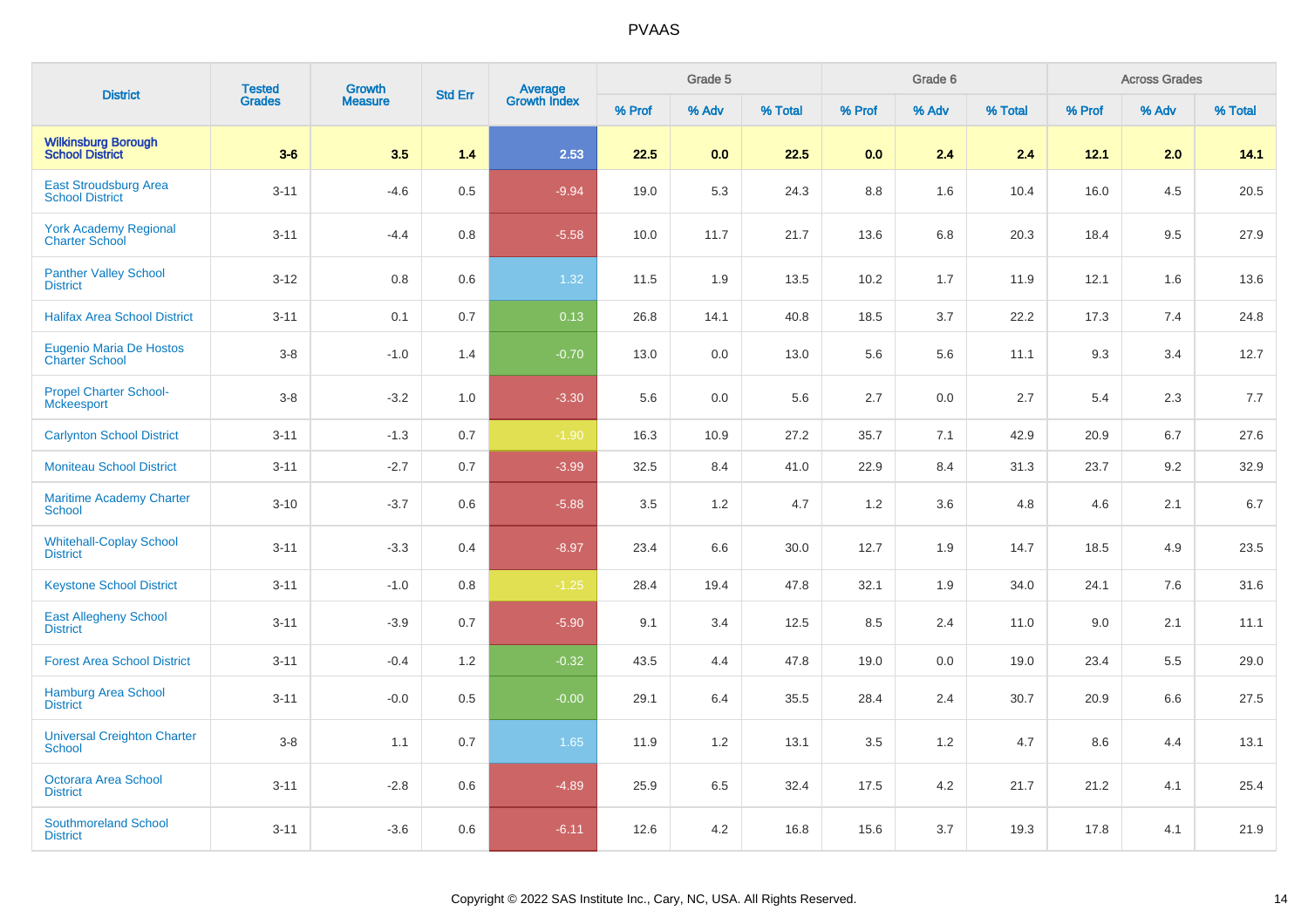# PVAAS

| District | Tested Grades | Growth Measure | Std Err | Average Growth Index | Grade 5 | | | Grade 6 | | | Across Grades | | |
|---|---|---|---|---|---|---|---|---|---|---|---|---|---|
| | | | | | % Prof | % Adv | % Total | % Prof | % Adv | % Total | % Prof | % Adv | % Total |
| **Wilkinsburg Borough School District** | **3-6** | **3.5** | **1.4** | **2.53** | **22.5** | **0.0** | **22.5** | **0.0** | **2.4** | **2.4** | **12.1** | **2.0** | **14.1** |
| East Stroudsburg Area School District | 3-11 | -4.6 | 0.5 | -9.94 | 19.0 | 5.3 | 24.3 | 8.8 | 1.6 | 10.4 | 16.0 | 4.5 | 20.5 |
| York Academy Regional Charter School | 3-11 | -4.4 | 0.8 | -5.58 | 10.0 | 11.7 | 21.7 | 13.6 | 6.8 | 20.3 | 18.4 | 9.5 | 27.9 |
| Panther Valley School District | 3-12 | 0.8 | 0.6 | 1.32 | 11.5 | 1.9 | 13.5 | 10.2 | 1.7 | 11.9 | 12.1 | 1.6 | 13.6 |
| Halifax Area School District | 3-11 | 0.1 | 0.7 | 0.13 | 26.8 | 14.1 | 40.8 | 18.5 | 3.7 | 22.2 | 17.3 | 7.4 | 24.8 |
| Eugenio Maria De Hostos Charter School | 3-8 | -1.0 | 1.4 | -0.70 | 13.0 | 0.0 | 13.0 | 5.6 | 5.6 | 11.1 | 9.3 | 3.4 | 12.7 |
| Propel Charter School-Mckeesport | 3-8 | -3.2 | 1.0 | -3.30 | 5.6 | 0.0 | 5.6 | 2.7 | 0.0 | 2.7 | 5.4 | 2.3 | 7.7 |
| Carlynton School District | 3-11 | -1.3 | 0.7 | -1.90 | 16.3 | 10.9 | 27.2 | 35.7 | 7.1 | 42.9 | 20.9 | 6.7 | 27.6 |
| Moniteau School District | 3-11 | -2.7 | 0.7 | -3.99 | 32.5 | 8.4 | 41.0 | 22.9 | 8.4 | 31.3 | 23.7 | 9.2 | 32.9 |
| Maritime Academy Charter School | 3-10 | -3.7 | 0.6 | -5.88 | 3.5 | 1.2 | 4.7 | 1.2 | 3.6 | 4.8 | 4.6 | 2.1 | 6.7 |
| Whitehall-Coplay School District | 3-11 | -3.3 | 0.4 | -8.97 | 23.4 | 6.6 | 30.0 | 12.7 | 1.9 | 14.7 | 18.5 | 4.9 | 23.5 |
| Keystone School District | 3-11 | -1.0 | 0.8 | -1.25 | 28.4 | 19.4 | 47.8 | 32.1 | 1.9 | 34.0 | 24.1 | 7.6 | 31.6 |
| East Allegheny School District | 3-11 | -3.9 | 0.7 | -5.90 | 9.1 | 3.4 | 12.5 | 8.5 | 2.4 | 11.0 | 9.0 | 2.1 | 11.1 |
| Forest Area School District | 3-11 | -0.4 | 1.2 | -0.32 | 43.5 | 4.4 | 47.8 | 19.0 | 0.0 | 19.0 | 23.4 | 5.5 | 29.0 |
| Hamburg Area School District | 3-11 | -0.0 | 0.5 | -0.00 | 29.1 | 6.4 | 35.5 | 28.4 | 2.4 | 30.7 | 20.9 | 6.6 | 27.5 |
| Universal Creighton Charter School | 3-8 | 1.1 | 0.7 | 1.65 | 11.9 | 1.2 | 13.1 | 3.5 | 1.2 | 4.7 | 8.6 | 4.4 | 13.1 |
| Octorara Area School District | 3-11 | -2.8 | 0.6 | -4.89 | 25.9 | 6.5 | 32.4 | 17.5 | 4.2 | 21.7 | 21.2 | 4.1 | 25.4 |
| Southmoreland School District | 3-11 | -3.6 | 0.6 | -6.11 | 12.6 | 4.2 | 16.8 | 15.6 | 3.7 | 19.3 | 17.8 | 4.1 | 21.9 |

Copyright © 2022 SAS Institute Inc., Cary, NC, USA. All Rights Reserved.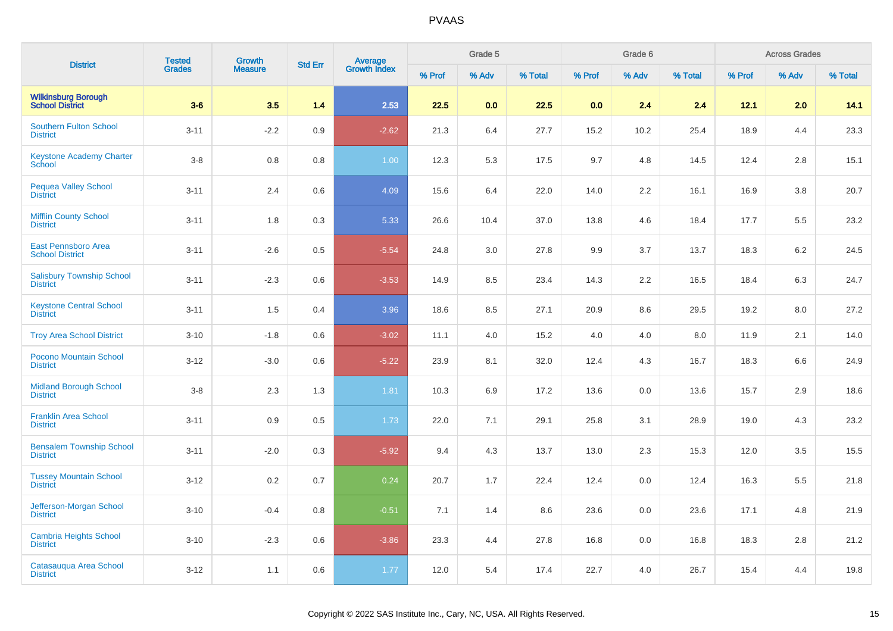| District | Tested Grades | Growth Measure | Std Err | Average Growth Index | Grade 5 | | | Grade 6 | | | Across Grades | | |
|---|---|---|---|---|---|---|---|---|---|---|---|---|---|
| | | | | | % Prof | % Adv | % Total | % Prof | % Adv | % Total | % Prof | % Adv | % Total |
| **Wilkinsburg Borough School District** | **3-6** | **3.5** | **1.4** | **2.53** | **22.5** | **0.0** | **22.5** | **0.0** | **2.4** | **2.4** | **12.1** | **2.0** | **14.1** |
| Southern Fulton School District | 3-11 | -2.2 | 0.9 | -2.62 | 21.3 | 6.4 | 27.7 | 15.2 | 10.2 | 25.4 | 18.9 | 4.4 | 23.3 |
| Keystone Academy Charter School | 3-8 | 0.8 | 0.8 | 1.00 | 12.3 | 5.3 | 17.5 | 9.7 | 4.8 | 14.5 | 12.4 | 2.8 | 15.1 |
| Pequea Valley School District | 3-11 | 2.4 | 0.6 | 4.09 | 15.6 | 6.4 | 22.0 | 14.0 | 2.2 | 16.1 | 16.9 | 3.8 | 20.7 |
| Mifflin County School District | 3-11 | 1.8 | 0.3 | 5.33 | 26.6 | 10.4 | 37.0 | 13.8 | 4.6 | 18.4 | 17.7 | 5.5 | 23.2 |
| East Pennsboro Area School District | 3-11 | -2.6 | 0.5 | -5.54 | 24.8 | 3.0 | 27.8 | 9.9 | 3.7 | 13.7 | 18.3 | 6.2 | 24.5 |
| Salisbury Township School District | 3-11 | -2.3 | 0.6 | -3.53 | 14.9 | 8.5 | 23.4 | 14.3 | 2.2 | 16.5 | 18.4 | 6.3 | 24.7 |
| Keystone Central School District | 3-11 | 1.5 | 0.4 | 3.96 | 18.6 | 8.5 | 27.1 | 20.9 | 8.6 | 29.5 | 19.2 | 8.0 | 27.2 |
| Troy Area School District | 3-10 | -1.8 | 0.6 | -3.02 | 11.1 | 4.0 | 15.2 | 4.0 | 4.0 | 8.0 | 11.9 | 2.1 | 14.0 |
| Pocono Mountain School District | 3-12 | -3.0 | 0.6 | -5.22 | 23.9 | 8.1 | 32.0 | 12.4 | 4.3 | 16.7 | 18.3 | 6.6 | 24.9 |
| Midland Borough School District | 3-8 | 2.3 | 1.3 | 1.81 | 10.3 | 6.9 | 17.2 | 13.6 | 0.0 | 13.6 | 15.7 | 2.9 | 18.6 |
| Franklin Area School District | 3-11 | 0.9 | 0.5 | 1.73 | 22.0 | 7.1 | 29.1 | 25.8 | 3.1 | 28.9 | 19.0 | 4.3 | 23.2 |
| Bensalem Township School District | 3-11 | -2.0 | 0.3 | -5.92 | 9.4 | 4.3 | 13.7 | 13.0 | 2.3 | 15.3 | 12.0 | 3.5 | 15.5 |
| Tussey Mountain School District | 3-12 | 0.2 | 0.7 | 0.24 | 20.7 | 1.7 | 22.4 | 12.4 | 0.0 | 12.4 | 16.3 | 5.5 | 21.8 |
| Jefferson-Morgan School District | 3-10 | -0.4 | 0.8 | -0.51 | 7.1 | 1.4 | 8.6 | 23.6 | 0.0 | 23.6 | 17.1 | 4.8 | 21.9 |
| Cambria Heights School District | 3-10 | -2.3 | 0.6 | -3.86 | 23.3 | 4.4 | 27.8 | 16.8 | 0.0 | 16.8 | 18.3 | 2.8 | 21.2 |
| Catasauqua Area School District | 3-12 | 1.1 | 0.6 | 1.77 | 12.0 | 5.4 | 17.4 | 22.7 | 4.0 | 26.7 | 15.4 | 4.4 | 19.8 |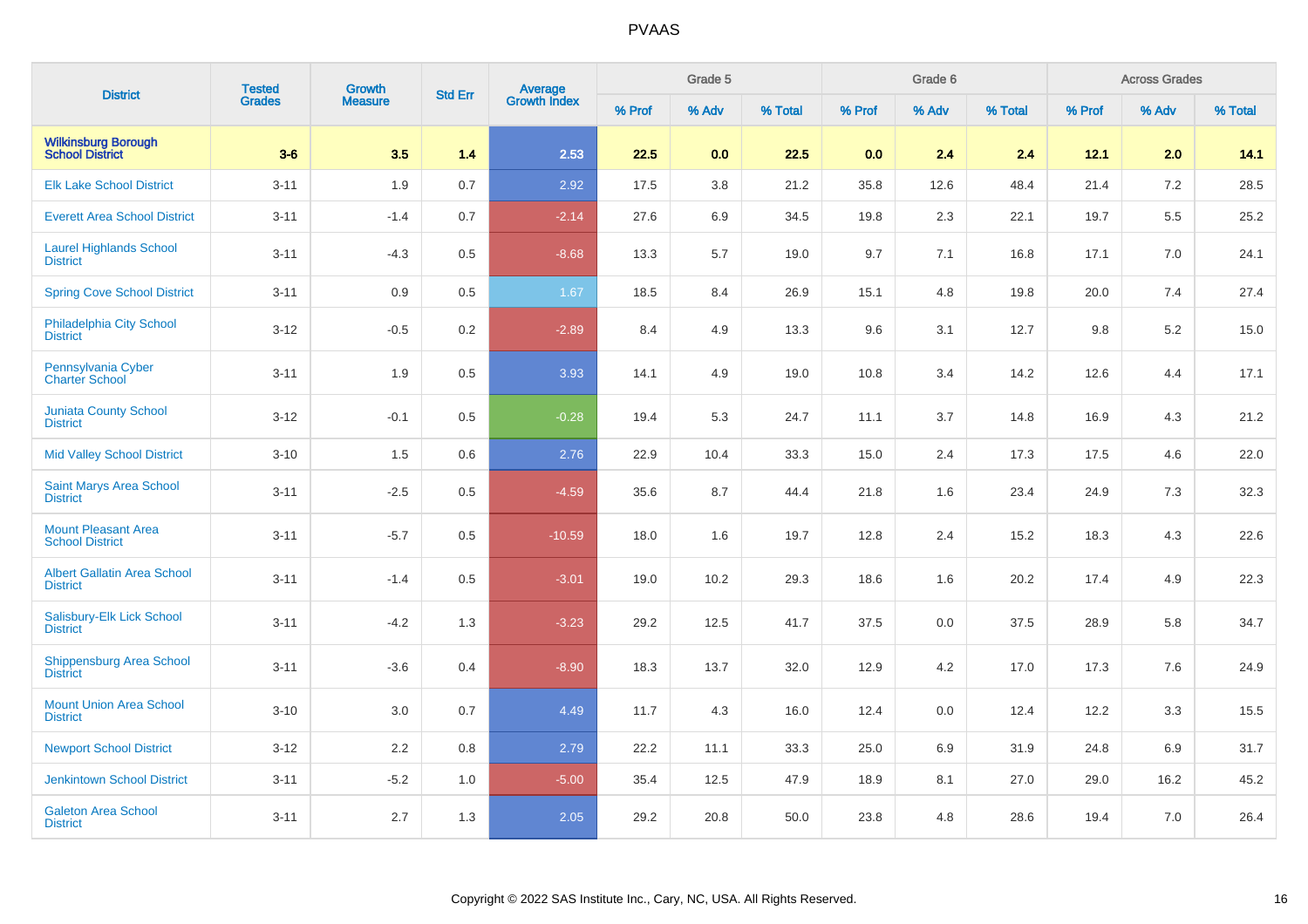# PVAAS

| District | Tested Grades | Growth Measure | Std Err | Average Growth Index | Grade 5 | | | Grade 6 | | | Across Grades | | |
|---|---|---|---|---|---|---|---|---|---|---|---|---|---|
| | | | | | % Prof | % Adv | % Total | % Prof | % Adv | % Total | % Prof | % Adv | % Total |
| **Wilkinsburg Borough School District** | **3-6** | **3.5** | **1.4** | **2.53** | **22.5** | **0.0** | **22.5** | **0.0** | **2.4** | **2.4** | **12.1** | **2.0** | **14.1** |
| Elk Lake School District | 3-11 | 1.9 | 0.7 | 2.92 | 17.5 | 3.8 | 21.2 | 35.8 | 12.6 | 48.4 | 21.4 | 7.2 | 28.5 |
| Everett Area School District | 3-11 | -1.4 | 0.7 | -2.14 | 27.6 | 6.9 | 34.5 | 19.8 | 2.3 | 22.1 | 19.7 | 5.5 | 25.2 |
| Laurel Highlands School District | 3-11 | -4.3 | 0.5 | -8.68 | 13.3 | 5.7 | 19.0 | 9.7 | 7.1 | 16.8 | 17.1 | 7.0 | 24.1 |
| Spring Cove School District | 3-11 | 0.9 | 0.5 | 1.67 | 18.5 | 8.4 | 26.9 | 15.1 | 4.8 | 19.8 | 20.0 | 7.4 | 27.4 |
| Philadelphia City School District | 3-12 | -0.5 | 0.2 | -2.89 | 8.4 | 4.9 | 13.3 | 9.6 | 3.1 | 12.7 | 9.8 | 5.2 | 15.0 |
| Pennsylvania Cyber Charter School | 3-11 | 1.9 | 0.5 | 3.93 | 14.1 | 4.9 | 19.0 | 10.8 | 3.4 | 14.2 | 12.6 | 4.4 | 17.1 |
| Juniata County School District | 3-12 | -0.1 | 0.5 | -0.28 | 19.4 | 5.3 | 24.7 | 11.1 | 3.7 | 14.8 | 16.9 | 4.3 | 21.2 |
| Mid Valley School District | 3-10 | 1.5 | 0.6 | 2.76 | 22.9 | 10.4 | 33.3 | 15.0 | 2.4 | 17.3 | 17.5 | 4.6 | 22.0 |
| Saint Marys Area School District | 3-11 | -2.5 | 0.5 | -4.59 | 35.6 | 8.7 | 44.4 | 21.8 | 1.6 | 23.4 | 24.9 | 7.3 | 32.3 |
| Mount Pleasant Area School District | 3-11 | -5.7 | 0.5 | -10.59 | 18.0 | 1.6 | 19.7 | 12.8 | 2.4 | 15.2 | 18.3 | 4.3 | 22.6 |
| Albert Gallatin Area School District | 3-11 | -1.4 | 0.5 | -3.01 | 19.0 | 10.2 | 29.3 | 18.6 | 1.6 | 20.2 | 17.4 | 4.9 | 22.3 |
| Salisbury-Elk Lick School District | 3-11 | -4.2 | 1.3 | -3.23 | 29.2 | 12.5 | 41.7 | 37.5 | 0.0 | 37.5 | 28.9 | 5.8 | 34.7 |
| Shippensburg Area School District | 3-11 | -3.6 | 0.4 | -8.90 | 18.3 | 13.7 | 32.0 | 12.9 | 4.2 | 17.0 | 17.3 | 7.6 | 24.9 |
| Mount Union Area School District | 3-10 | 3.0 | 0.7 | 4.49 | 11.7 | 4.3 | 16.0 | 12.4 | 0.0 | 12.4 | 12.2 | 3.3 | 15.5 |
| Newport School District | 3-12 | 2.2 | 0.8 | 2.79 | 22.2 | 11.1 | 33.3 | 25.0 | 6.9 | 31.9 | 24.8 | 6.9 | 31.7 |
| Jenkintown School District | 3-11 | -5.2 | 1.0 | -5.00 | 35.4 | 12.5 | 47.9 | 18.9 | 8.1 | 27.0 | 29.0 | 16.2 | 45.2 |
| Galeton Area School District | 3-11 | 2.7 | 1.3 | 2.05 | 29.2 | 20.8 | 50.0 | 23.8 | 4.8 | 28.6 | 19.4 | 7.0 | 26.4 |

Copyright © 2022 SAS Institute Inc., Cary, NC, USA. All Rights Reserved.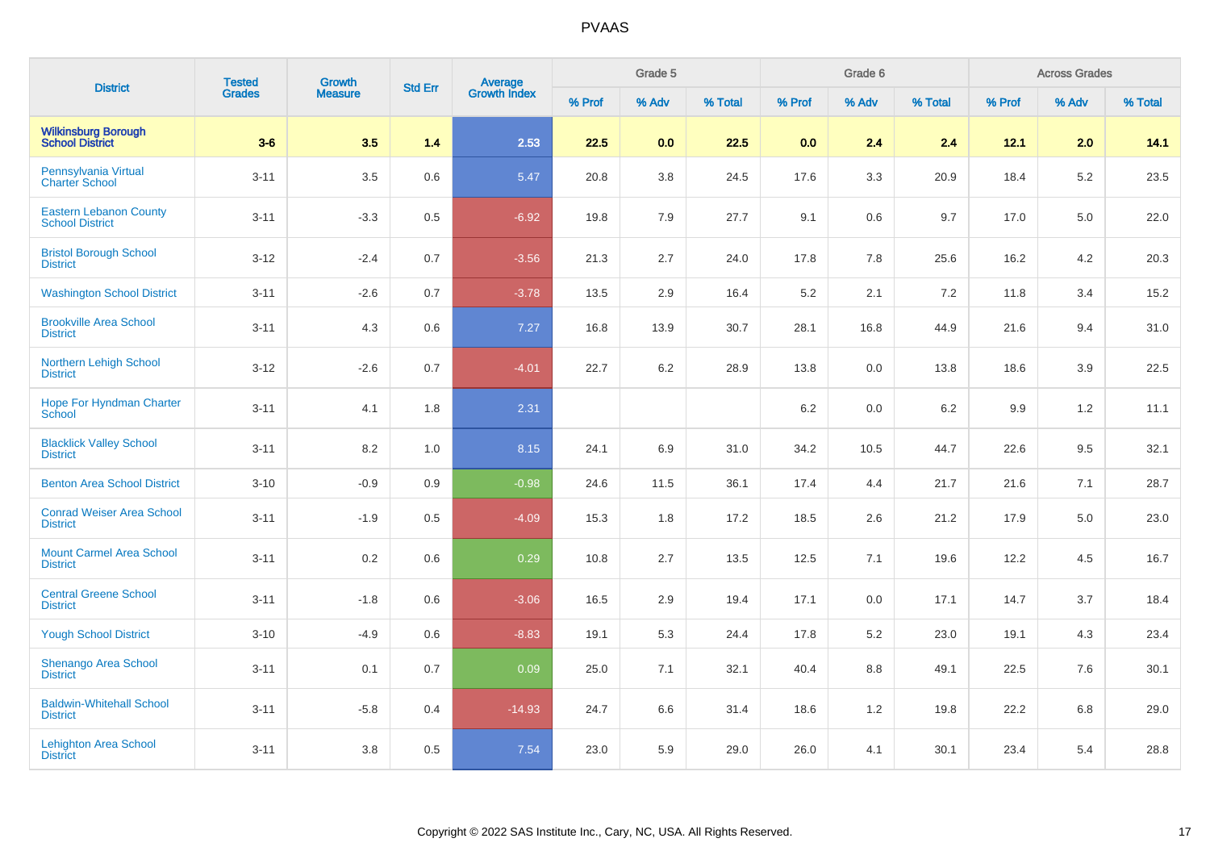# PVAAS

| District | Tested Grades | Growth Measure | Std Err | Average Growth Index | Grade 5 | | | Grade 6 | | | Across Grades | | |
|---|---|---|---|---|---|---|---|---|---|---|---|---|---|
| | | | | | % Prof | % Adv | % Total | % Prof | % Adv | % Total | % Prof | % Adv | % Total |
| **Wilkinsburg Borough School District** | **3-6** | **3.5** | **1.4** | **2.53** | **22.5** | **0.0** | **22.5** | **0.0** | **2.4** | **2.4** | **12.1** | **2.0** | **14.1** |
| Pennsylvania Virtual Charter School | 3-11 | 3.5 | 0.6 | 5.47 | 20.8 | 3.8 | 24.5 | 17.6 | 3.3 | 20.9 | 18.4 | 5.2 | 23.5 |
| Eastern Lebanon County School District | 3-11 | -3.3 | 0.5 | -6.92 | 19.8 | 7.9 | 27.7 | 9.1 | 0.6 | 9.7 | 17.0 | 5.0 | 22.0 |
| Bristol Borough School District | 3-12 | -2.4 | 0.7 | -3.56 | 21.3 | 2.7 | 24.0 | 17.8 | 7.8 | 25.6 | 16.2 | 4.2 | 20.3 |
| Washington School District | 3-11 | -2.6 | 0.7 | -3.78 | 13.5 | 2.9 | 16.4 | 5.2 | 2.1 | 7.2 | 11.8 | 3.4 | 15.2 |
| Brookville Area School District | 3-11 | 4.3 | 0.6 | 7.27 | 16.8 | 13.9 | 30.7 | 28.1 | 16.8 | 44.9 | 21.6 | 9.4 | 31.0 |
| Northern Lehigh School District | 3-12 | -2.6 | 0.7 | -4.01 | 22.7 | 6.2 | 28.9 | 13.8 | 0.0 | 13.8 | 18.6 | 3.9 | 22.5 |
| Hope For Hyndman Charter School | 3-11 | 4.1 | 1.8 | 2.31 | | | | 6.2 | 0.0 | 6.2 | 9.9 | 1.2 | 11.1 |
| Blacklick Valley School District | 3-11 | 8.2 | 1.0 | 8.15 | 24.1 | 6.9 | 31.0 | 34.2 | 10.5 | 44.7 | 22.6 | 9.5 | 32.1 |
| Benton Area School District | 3-10 | -0.9 | 0.9 | -0.98 | 24.6 | 11.5 | 36.1 | 17.4 | 4.4 | 21.7 | 21.6 | 7.1 | 28.7 |
| Conrad Weiser Area School District | 3-11 | -1.9 | 0.5 | -4.09 | 15.3 | 1.8 | 17.2 | 18.5 | 2.6 | 21.2 | 17.9 | 5.0 | 23.0 |
| Mount Carmel Area School District | 3-11 | 0.2 | 0.6 | 0.29 | 10.8 | 2.7 | 13.5 | 12.5 | 7.1 | 19.6 | 12.2 | 4.5 | 16.7 |
| Central Greene School District | 3-11 | -1.8 | 0.6 | -3.06 | 16.5 | 2.9 | 19.4 | 17.1 | 0.0 | 17.1 | 14.7 | 3.7 | 18.4 |
| Yough School District | 3-10 | -4.9 | 0.6 | -8.83 | 19.1 | 5.3 | 24.4 | 17.8 | 5.2 | 23.0 | 19.1 | 4.3 | 23.4 |
| Shenango Area School District | 3-11 | 0.1 | 0.7 | 0.09 | 25.0 | 7.1 | 32.1 | 40.4 | 8.8 | 49.1 | 22.5 | 7.6 | 30.1 |
| Baldwin-Whitehall School District | 3-11 | -5.8 | 0.4 | -14.93 | 24.7 | 6.6 | 31.4 | 18.6 | 1.2 | 19.8 | 22.2 | 6.8 | 29.0 |
| Lehighton Area School District | 3-11 | 3.8 | 0.5 | 7.54 | 23.0 | 5.9 | 29.0 | 26.0 | 4.1 | 30.1 | 23.4 | 5.4 | 28.8 |

Copyright © 2022 SAS Institute Inc., Cary, NC, USA. All Rights Reserved.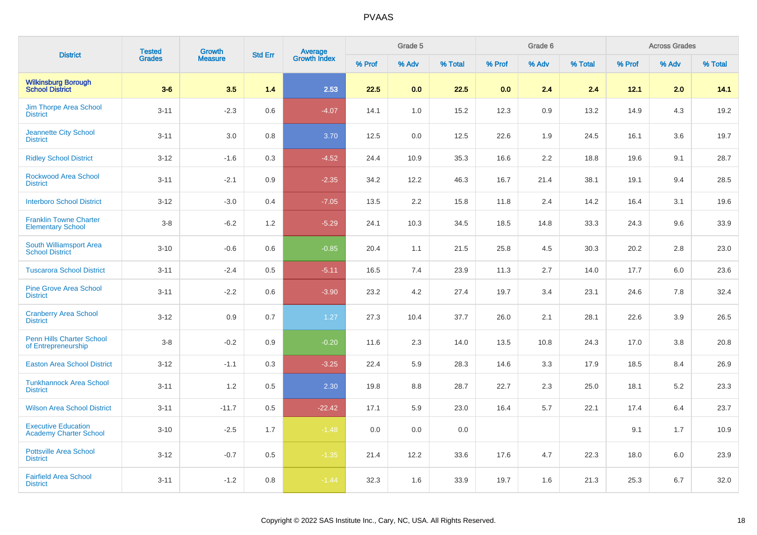| District | Tested Grades | Growth Measure | Std Err | Average Growth Index | Grade 5 | | | Grade 6 | | | Across Grades | | |
|---|---|---|---|---|---|---|---|---|---|---|---|---|---|
| | | | | | % Prof | % Adv | % Total | % Prof | % Adv | % Total | % Prof | % Adv | % Total |
| **Wilkinsburg Borough School District** | **3-6** | **3.5** | **1.4** | **2.53** | **22.5** | **0.0** | **22.5** | **0.0** | **2.4** | **2.4** | **12.1** | **2.0** | **14.1** |
| Jim Thorpe Area School District | 3-11 | -2.3 | 0.6 | -4.07 | 14.1 | 1.0 | 15.2 | 12.3 | 0.9 | 13.2 | 14.9 | 4.3 | 19.2 |
| Jeannette City School District | 3-11 | 3.0 | 0.8 | 3.70 | 12.5 | 0.0 | 12.5 | 22.6 | 1.9 | 24.5 | 16.1 | 3.6 | 19.7 |
| Ridley School District | 3-12 | -1.6 | 0.3 | -4.52 | 24.4 | 10.9 | 35.3 | 16.6 | 2.2 | 18.8 | 19.6 | 9.1 | 28.7 |
| Rockwood Area School District | 3-11 | -2.1 | 0.9 | -2.35 | 34.2 | 12.2 | 46.3 | 16.7 | 21.4 | 38.1 | 19.1 | 9.4 | 28.5 |
| Interboro School District | 3-12 | -3.0 | 0.4 | -7.05 | 13.5 | 2.2 | 15.8 | 11.8 | 2.4 | 14.2 | 16.4 | 3.1 | 19.6 |
| Franklin Towne Charter Elementary School | 3-8 | -6.2 | 1.2 | -5.29 | 24.1 | 10.3 | 34.5 | 18.5 | 14.8 | 33.3 | 24.3 | 9.6 | 33.9 |
| South Williamsport Area School District | 3-10 | -0.6 | 0.6 | -0.85 | 20.4 | 1.1 | 21.5 | 25.8 | 4.5 | 30.3 | 20.2 | 2.8 | 23.0 |
| Tuscarora School District | 3-11 | -2.4 | 0.5 | -5.11 | 16.5 | 7.4 | 23.9 | 11.3 | 2.7 | 14.0 | 17.7 | 6.0 | 23.6 |
| Pine Grove Area School District | 3-11 | -2.2 | 0.6 | -3.90 | 23.2 | 4.2 | 27.4 | 19.7 | 3.4 | 23.1 | 24.6 | 7.8 | 32.4 |
| Cranberry Area School District | 3-12 | 0.9 | 0.7 | 1.27 | 27.3 | 10.4 | 37.7 | 26.0 | 2.1 | 28.1 | 22.6 | 3.9 | 26.5 |
| Penn Hills Charter School of Entrepreneurship | 3-8 | -0.2 | 0.9 | -0.20 | 11.6 | 2.3 | 14.0 | 13.5 | 10.8 | 24.3 | 17.0 | 3.8 | 20.8 |
| Easton Area School District | 3-12 | -1.1 | 0.3 | -3.25 | 22.4 | 5.9 | 28.3 | 14.6 | 3.3 | 17.9 | 18.5 | 8.4 | 26.9 |
| Tunkhannock Area School District | 3-11 | 1.2 | 0.5 | 2.30 | 19.8 | 8.8 | 28.7 | 22.7 | 2.3 | 25.0 | 18.1 | 5.2 | 23.3 |
| Wilson Area School District | 3-11 | -11.7 | 0.5 | -22.42 | 17.1 | 5.9 | 23.0 | 16.4 | 5.7 | 22.1 | 17.4 | 6.4 | 23.7 |
| Executive Education Academy Charter School | 3-10 | -2.5 | 1.7 | -1.48 | 0.0 | 0.0 | 0.0 | | | | 9.1 | 1.7 | 10.9 |
| Pottsville Area School District | 3-12 | -0.7 | 0.5 | -1.35 | 21.4 | 12.2 | 33.6 | 17.6 | 4.7 | 22.3 | 18.0 | 6.0 | 23.9 |
| Fairfield Area School District | 3-11 | -1.2 | 0.8 | -1.44 | 32.3 | 1.6 | 33.9 | 19.7 | 1.6 | 21.3 | 25.3 | 6.7 | 32.0 |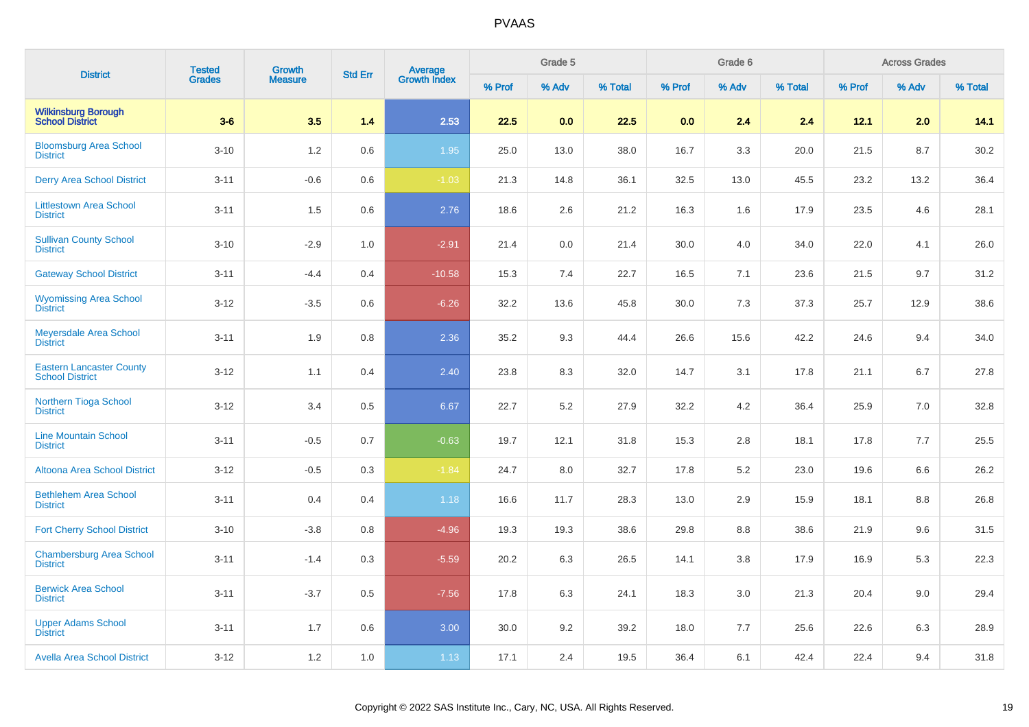# PVAAS

| District | Tested Grades | Growth Measure | Std Err | Average Growth Index | Grade 5 | | | Grade 6 | | | Across Grades | | |
|---|---|---|---|---|---|---|---|---|---|---|---|---|---|
| | | | | | % Prof | % Adv | % Total | % Prof | % Adv | % Total | % Prof | % Adv | % Total |
| **Wilkinsburg Borough School District** | **3-6** | **3.5** | **1.4** | **2.53** | **22.5** | **0.0** | **22.5** | **0.0** | **2.4** | **2.4** | **12.1** | **2.0** | **14.1** |
| Bloomsburg Area School District | 3-10 | 1.2 | 0.6 | 1.95 | 25.0 | 13.0 | 38.0 | 16.7 | 3.3 | 20.0 | 21.5 | 8.7 | 30.2 |
| Derry Area School District | 3-11 | -0.6 | 0.6 | -1.03 | 21.3 | 14.8 | 36.1 | 32.5 | 13.0 | 45.5 | 23.2 | 13.2 | 36.4 |
| Littlestown Area School District | 3-11 | 1.5 | 0.6 | 2.76 | 18.6 | 2.6 | 21.2 | 16.3 | 1.6 | 17.9 | 23.5 | 4.6 | 28.1 |
| Sullivan County School District | 3-10 | -2.9 | 1.0 | -2.91 | 21.4 | 0.0 | 21.4 | 30.0 | 4.0 | 34.0 | 22.0 | 4.1 | 26.0 |
| Gateway School District | 3-11 | -4.4 | 0.4 | -10.58 | 15.3 | 7.4 | 22.7 | 16.5 | 7.1 | 23.6 | 21.5 | 9.7 | 31.2 |
| Wyomissing Area School District | 3-12 | -3.5 | 0.6 | -6.26 | 32.2 | 13.6 | 45.8 | 30.0 | 7.3 | 37.3 | 25.7 | 12.9 | 38.6 |
| Meyersdale Area School District | 3-11 | 1.9 | 0.8 | 2.36 | 35.2 | 9.3 | 44.4 | 26.6 | 15.6 | 42.2 | 24.6 | 9.4 | 34.0 |
| Eastern Lancaster County School District | 3-12 | 1.1 | 0.4 | 2.40 | 23.8 | 8.3 | 32.0 | 14.7 | 3.1 | 17.8 | 21.1 | 6.7 | 27.8 |
| Northern Tioga School District | 3-12 | 3.4 | 0.5 | 6.67 | 22.7 | 5.2 | 27.9 | 32.2 | 4.2 | 36.4 | 25.9 | 7.0 | 32.8 |
| Line Mountain School District | 3-11 | -0.5 | 0.7 | -0.63 | 19.7 | 12.1 | 31.8 | 15.3 | 2.8 | 18.1 | 17.8 | 7.7 | 25.5 |
| Altoona Area School District | 3-12 | -0.5 | 0.3 | -1.84 | 24.7 | 8.0 | 32.7 | 17.8 | 5.2 | 23.0 | 19.6 | 6.6 | 26.2 |
| Bethlehem Area School District | 3-11 | 0.4 | 0.4 | 1.18 | 16.6 | 11.7 | 28.3 | 13.0 | 2.9 | 15.9 | 18.1 | 8.8 | 26.8 |
| Fort Cherry School District | 3-10 | -3.8 | 0.8 | -4.96 | 19.3 | 19.3 | 38.6 | 29.8 | 8.8 | 38.6 | 21.9 | 9.6 | 31.5 |
| Chambersburg Area School District | 3-11 | -1.4 | 0.3 | -5.59 | 20.2 | 6.3 | 26.5 | 14.1 | 3.8 | 17.9 | 16.9 | 5.3 | 22.3 |
| Berwick Area School District | 3-11 | -3.7 | 0.5 | -7.56 | 17.8 | 6.3 | 24.1 | 18.3 | 3.0 | 21.3 | 20.4 | 9.0 | 29.4 |
| Upper Adams School District | 3-11 | 1.7 | 0.6 | 3.00 | 30.0 | 9.2 | 39.2 | 18.0 | 7.7 | 25.6 | 22.6 | 6.3 | 28.9 |
| Avella Area School District | 3-12 | 1.2 | 1.0 | 1.13 | 17.1 | 2.4 | 19.5 | 36.4 | 6.1 | 42.4 | 22.4 | 9.4 | 31.8 |

Copyright © 2022 SAS Institute Inc., Cary, NC, USA. All Rights Reserved.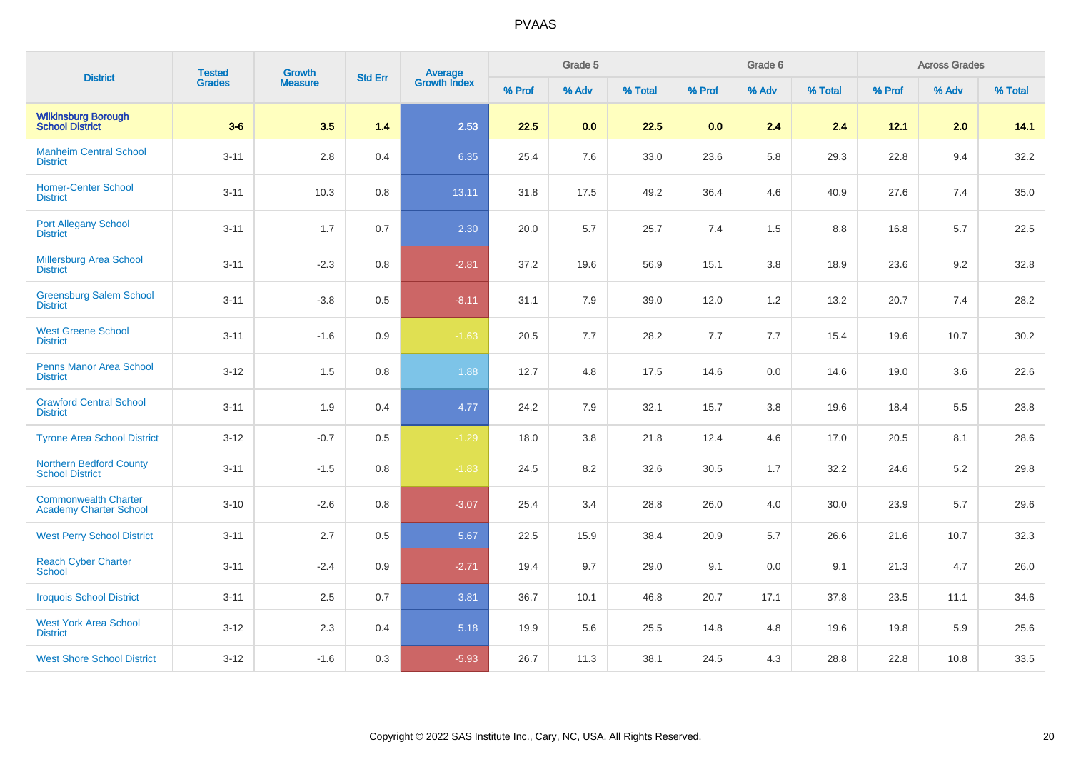| District | Tested Grades | Growth Measure | Std Err | Average Growth Index | Grade 5 | | | Grade 6 | | | Across Grades | | |
|---|---|---|---|---|---|---|---|---|---|---|---|---|---|
| | | | | | % Prof | % Adv | % Total | % Prof | % Adv | % Total | % Prof | % Adv | % Total |
| **Wilkinsburg Borough School District** | **3-6** | **3.5** | **1.4** | **2.53** | **22.5** | **0.0** | **22.5** | **0.0** | **2.4** | **2.4** | **12.1** | **2.0** | **14.1** |
| Manheim Central School District | 3-11 | 2.8 | 0.4 | 6.35 | 25.4 | 7.6 | 33.0 | 23.6 | 5.8 | 29.3 | 22.8 | 9.4 | 32.2 |
| Homer-Center School District | 3-11 | 10.3 | 0.8 | 13.11 | 31.8 | 17.5 | 49.2 | 36.4 | 4.6 | 40.9 | 27.6 | 7.4 | 35.0 |
| Port Allegany School District | 3-11 | 1.7 | 0.7 | 2.30 | 20.0 | 5.7 | 25.7 | 7.4 | 1.5 | 8.8 | 16.8 | 5.7 | 22.5 |
| Millersburg Area School District | 3-11 | -2.3 | 0.8 | -2.81 | 37.2 | 19.6 | 56.9 | 15.1 | 3.8 | 18.9 | 23.6 | 9.2 | 32.8 |
| Greensburg Salem School District | 3-11 | -3.8 | 0.5 | -8.11 | 31.1 | 7.9 | 39.0 | 12.0 | 1.2 | 13.2 | 20.7 | 7.4 | 28.2 |
| West Greene School District | 3-11 | -1.6 | 0.9 | -1.63 | 20.5 | 7.7 | 28.2 | 7.7 | 7.7 | 15.4 | 19.6 | 10.7 | 30.2 |
| Penns Manor Area School District | 3-12 | 1.5 | 0.8 | 1.88 | 12.7 | 4.8 | 17.5 | 14.6 | 0.0 | 14.6 | 19.0 | 3.6 | 22.6 |
| Crawford Central School District | 3-11 | 1.9 | 0.4 | 4.77 | 24.2 | 7.9 | 32.1 | 15.7 | 3.8 | 19.6 | 18.4 | 5.5 | 23.8 |
| Tyrone Area School District | 3-12 | -0.7 | 0.5 | -1.29 | 18.0 | 3.8 | 21.8 | 12.4 | 4.6 | 17.0 | 20.5 | 8.1 | 28.6 |
| Northern Bedford County School District | 3-11 | -1.5 | 0.8 | -1.83 | 24.5 | 8.2 | 32.6 | 30.5 | 1.7 | 32.2 | 24.6 | 5.2 | 29.8 |
| Commonwealth Charter Academy Charter School | 3-10 | -2.6 | 0.8 | -3.07 | 25.4 | 3.4 | 28.8 | 26.0 | 4.0 | 30.0 | 23.9 | 5.7 | 29.6 |
| West Perry School District | 3-11 | 2.7 | 0.5 | 5.67 | 22.5 | 15.9 | 38.4 | 20.9 | 5.7 | 26.6 | 21.6 | 10.7 | 32.3 |
| Reach Cyber Charter School | 3-11 | -2.4 | 0.9 | -2.71 | 19.4 | 9.7 | 29.0 | 9.1 | 0.0 | 9.1 | 21.3 | 4.7 | 26.0 |
| Iroquois School District | 3-11 | 2.5 | 0.7 | 3.81 | 36.7 | 10.1 | 46.8 | 20.7 | 17.1 | 37.8 | 23.5 | 11.1 | 34.6 |
| West York Area School District | 3-12 | 2.3 | 0.4 | 5.18 | 19.9 | 5.6 | 25.5 | 14.8 | 4.8 | 19.6 | 19.8 | 5.9 | 25.6 |
| West Shore School District | 3-12 | -1.6 | 0.3 | -5.93 | 26.7 | 11.3 | 38.1 | 24.5 | 4.3 | 28.8 | 22.8 | 10.8 | 33.5 |

Copyright © 2022 SAS Institute Inc., Cary, NC, USA. All Rights Reserved.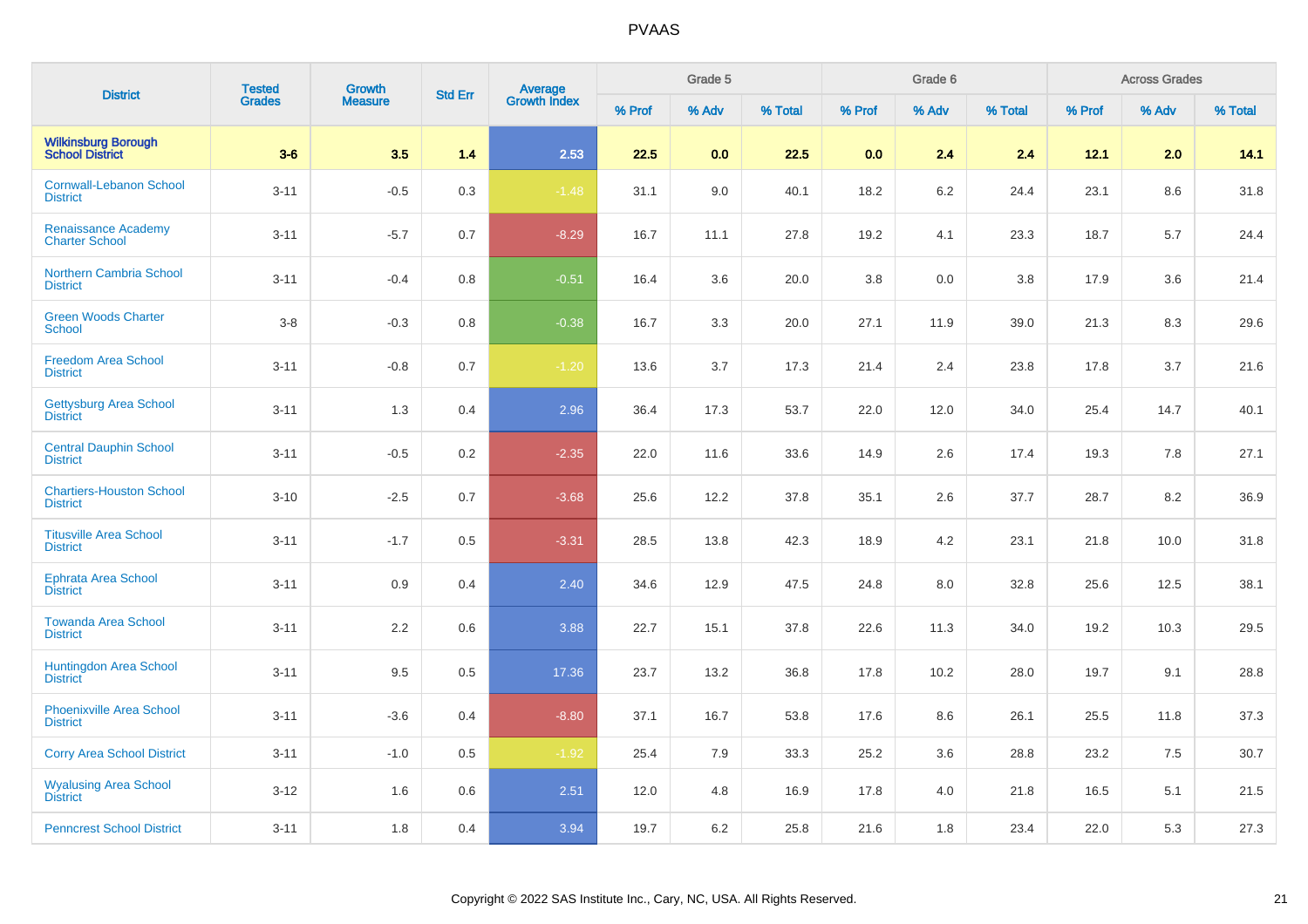# PVAAS

| District | Tested Grades | Growth Measure | Std Err | Average Growth Index | Grade 5 | | | Grade 6 | | | Across Grades | | |
|---|---|---|---|---|---|---|---|---|---|---|---|---|---|
| | | | | | % Prof | % Adv | % Total | % Prof | % Adv | % Total | % Prof | % Adv | % Total |
| **Wilkinsburg Borough School District** | **3-6** | **3.5** | **1.4** | **2.53** | **22.5** | **0.0** | **22.5** | **0.0** | **2.4** | **2.4** | **12.1** | **2.0** | **14.1** |
| Cornwall-Lebanon School District | 3-11 | -0.5 | 0.3 | -1.48 | 31.1 | 9.0 | 40.1 | 18.2 | 6.2 | 24.4 | 23.1 | 8.6 | 31.8 |
| Renaissance Academy Charter School | 3-11 | -5.7 | 0.7 | -8.29 | 16.7 | 11.1 | 27.8 | 19.2 | 4.1 | 23.3 | 18.7 | 5.7 | 24.4 |
| Northern Cambria School District | 3-11 | -0.4 | 0.8 | -0.51 | 16.4 | 3.6 | 20.0 | 3.8 | 0.0 | 3.8 | 17.9 | 3.6 | 21.4 |
| Green Woods Charter School | 3-8 | -0.3 | 0.8 | -0.38 | 16.7 | 3.3 | 20.0 | 27.1 | 11.9 | 39.0 | 21.3 | 8.3 | 29.6 |
| Freedom Area School District | 3-11 | -0.8 | 0.7 | -1.20 | 13.6 | 3.7 | 17.3 | 21.4 | 2.4 | 23.8 | 17.8 | 3.7 | 21.6 |
| Gettysburg Area School District | 3-11 | 1.3 | 0.4 | 2.96 | 36.4 | 17.3 | 53.7 | 22.0 | 12.0 | 34.0 | 25.4 | 14.7 | 40.1 |
| Central Dauphin School District | 3-11 | -0.5 | 0.2 | -2.35 | 22.0 | 11.6 | 33.6 | 14.9 | 2.6 | 17.4 | 19.3 | 7.8 | 27.1 |
| Chartiers-Houston School District | 3-10 | -2.5 | 0.7 | -3.68 | 25.6 | 12.2 | 37.8 | 35.1 | 2.6 | 37.7 | 28.7 | 8.2 | 36.9 |
| Titusville Area School District | 3-11 | -1.7 | 0.5 | -3.31 | 28.5 | 13.8 | 42.3 | 18.9 | 4.2 | 23.1 | 21.8 | 10.0 | 31.8 |
| Ephrata Area School District | 3-11 | 0.9 | 0.4 | 2.40 | 34.6 | 12.9 | 47.5 | 24.8 | 8.0 | 32.8 | 25.6 | 12.5 | 38.1 |
| Towanda Area School District | 3-11 | 2.2 | 0.6 | 3.88 | 22.7 | 15.1 | 37.8 | 22.6 | 11.3 | 34.0 | 19.2 | 10.3 | 29.5 |
| Huntingdon Area School District | 3-11 | 9.5 | 0.5 | 17.36 | 23.7 | 13.2 | 36.8 | 17.8 | 10.2 | 28.0 | 19.7 | 9.1 | 28.8 |
| Phoenixville Area School District | 3-11 | -3.6 | 0.4 | -8.80 | 37.1 | 16.7 | 53.8 | 17.6 | 8.6 | 26.1 | 25.5 | 11.8 | 37.3 |
| Corry Area School District | 3-11 | -1.0 | 0.5 | -1.92 | 25.4 | 7.9 | 33.3 | 25.2 | 3.6 | 28.8 | 23.2 | 7.5 | 30.7 |
| Wyalusing Area School District | 3-12 | 1.6 | 0.6 | 2.51 | 12.0 | 4.8 | 16.9 | 17.8 | 4.0 | 21.8 | 16.5 | 5.1 | 21.5 |
| Penncrest School District | 3-11 | 1.8 | 0.4 | 3.94 | 19.7 | 6.2 | 25.8 | 21.6 | 1.8 | 23.4 | 22.0 | 5.3 | 27.3 |

Copyright © 2022 SAS Institute Inc., Cary, NC, USA. All Rights Reserved.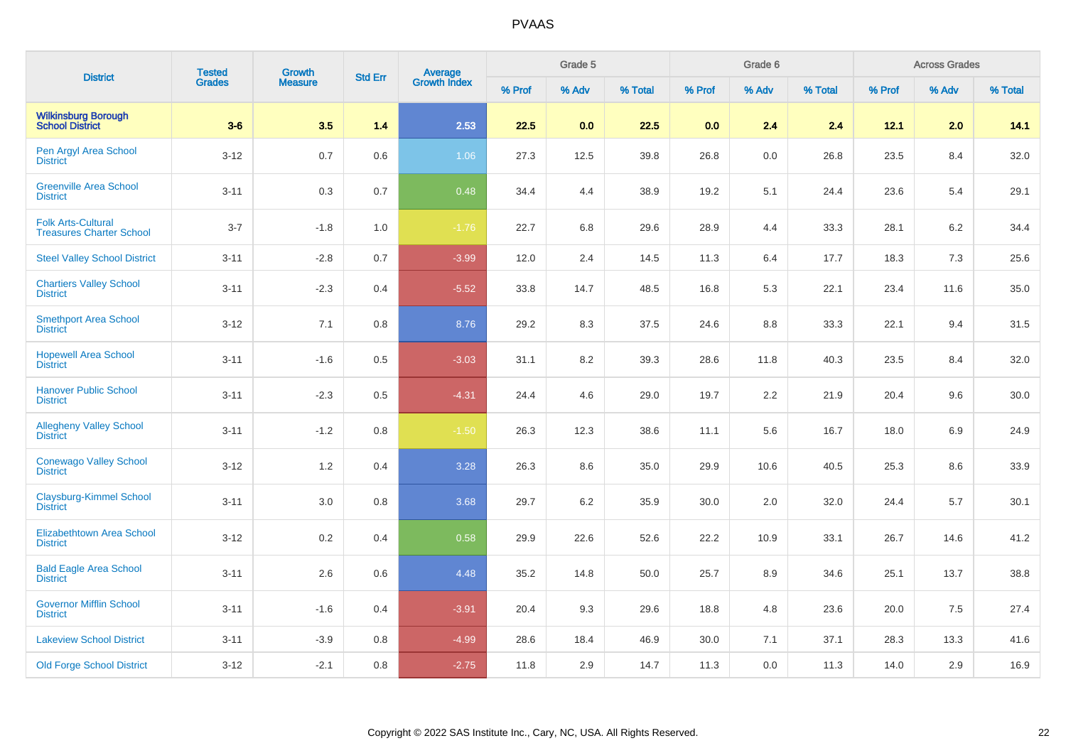PVAAS

| District | Tested Grades | Growth Measure | Std Err | Average Growth Index | Grade 5 | | | Grade 6 | | | Across Grades | | |
|---|---|---|---|---|---|---|---|---|---|---|---|---|---|
| | | | | | % Prof | % Adv | % Total | % Prof | % Adv | % Total | % Prof | % Adv | % Total |
| **Wilkinsburg Borough School District** | **3-6** | **3.5** | **1.4** | **2.53** | **22.5** | **0.0** | **22.5** | **0.0** | **2.4** | **2.4** | **12.1** | **2.0** | **14.1** |
| Pen Argyl Area School District | 3-12 | 0.7 | 0.6 | 1.06 | 27.3 | 12.5 | 39.8 | 26.8 | 0.0 | 26.8 | 23.5 | 8.4 | 32.0 |
| Greenville Area School District | 3-11 | 0.3 | 0.7 | 0.48 | 34.4 | 4.4 | 38.9 | 19.2 | 5.1 | 24.4 | 23.6 | 5.4 | 29.1 |
| Folk Arts-Cultural Treasures Charter School | 3-7 | -1.8 | 1.0 | -1.76 | 22.7 | 6.8 | 29.6 | 28.9 | 4.4 | 33.3 | 28.1 | 6.2 | 34.4 |
| Steel Valley School District | 3-11 | -2.8 | 0.7 | -3.99 | 12.0 | 2.4 | 14.5 | 11.3 | 6.4 | 17.7 | 18.3 | 7.3 | 25.6 |
| Chartiers Valley School District | 3-11 | -2.3 | 0.4 | -5.52 | 33.8 | 14.7 | 48.5 | 16.8 | 5.3 | 22.1 | 23.4 | 11.6 | 35.0 |
| Smethport Area School District | 3-12 | 7.1 | 0.8 | 8.76 | 29.2 | 8.3 | 37.5 | 24.6 | 8.8 | 33.3 | 22.1 | 9.4 | 31.5 |
| Hopewell Area School District | 3-11 | -1.6 | 0.5 | -3.03 | 31.1 | 8.2 | 39.3 | 28.6 | 11.8 | 40.3 | 23.5 | 8.4 | 32.0 |
| Hanover Public School District | 3-11 | -2.3 | 0.5 | -4.31 | 24.4 | 4.6 | 29.0 | 19.7 | 2.2 | 21.9 | 20.4 | 9.6 | 30.0 |
| Allegheny Valley School District | 3-11 | -1.2 | 0.8 | -1.50 | 26.3 | 12.3 | 38.6 | 11.1 | 5.6 | 16.7 | 18.0 | 6.9 | 24.9 |
| Conewago Valley School District | 3-12 | 1.2 | 0.4 | 3.28 | 26.3 | 8.6 | 35.0 | 29.9 | 10.6 | 40.5 | 25.3 | 8.6 | 33.9 |
| Claysburg-Kimmel School District | 3-11 | 3.0 | 0.8 | 3.68 | 29.7 | 6.2 | 35.9 | 30.0 | 2.0 | 32.0 | 24.4 | 5.7 | 30.1 |
| Elizabethtown Area School District | 3-12 | 0.2 | 0.4 | 0.58 | 29.9 | 22.6 | 52.6 | 22.2 | 10.9 | 33.1 | 26.7 | 14.6 | 41.2 |
| Bald Eagle Area School District | 3-11 | 2.6 | 0.6 | 4.48 | 35.2 | 14.8 | 50.0 | 25.7 | 8.9 | 34.6 | 25.1 | 13.7 | 38.8 |
| Governor Mifflin School District | 3-11 | -1.6 | 0.4 | -3.91 | 20.4 | 9.3 | 29.6 | 18.8 | 4.8 | 23.6 | 20.0 | 7.5 | 27.4 |
| Lakeview School District | 3-11 | -3.9 | 0.8 | -4.99 | 28.6 | 18.4 | 46.9 | 30.0 | 7.1 | 37.1 | 28.3 | 13.3 | 41.6 |
| Old Forge School District | 3-12 | -2.1 | 0.8 | -2.75 | 11.8 | 2.9 | 14.7 | 11.3 | 0.0 | 11.3 | 14.0 | 2.9 | 16.9 |

Copyright © 2022 SAS Institute Inc., Cary, NC, USA. All Rights Reserved.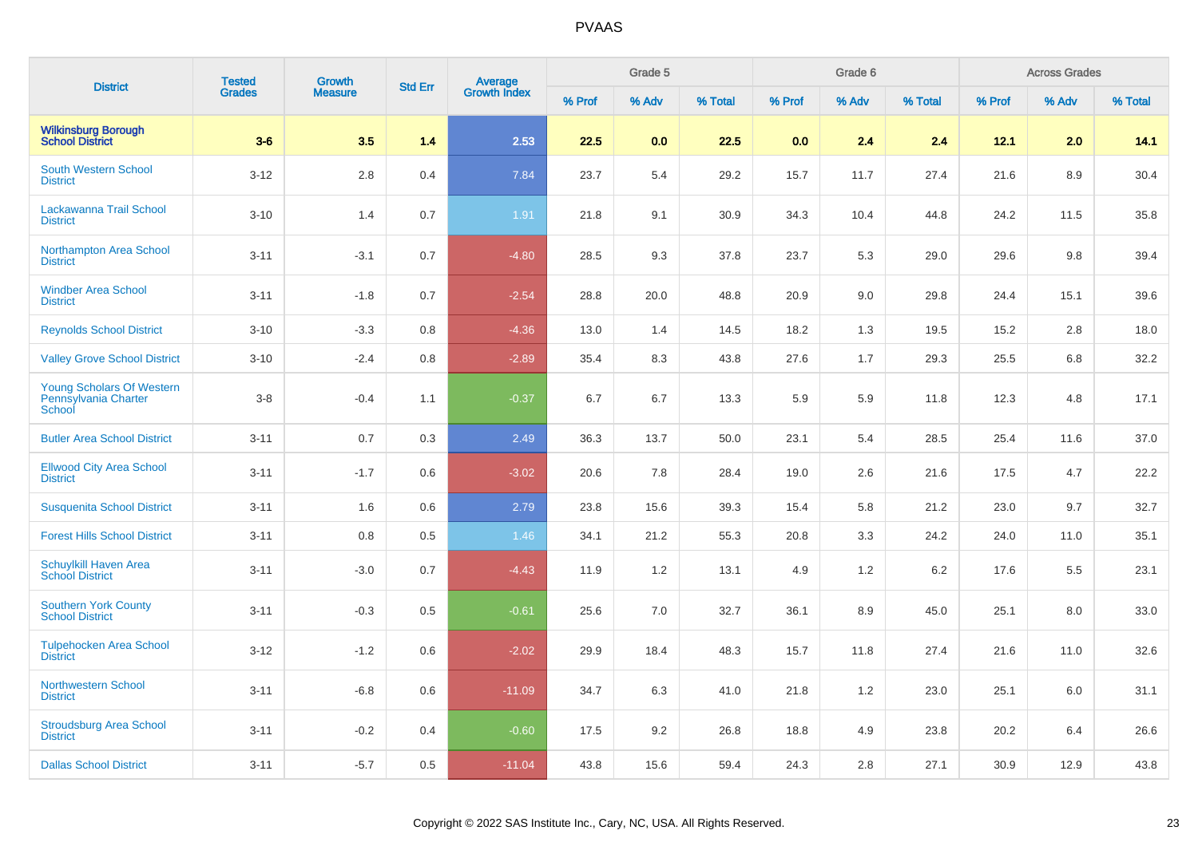# PVAAS

| District | Tested Grades | Growth Measure | Std Err | Average Growth Index | Grade 5 | | | Grade 6 | | | Across Grades | | |
|---|---|---|---|---|---|---|---|---|---|---|---|---|---|
| | | | | | % Prof | % Adv | % Total | % Prof | % Adv | % Total | % Prof | % Adv | % Total |
| **Wilkinsburg Borough School District** | **3-6** | **3.5** | **1.4** | **2.53** | **22.5** | **0.0** | **22.5** | **0.0** | **2.4** | **2.4** | **12.1** | **2.0** | **14.1** |
| South Western School District | 3-12 | 2.8 | 0.4 | 7.84 | 23.7 | 5.4 | 29.2 | 15.7 | 11.7 | 27.4 | 21.6 | 8.9 | 30.4 |
| Lackawanna Trail School District | 3-10 | 1.4 | 0.7 | 1.91 | 21.8 | 9.1 | 30.9 | 34.3 | 10.4 | 44.8 | 24.2 | 11.5 | 35.8 |
| Northampton Area School District | 3-11 | -3.1 | 0.7 | -4.80 | 28.5 | 9.3 | 37.8 | 23.7 | 5.3 | 29.0 | 29.6 | 9.8 | 39.4 |
| Windber Area School District | 3-11 | -1.8 | 0.7 | -2.54 | 28.8 | 20.0 | 48.8 | 20.9 | 9.0 | 29.8 | 24.4 | 15.1 | 39.6 |
| Reynolds School District | 3-10 | -3.3 | 0.8 | -4.36 | 13.0 | 1.4 | 14.5 | 18.2 | 1.3 | 19.5 | 15.2 | 2.8 | 18.0 |
| Valley Grove School District | 3-10 | -2.4 | 0.8 | -2.89 | 35.4 | 8.3 | 43.8 | 27.6 | 1.7 | 29.3 | 25.5 | 6.8 | 32.2 |
| Young Scholars Of Western Pennsylvania Charter School | 3-8 | -0.4 | 1.1 | -0.37 | 6.7 | 6.7 | 13.3 | 5.9 | 5.9 | 11.8 | 12.3 | 4.8 | 17.1 |
| Butler Area School District | 3-11 | 0.7 | 0.3 | 2.49 | 36.3 | 13.7 | 50.0 | 23.1 | 5.4 | 28.5 | 25.4 | 11.6 | 37.0 |
| Ellwood City Area School District | 3-11 | -1.7 | 0.6 | -3.02 | 20.6 | 7.8 | 28.4 | 19.0 | 2.6 | 21.6 | 17.5 | 4.7 | 22.2 |
| Susquenita School District | 3-11 | 1.6 | 0.6 | 2.79 | 23.8 | 15.6 | 39.3 | 15.4 | 5.8 | 21.2 | 23.0 | 9.7 | 32.7 |
| Forest Hills School District | 3-11 | 0.8 | 0.5 | 1.46 | 34.1 | 21.2 | 55.3 | 20.8 | 3.3 | 24.2 | 24.0 | 11.0 | 35.1 |
| Schuylkill Haven Area School District | 3-11 | -3.0 | 0.7 | -4.43 | 11.9 | 1.2 | 13.1 | 4.9 | 1.2 | 6.2 | 17.6 | 5.5 | 23.1 |
| Southern York County School District | 3-11 | -0.3 | 0.5 | -0.61 | 25.6 | 7.0 | 32.7 | 36.1 | 8.9 | 45.0 | 25.1 | 8.0 | 33.0 |
| Tulpehocken Area School District | 3-12 | -1.2 | 0.6 | -2.02 | 29.9 | 18.4 | 48.3 | 15.7 | 11.8 | 27.4 | 21.6 | 11.0 | 32.6 |
| Northwestern School District | 3-11 | -6.8 | 0.6 | -11.09 | 34.7 | 6.3 | 41.0 | 21.8 | 1.2 | 23.0 | 25.1 | 6.0 | 31.1 |
| Stroudsburg Area School District | 3-11 | -0.2 | 0.4 | -0.60 | 17.5 | 9.2 | 26.8 | 18.8 | 4.9 | 23.8 | 20.2 | 6.4 | 26.6 |
| Dallas School District | 3-11 | -5.7 | 0.5 | -11.04 | 43.8 | 15.6 | 59.4 | 24.3 | 2.8 | 27.1 | 30.9 | 12.9 | 43.8 |

Copyright © 2022 SAS Institute Inc., Cary, NC, USA. All Rights Reserved.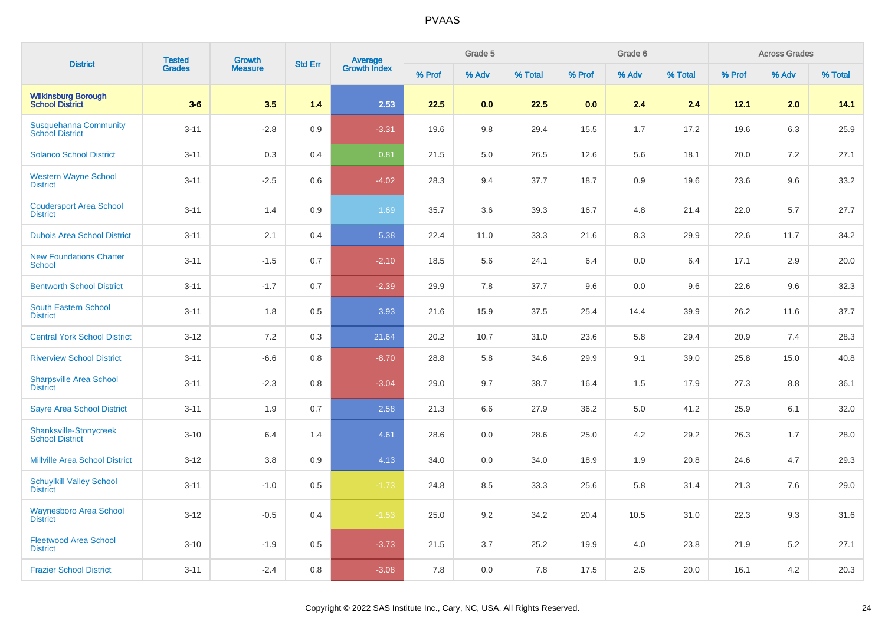# PVAAS

| District | Tested Grades | Growth Measure | Std Err | Average Growth Index | Grade 5 | | | Grade 6 | | | Across Grades | | |
|---|---|---|---|---|---|---|---|---|---|---|---|---|---|
| | | | | | % Prof | % Adv | % Total | % Prof | % Adv | % Total | % Prof | % Adv | % Total |
| **Wilkinsburg Borough School District** | **3-6** | **3.5** | **1.4** | **2.53** | **22.5** | **0.0** | **22.5** | **0.0** | **2.4** | **2.4** | **12.1** | **2.0** | **14.1** |
| Susquehanna Community School District | 3-11 | -2.8 | 0.9 | -3.31 | 19.6 | 9.8 | 29.4 | 15.5 | 1.7 | 17.2 | 19.6 | 6.3 | 25.9 |
| Solanco School District | 3-11 | 0.3 | 0.4 | 0.81 | 21.5 | 5.0 | 26.5 | 12.6 | 5.6 | 18.1 | 20.0 | 7.2 | 27.1 |
| Western Wayne School District | 3-11 | -2.5 | 0.6 | -4.02 | 28.3 | 9.4 | 37.7 | 18.7 | 0.9 | 19.6 | 23.6 | 9.6 | 33.2 |
| Coudersport Area School District | 3-11 | 1.4 | 0.9 | 1.69 | 35.7 | 3.6 | 39.3 | 16.7 | 4.8 | 21.4 | 22.0 | 5.7 | 27.7 |
| Dubois Area School District | 3-11 | 2.1 | 0.4 | 5.38 | 22.4 | 11.0 | 33.3 | 21.6 | 8.3 | 29.9 | 22.6 | 11.7 | 34.2 |
| New Foundations Charter School | 3-11 | -1.5 | 0.7 | -2.10 | 18.5 | 5.6 | 24.1 | 6.4 | 0.0 | 6.4 | 17.1 | 2.9 | 20.0 |
| Bentworth School District | 3-11 | -1.7 | 0.7 | -2.39 | 29.9 | 7.8 | 37.7 | 9.6 | 0.0 | 9.6 | 22.6 | 9.6 | 32.3 |
| South Eastern School District | 3-11 | 1.8 | 0.5 | 3.93 | 21.6 | 15.9 | 37.5 | 25.4 | 14.4 | 39.9 | 26.2 | 11.6 | 37.7 |
| Central York School District | 3-12 | 7.2 | 0.3 | 21.64 | 20.2 | 10.7 | 31.0 | 23.6 | 5.8 | 29.4 | 20.9 | 7.4 | 28.3 |
| Riverview School District | 3-11 | -6.6 | 0.8 | -8.70 | 28.8 | 5.8 | 34.6 | 29.9 | 9.1 | 39.0 | 25.8 | 15.0 | 40.8 |
| Sharpsville Area School District | 3-11 | -2.3 | 0.8 | -3.04 | 29.0 | 9.7 | 38.7 | 16.4 | 1.5 | 17.9 | 27.3 | 8.8 | 36.1 |
| Sayre Area School District | 3-11 | 1.9 | 0.7 | 2.58 | 21.3 | 6.6 | 27.9 | 36.2 | 5.0 | 41.2 | 25.9 | 6.1 | 32.0 |
| Shanksville-Stonycreek School District | 3-10 | 6.4 | 1.4 | 4.61 | 28.6 | 0.0 | 28.6 | 25.0 | 4.2 | 29.2 | 26.3 | 1.7 | 28.0 |
| Millville Area School District | 3-12 | 3.8 | 0.9 | 4.13 | 34.0 | 0.0 | 34.0 | 18.9 | 1.9 | 20.8 | 24.6 | 4.7 | 29.3 |
| Schuylkill Valley School District | 3-11 | -1.0 | 0.5 | -1.73 | 24.8 | 8.5 | 33.3 | 25.6 | 5.8 | 31.4 | 21.3 | 7.6 | 29.0 |
| Waynesboro Area School District | 3-12 | -0.5 | 0.4 | -1.53 | 25.0 | 9.2 | 34.2 | 20.4 | 10.5 | 31.0 | 22.3 | 9.3 | 31.6 |
| Fleetwood Area School District | 3-10 | -1.9 | 0.5 | -3.73 | 21.5 | 3.7 | 25.2 | 19.9 | 4.0 | 23.8 | 21.9 | 5.2 | 27.1 |
| Frazier School District | 3-11 | -2.4 | 0.8 | -3.08 | 7.8 | 0.0 | 7.8 | 17.5 | 2.5 | 20.0 | 16.1 | 4.2 | 20.3 |

Copyright © 2022 SAS Institute Inc., Cary, NC, USA. All Rights Reserved.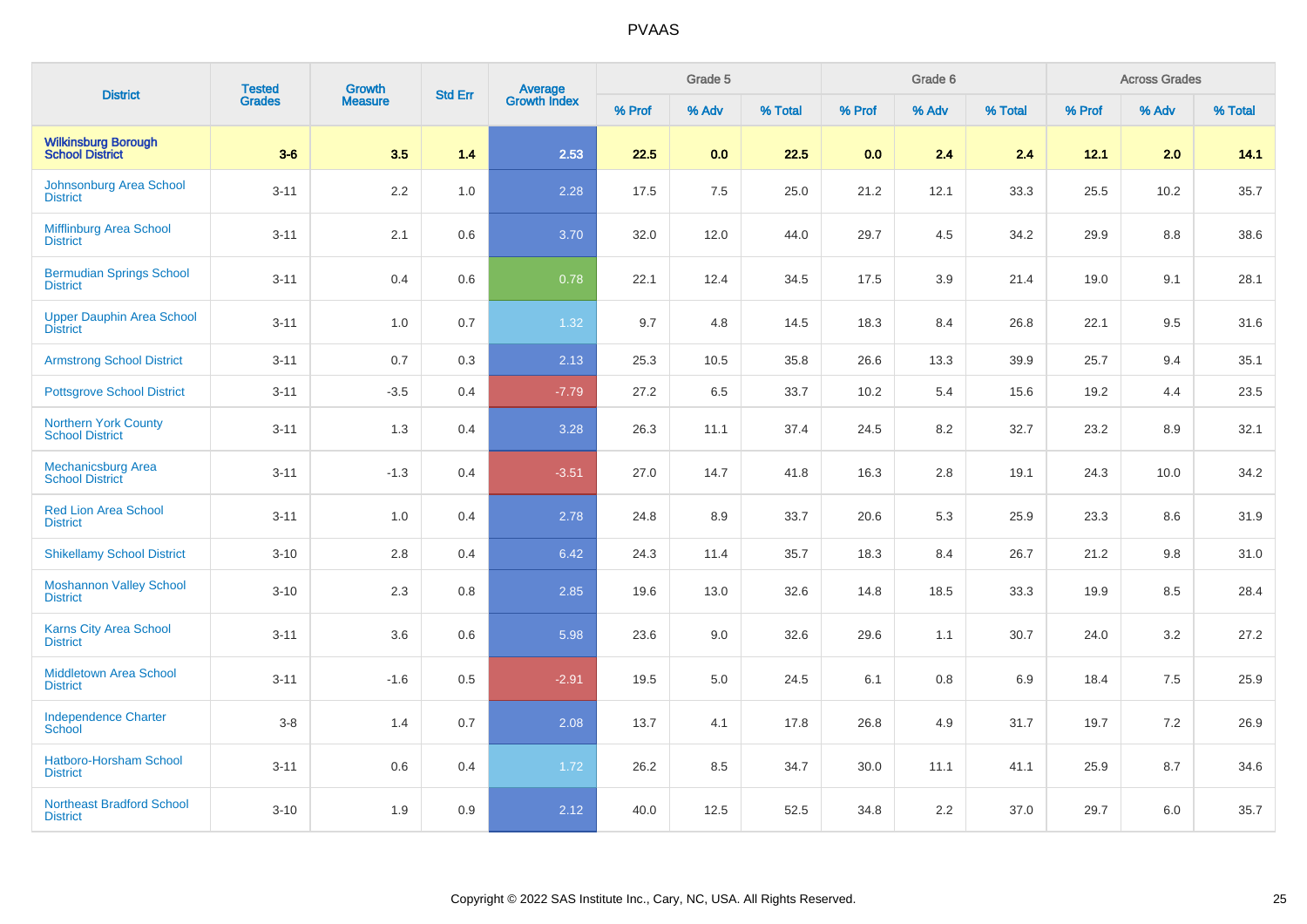# PVAAS

| District | Tested Grades | Growth Measure | Std Err | Average Growth Index | Grade 5 | | | Grade 6 | | | Across Grades | | |
|---|---|---|---|---|---|---|---|---|---|---|---|---|---|
| | | | | | % Prof | % Adv | % Total | % Prof | % Adv | % Total | % Prof | % Adv | % Total |
| **Wilkinsburg Borough School District** | **3-6** | **3.5** | **1.4** | **2.53** | **22.5** | **0.0** | **22.5** | **0.0** | **2.4** | **2.4** | **12.1** | **2.0** | **14.1** |
| Johnsonburg Area School District | 3-11 | 2.2 | 1.0 | 2.28 | 17.5 | 7.5 | 25.0 | 21.2 | 12.1 | 33.3 | 25.5 | 10.2 | 35.7 |
| Mifflinburg Area School District | 3-11 | 2.1 | 0.6 | 3.70 | 32.0 | 12.0 | 44.0 | 29.7 | 4.5 | 34.2 | 29.9 | 8.8 | 38.6 |
| Bermudian Springs School District | 3-11 | 0.4 | 0.6 | 0.78 | 22.1 | 12.4 | 34.5 | 17.5 | 3.9 | 21.4 | 19.0 | 9.1 | 28.1 |
| Upper Dauphin Area School District | 3-11 | 1.0 | 0.7 | 1.32 | 9.7 | 4.8 | 14.5 | 18.3 | 8.4 | 26.8 | 22.1 | 9.5 | 31.6 |
| Armstrong School District | 3-11 | 0.7 | 0.3 | 2.13 | 25.3 | 10.5 | 35.8 | 26.6 | 13.3 | 39.9 | 25.7 | 9.4 | 35.1 |
| Pottsgrove School District | 3-11 | -3.5 | 0.4 | -7.79 | 27.2 | 6.5 | 33.7 | 10.2 | 5.4 | 15.6 | 19.2 | 4.4 | 23.5 |
| Northern York County School District | 3-11 | 1.3 | 0.4 | 3.28 | 26.3 | 11.1 | 37.4 | 24.5 | 8.2 | 32.7 | 23.2 | 8.9 | 32.1 |
| Mechanicsburg Area School District | 3-11 | -1.3 | 0.4 | -3.51 | 27.0 | 14.7 | 41.8 | 16.3 | 2.8 | 19.1 | 24.3 | 10.0 | 34.2 |
| Red Lion Area School District | 3-11 | 1.0 | 0.4 | 2.78 | 24.8 | 8.9 | 33.7 | 20.6 | 5.3 | 25.9 | 23.3 | 8.6 | 31.9 |
| Shikellamy School District | 3-10 | 2.8 | 0.4 | 6.42 | 24.3 | 11.4 | 35.7 | 18.3 | 8.4 | 26.7 | 21.2 | 9.8 | 31.0 |
| Moshannon Valley School District | 3-10 | 2.3 | 0.8 | 2.85 | 19.6 | 13.0 | 32.6 | 14.8 | 18.5 | 33.3 | 19.9 | 8.5 | 28.4 |
| Karns City Area School District | 3-11 | 3.6 | 0.6 | 5.98 | 23.6 | 9.0 | 32.6 | 29.6 | 1.1 | 30.7 | 24.0 | 3.2 | 27.2 |
| Middletown Area School District | 3-11 | -1.6 | 0.5 | -2.91 | 19.5 | 5.0 | 24.5 | 6.1 | 0.8 | 6.9 | 18.4 | 7.5 | 25.9 |
| Independence Charter School | 3-8 | 1.4 | 0.7 | 2.08 | 13.7 | 4.1 | 17.8 | 26.8 | 4.9 | 31.7 | 19.7 | 7.2 | 26.9 |
| Hatboro-Horsham School District | 3-11 | 0.6 | 0.4 | 1.72 | 26.2 | 8.5 | 34.7 | 30.0 | 11.1 | 41.1 | 25.9 | 8.7 | 34.6 |
| Northeast Bradford School District | 3-10 | 1.9 | 0.9 | 2.12 | 40.0 | 12.5 | 52.5 | 34.8 | 2.2 | 37.0 | 29.7 | 6.0 | 35.7 |

Copyright © 2022 SAS Institute Inc., Cary, NC, USA. All Rights Reserved.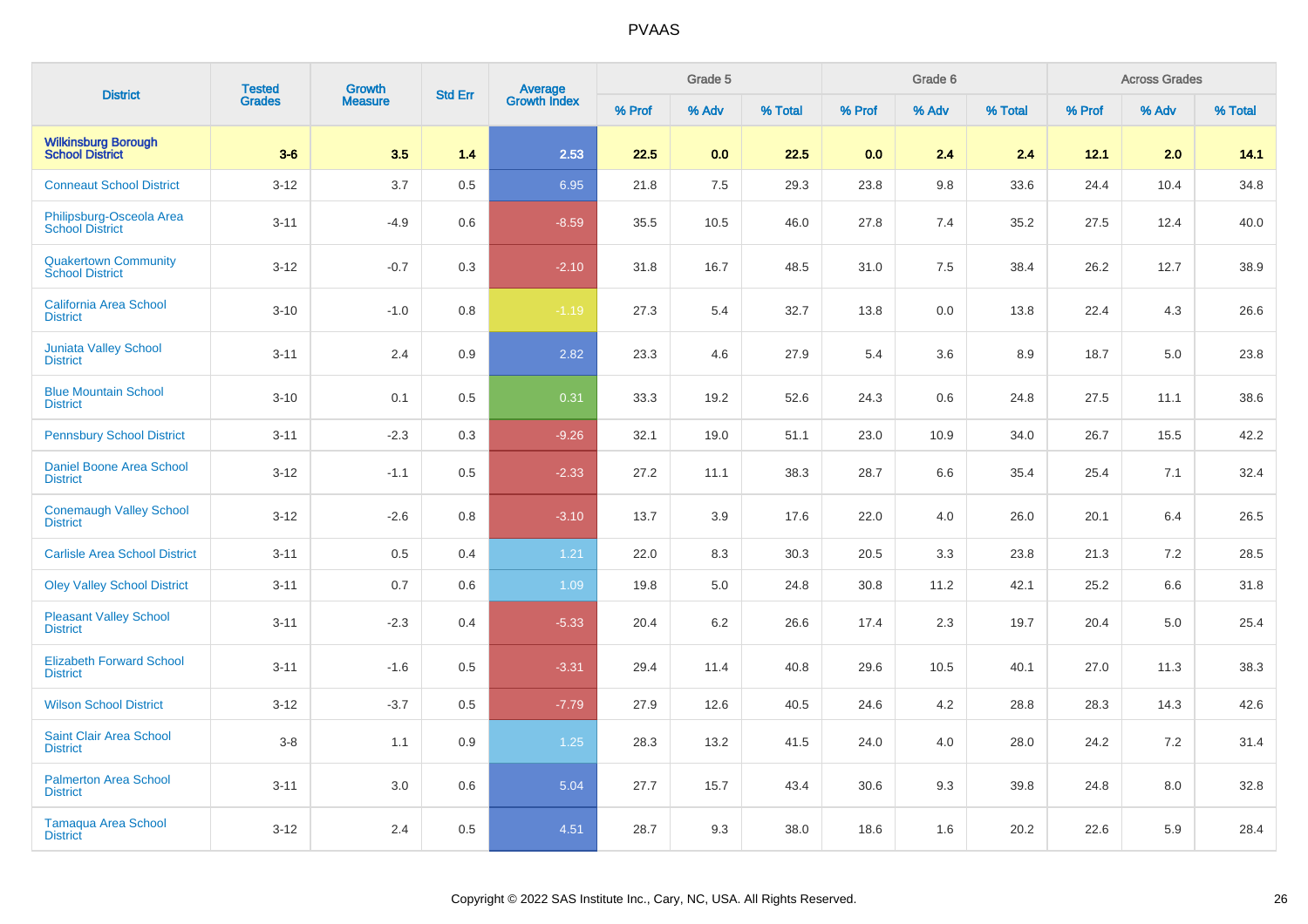# PVAAS

| District | Tested Grades | Growth Measure | Std Err | Average Growth Index | Grade 5 | | | Grade 6 | | | Across Grades | | |
|---|---|---|---|---|---|---|---|---|---|---|---|---|---|
| | | | | | % Prof | % Adv | % Total | % Prof | % Adv | % Total | % Prof | % Adv | % Total |
| **Wilkinsburg Borough School District** | **3-6** | **3.5** | **1.4** | **2.53** | **22.5** | **0.0** | **22.5** | **0.0** | **2.4** | **2.4** | **12.1** | **2.0** | **14.1** |
| Conneaut School District | 3-12 | 3.7 | 0.5 | 6.95 | 21.8 | 7.5 | 29.3 | 23.8 | 9.8 | 33.6 | 24.4 | 10.4 | 34.8 |
| Philipsburg-Osceola Area School District | 3-11 | -4.9 | 0.6 | -8.59 | 35.5 | 10.5 | 46.0 | 27.8 | 7.4 | 35.2 | 27.5 | 12.4 | 40.0 |
| Quakertown Community School District | 3-12 | -0.7 | 0.3 | -2.10 | 31.8 | 16.7 | 48.5 | 31.0 | 7.5 | 38.4 | 26.2 | 12.7 | 38.9 |
| California Area School District | 3-10 | -1.0 | 0.8 | -1.19 | 27.3 | 5.4 | 32.7 | 13.8 | 0.0 | 13.8 | 22.4 | 4.3 | 26.6 |
| Juniata Valley School District | 3-11 | 2.4 | 0.9 | 2.82 | 23.3 | 4.6 | 27.9 | 5.4 | 3.6 | 8.9 | 18.7 | 5.0 | 23.8 |
| Blue Mountain School District | 3-10 | 0.1 | 0.5 | 0.31 | 33.3 | 19.2 | 52.6 | 24.3 | 0.6 | 24.8 | 27.5 | 11.1 | 38.6 |
| Pennsbury School District | 3-11 | -2.3 | 0.3 | -9.26 | 32.1 | 19.0 | 51.1 | 23.0 | 10.9 | 34.0 | 26.7 | 15.5 | 42.2 |
| Daniel Boone Area School District | 3-12 | -1.1 | 0.5 | -2.33 | 27.2 | 11.1 | 38.3 | 28.7 | 6.6 | 35.4 | 25.4 | 7.1 | 32.4 |
| Conemaugh Valley School District | 3-12 | -2.6 | 0.8 | -3.10 | 13.7 | 3.9 | 17.6 | 22.0 | 4.0 | 26.0 | 20.1 | 6.4 | 26.5 |
| Carlisle Area School District | 3-11 | 0.5 | 0.4 | 1.21 | 22.0 | 8.3 | 30.3 | 20.5 | 3.3 | 23.8 | 21.3 | 7.2 | 28.5 |
| Oley Valley School District | 3-11 | 0.7 | 0.6 | 1.09 | 19.8 | 5.0 | 24.8 | 30.8 | 11.2 | 42.1 | 25.2 | 6.6 | 31.8 |
| Pleasant Valley School District | 3-11 | -2.3 | 0.4 | -5.33 | 20.4 | 6.2 | 26.6 | 17.4 | 2.3 | 19.7 | 20.4 | 5.0 | 25.4 |
| Elizabeth Forward School District | 3-11 | -1.6 | 0.5 | -3.31 | 29.4 | 11.4 | 40.8 | 29.6 | 10.5 | 40.1 | 27.0 | 11.3 | 38.3 |
| Wilson School District | 3-12 | -3.7 | 0.5 | -7.79 | 27.9 | 12.6 | 40.5 | 24.6 | 4.2 | 28.8 | 28.3 | 14.3 | 42.6 |
| Saint Clair Area School District | 3-8 | 1.1 | 0.9 | 1.25 | 28.3 | 13.2 | 41.5 | 24.0 | 4.0 | 28.0 | 24.2 | 7.2 | 31.4 |
| Palmerton Area School District | 3-11 | 3.0 | 0.6 | 5.04 | 27.7 | 15.7 | 43.4 | 30.6 | 9.3 | 39.8 | 24.8 | 8.0 | 32.8 |
| Tamaqua Area School District | 3-12 | 2.4 | 0.5 | 4.51 | 28.7 | 9.3 | 38.0 | 18.6 | 1.6 | 20.2 | 22.6 | 5.9 | 28.4 |

Copyright © 2022 SAS Institute Inc., Cary, NC, USA. All Rights Reserved.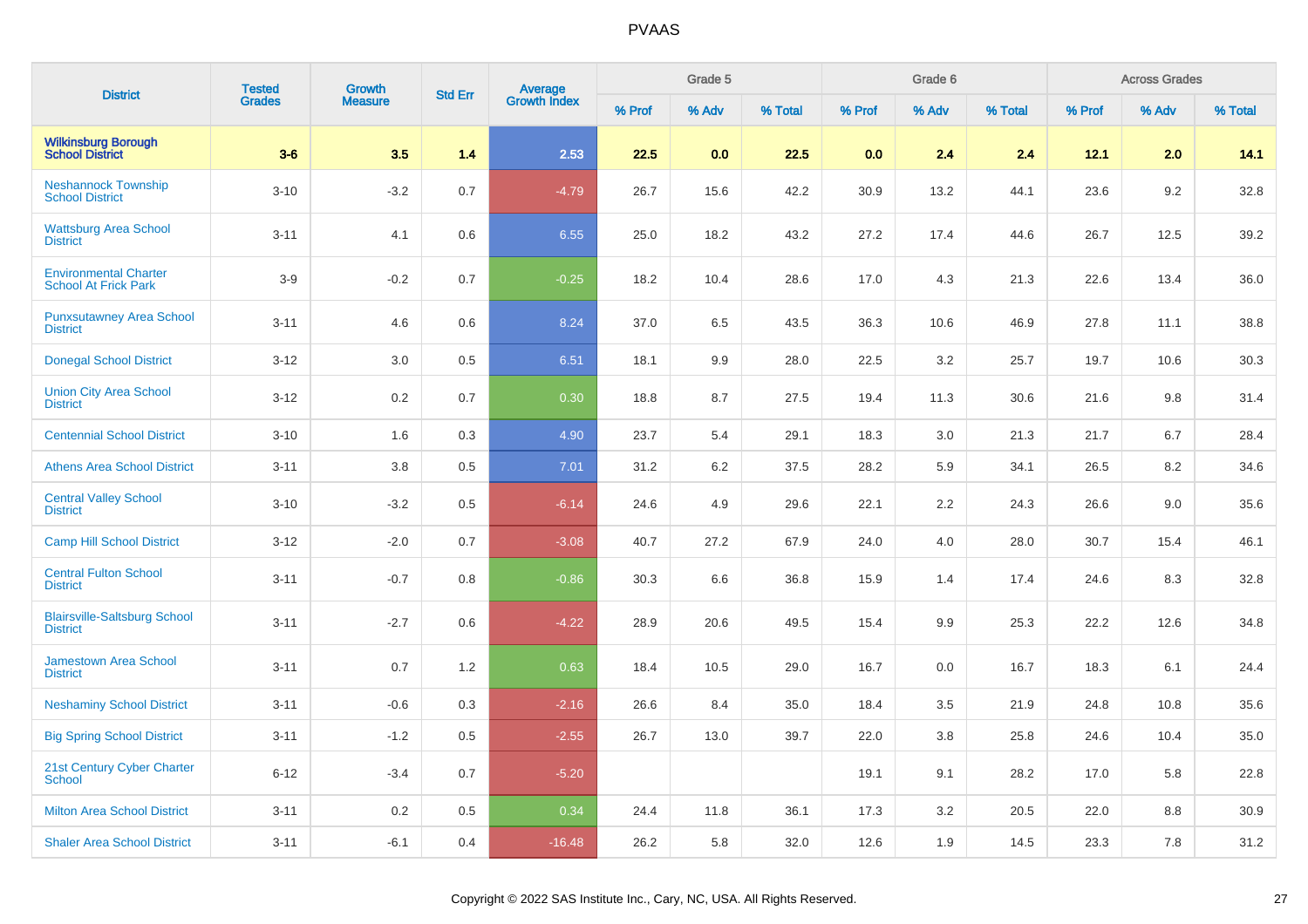# PVAAS

| District | Tested Grades | Growth Measure | Std Err | Average Growth Index | Grade 5 | | | Grade 6 | | | Across Grades | | |
|---|---|---|---|---|---|---|---|---|---|---|---|---|---|
| | | | | | % Prof | % Adv | % Total | % Prof | % Adv | % Total | % Prof | % Adv | % Total |
| **Wilkinsburg Borough School District** | **3-6** | **3.5** | **1.4** | **2.53** | **22.5** | **0.0** | **22.5** | **0.0** | **2.4** | **2.4** | **12.1** | **2.0** | **14.1** |
| Neshannock Township School District | 3-10 | -3.2 | 0.7 | -4.79 | 26.7 | 15.6 | 42.2 | 30.9 | 13.2 | 44.1 | 23.6 | 9.2 | 32.8 |
| Wattsburg Area School District | 3-11 | 4.1 | 0.6 | 6.55 | 25.0 | 18.2 | 43.2 | 27.2 | 17.4 | 44.6 | 26.7 | 12.5 | 39.2 |
| Environmental Charter School At Frick Park | 3-9 | -0.2 | 0.7 | -0.25 | 18.2 | 10.4 | 28.6 | 17.0 | 4.3 | 21.3 | 22.6 | 13.4 | 36.0 |
| Punxsutawney Area School District | 3-11 | 4.6 | 0.6 | 8.24 | 37.0 | 6.5 | 43.5 | 36.3 | 10.6 | 46.9 | 27.8 | 11.1 | 38.8 |
| Donegal School District | 3-12 | 3.0 | 0.5 | 6.51 | 18.1 | 9.9 | 28.0 | 22.5 | 3.2 | 25.7 | 19.7 | 10.6 | 30.3 |
| Union City Area School District | 3-12 | 0.2 | 0.7 | 0.30 | 18.8 | 8.7 | 27.5 | 19.4 | 11.3 | 30.6 | 21.6 | 9.8 | 31.4 |
| Centennial School District | 3-10 | 1.6 | 0.3 | 4.90 | 23.7 | 5.4 | 29.1 | 18.3 | 3.0 | 21.3 | 21.7 | 6.7 | 28.4 |
| Athens Area School District | 3-11 | 3.8 | 0.5 | 7.01 | 31.2 | 6.2 | 37.5 | 28.2 | 5.9 | 34.1 | 26.5 | 8.2 | 34.6 |
| Central Valley School District | 3-10 | -3.2 | 0.5 | -6.14 | 24.6 | 4.9 | 29.6 | 22.1 | 2.2 | 24.3 | 26.6 | 9.0 | 35.6 |
| Camp Hill School District | 3-12 | -2.0 | 0.7 | -3.08 | 40.7 | 27.2 | 67.9 | 24.0 | 4.0 | 28.0 | 30.7 | 15.4 | 46.1 |
| Central Fulton School District | 3-11 | -0.7 | 0.8 | -0.86 | 30.3 | 6.6 | 36.8 | 15.9 | 1.4 | 17.4 | 24.6 | 8.3 | 32.8 |
| Blairsville-Saltsburg School District | 3-11 | -2.7 | 0.6 | -4.22 | 28.9 | 20.6 | 49.5 | 15.4 | 9.9 | 25.3 | 22.2 | 12.6 | 34.8 |
| Jamestown Area School District | 3-11 | 0.7 | 1.2 | 0.63 | 18.4 | 10.5 | 29.0 | 16.7 | 0.0 | 16.7 | 18.3 | 6.1 | 24.4 |
| Neshaminy School District | 3-11 | -0.6 | 0.3 | -2.16 | 26.6 | 8.4 | 35.0 | 18.4 | 3.5 | 21.9 | 24.8 | 10.8 | 35.6 |
| Big Spring School District | 3-11 | -1.2 | 0.5 | -2.55 | 26.7 | 13.0 | 39.7 | 22.0 | 3.8 | 25.8 | 24.6 | 10.4 | 35.0 |
| 21st Century Cyber Charter School | 6-12 | -3.4 | 0.7 | -5.20 | | | | 19.1 | 9.1 | 28.2 | 17.0 | 5.8 | 22.8 |
| Milton Area School District | 3-11 | 0.2 | 0.5 | 0.34 | 24.4 | 11.8 | 36.1 | 17.3 | 3.2 | 20.5 | 22.0 | 8.8 | 30.9 |
| Shaler Area School District | 3-11 | -6.1 | 0.4 | -16.48 | 26.2 | 5.8 | 32.0 | 12.6 | 1.9 | 14.5 | 23.3 | 7.8 | 31.2 |

Copyright © 2022 SAS Institute Inc., Cary, NC, USA. All Rights Reserved.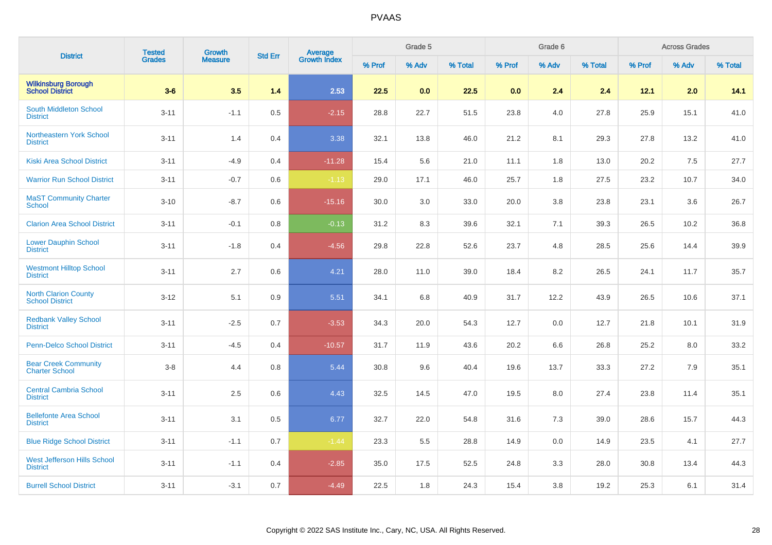| District | Tested Grades | Growth Measure | Std Err | Average Growth Index | Grade 5 | | | Grade 6 | | | Across Grades | | |
|---|---|---|---|---|---|---|---|---|---|---|---|---|---|
| | | | | | % Prof | % Adv | % Total | % Prof | % Adv | % Total | % Prof | % Adv | % Total |
| **Wilkinsburg Borough School District** | **3-6** | **3.5** | **1.4** | **2.53** | **22.5** | **0.0** | **22.5** | **0.0** | **2.4** | **2.4** | **12.1** | **2.0** | **14.1** |
| South Middleton School District | 3-11 | -1.1 | 0.5 | -2.15 | 28.8 | 22.7 | 51.5 | 23.8 | 4.0 | 27.8 | 25.9 | 15.1 | 41.0 |
| Northeastern York School District | 3-11 | 1.4 | 0.4 | 3.38 | 32.1 | 13.8 | 46.0 | 21.2 | 8.1 | 29.3 | 27.8 | 13.2 | 41.0 |
| Kiski Area School District | 3-11 | -4.9 | 0.4 | -11.28 | 15.4 | 5.6 | 21.0 | 11.1 | 1.8 | 13.0 | 20.2 | 7.5 | 27.7 |
| Warrior Run School District | 3-11 | -0.7 | 0.6 | -1.13 | 29.0 | 17.1 | 46.0 | 25.7 | 1.8 | 27.5 | 23.2 | 10.7 | 34.0 |
| MaST Community Charter School | 3-10 | -8.7 | 0.6 | -15.16 | 30.0 | 3.0 | 33.0 | 20.0 | 3.8 | 23.8 | 23.1 | 3.6 | 26.7 |
| Clarion Area School District | 3-11 | -0.1 | 0.8 | -0.13 | 31.2 | 8.3 | 39.6 | 32.1 | 7.1 | 39.3 | 26.5 | 10.2 | 36.8 |
| Lower Dauphin School District | 3-11 | -1.8 | 0.4 | -4.56 | 29.8 | 22.8 | 52.6 | 23.7 | 4.8 | 28.5 | 25.6 | 14.4 | 39.9 |
| Westmont Hilltop School District | 3-11 | 2.7 | 0.6 | 4.21 | 28.0 | 11.0 | 39.0 | 18.4 | 8.2 | 26.5 | 24.1 | 11.7 | 35.7 |
| North Clarion County School District | 3-12 | 5.1 | 0.9 | 5.51 | 34.1 | 6.8 | 40.9 | 31.7 | 12.2 | 43.9 | 26.5 | 10.6 | 37.1 |
| Redbank Valley School District | 3-11 | -2.5 | 0.7 | -3.53 | 34.3 | 20.0 | 54.3 | 12.7 | 0.0 | 12.7 | 21.8 | 10.1 | 31.9 |
| Penn-Delco School District | 3-11 | -4.5 | 0.4 | -10.57 | 31.7 | 11.9 | 43.6 | 20.2 | 6.6 | 26.8 | 25.2 | 8.0 | 33.2 |
| Bear Creek Community Charter School | 3-8 | 4.4 | 0.8 | 5.44 | 30.8 | 9.6 | 40.4 | 19.6 | 13.7 | 33.3 | 27.2 | 7.9 | 35.1 |
| Central Cambria School District | 3-11 | 2.5 | 0.6 | 4.43 | 32.5 | 14.5 | 47.0 | 19.5 | 8.0 | 27.4 | 23.8 | 11.4 | 35.1 |
| Bellefonte Area School District | 3-11 | 3.1 | 0.5 | 6.77 | 32.7 | 22.0 | 54.8 | 31.6 | 7.3 | 39.0 | 28.6 | 15.7 | 44.3 |
| Blue Ridge School District | 3-11 | -1.1 | 0.7 | -1.44 | 23.3 | 5.5 | 28.8 | 14.9 | 0.0 | 14.9 | 23.5 | 4.1 | 27.7 |
| West Jefferson Hills School District | 3-11 | -1.1 | 0.4 | -2.85 | 35.0 | 17.5 | 52.5 | 24.8 | 3.3 | 28.0 | 30.8 | 13.4 | 44.3 |
| Burrell School District | 3-11 | -3.1 | 0.7 | -4.49 | 22.5 | 1.8 | 24.3 | 15.4 | 3.8 | 19.2 | 25.3 | 6.1 | 31.4 |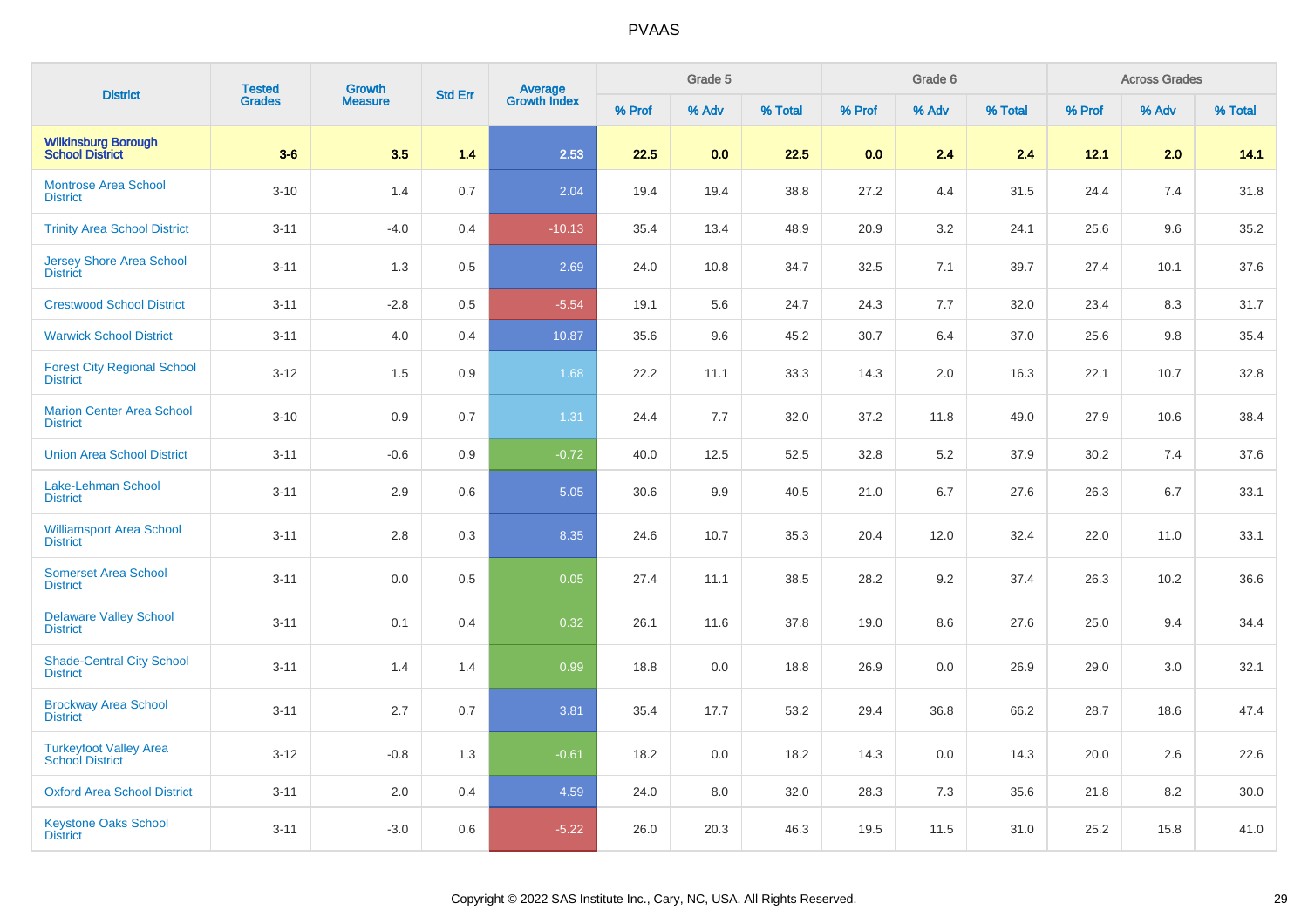# PVAAS

| District | Tested Grades | Growth Measure | Std Err | Average Growth Index | Grade 5 | | | Grade 6 | | | Across Grades | | |
|---|---|---|---|---|---|---|---|---|---|---|---|---|---|
| | | | | | % Prof | % Adv | % Total | % Prof | % Adv | % Total | % Prof | % Adv | % Total |
| **Wilkinsburg Borough School District** | **3-6** | **3.5** | **1.4** | **2.53** | **22.5** | **0.0** | **22.5** | **0.0** | **2.4** | **2.4** | **12.1** | **2.0** | **14.1** |
| Montrose Area School District | 3-10 | 1.4 | 0.7 | 2.04 | 19.4 | 19.4 | 38.8 | 27.2 | 4.4 | 31.5 | 24.4 | 7.4 | 31.8 |
| Trinity Area School District | 3-11 | -4.0 | 0.4 | -10.13 | 35.4 | 13.4 | 48.9 | 20.9 | 3.2 | 24.1 | 25.6 | 9.6 | 35.2 |
| Jersey Shore Area School District | 3-11 | 1.3 | 0.5 | 2.69 | 24.0 | 10.8 | 34.7 | 32.5 | 7.1 | 39.7 | 27.4 | 10.1 | 37.6 |
| Crestwood School District | 3-11 | -2.8 | 0.5 | -5.54 | 19.1 | 5.6 | 24.7 | 24.3 | 7.7 | 32.0 | 23.4 | 8.3 | 31.7 |
| Warwick School District | 3-11 | 4.0 | 0.4 | 10.87 | 35.6 | 9.6 | 45.2 | 30.7 | 6.4 | 37.0 | 25.6 | 9.8 | 35.4 |
| Forest City Regional School District | 3-12 | 1.5 | 0.9 | 1.68 | 22.2 | 11.1 | 33.3 | 14.3 | 2.0 | 16.3 | 22.1 | 10.7 | 32.8 |
| Marion Center Area School District | 3-10 | 0.9 | 0.7 | 1.31 | 24.4 | 7.7 | 32.0 | 37.2 | 11.8 | 49.0 | 27.9 | 10.6 | 38.4 |
| Union Area School District | 3-11 | -0.6 | 0.9 | -0.72 | 40.0 | 12.5 | 52.5 | 32.8 | 5.2 | 37.9 | 30.2 | 7.4 | 37.6 |
| Lake-Lehman School District | 3-11 | 2.9 | 0.6 | 5.05 | 30.6 | 9.9 | 40.5 | 21.0 | 6.7 | 27.6 | 26.3 | 6.7 | 33.1 |
| Williamsport Area School District | 3-11 | 2.8 | 0.3 | 8.35 | 24.6 | 10.7 | 35.3 | 20.4 | 12.0 | 32.4 | 22.0 | 11.0 | 33.1 |
| Somerset Area School District | 3-11 | 0.0 | 0.5 | 0.05 | 27.4 | 11.1 | 38.5 | 28.2 | 9.2 | 37.4 | 26.3 | 10.2 | 36.6 |
| Delaware Valley School District | 3-11 | 0.1 | 0.4 | 0.32 | 26.1 | 11.6 | 37.8 | 19.0 | 8.6 | 27.6 | 25.0 | 9.4 | 34.4 |
| Shade-Central City School District | 3-11 | 1.4 | 1.4 | 0.99 | 18.8 | 0.0 | 18.8 | 26.9 | 0.0 | 26.9 | 29.0 | 3.0 | 32.1 |
| Brockway Area School District | 3-11 | 2.7 | 0.7 | 3.81 | 35.4 | 17.7 | 53.2 | 29.4 | 36.8 | 66.2 | 28.7 | 18.6 | 47.4 |
| Turkeyfoot Valley Area School District | 3-12 | -0.8 | 1.3 | -0.61 | 18.2 | 0.0 | 18.2 | 14.3 | 0.0 | 14.3 | 20.0 | 2.6 | 22.6 |
| Oxford Area School District | 3-11 | 2.0 | 0.4 | 4.59 | 24.0 | 8.0 | 32.0 | 28.3 | 7.3 | 35.6 | 21.8 | 8.2 | 30.0 |
| Keystone Oaks School District | 3-11 | -3.0 | 0.6 | -5.22 | 26.0 | 20.3 | 46.3 | 19.5 | 11.5 | 31.0 | 25.2 | 15.8 | 41.0 |

Copyright © 2022 SAS Institute Inc., Cary, NC, USA. All Rights Reserved.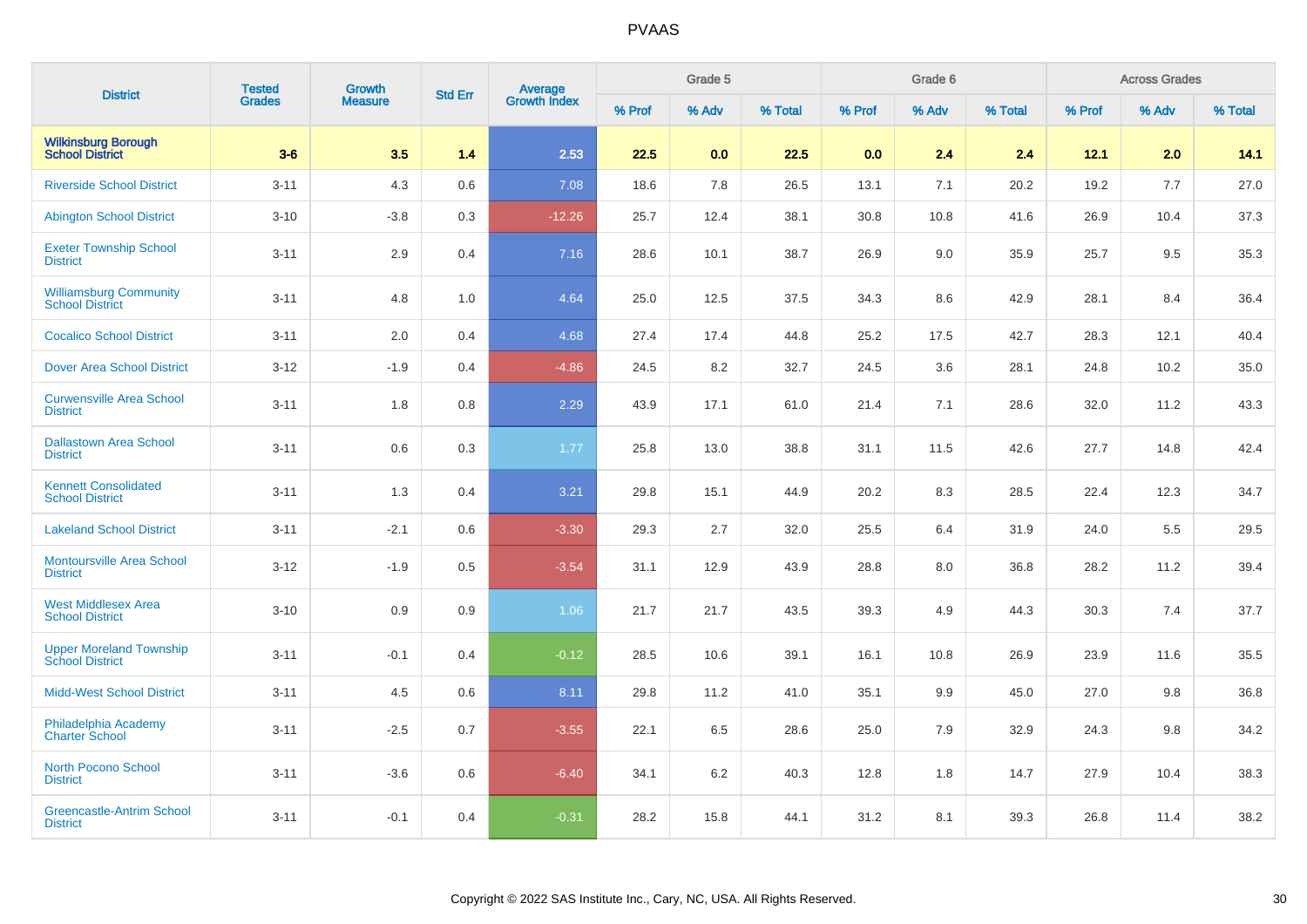| District | Tested Grades | Growth Measure | Std Err | Average Growth Index | Grade 5 | | | Grade 6 | | | Across Grades | | |
|---|---|---|---|---|---|---|---|---|---|---|---|---|---|
| | | | | | % Prof | % Adv | % Total | % Prof | % Adv | % Total | % Prof | % Adv | % Total |
| **Wilkinsburg Borough School District** | **3-6** | **3.5** | **1.4** | **2.53** | **22.5** | **0.0** | **22.5** | **0.0** | **2.4** | **2.4** | **12.1** | **2.0** | **14.1** |
| Riverside School District | 3-11 | 4.3 | 0.6 | 7.08 | 18.6 | 7.8 | 26.5 | 13.1 | 7.1 | 20.2 | 19.2 | 7.7 | 27.0 |
| Abington School District | 3-10 | -3.8 | 0.3 | -12.26 | 25.7 | 12.4 | 38.1 | 30.8 | 10.8 | 41.6 | 26.9 | 10.4 | 37.3 |
| Exeter Township School District | 3-11 | 2.9 | 0.4 | 7.16 | 28.6 | 10.1 | 38.7 | 26.9 | 9.0 | 35.9 | 25.7 | 9.5 | 35.3 |
| Williamsburg Community School District | 3-11 | 4.8 | 1.0 | 4.64 | 25.0 | 12.5 | 37.5 | 34.3 | 8.6 | 42.9 | 28.1 | 8.4 | 36.4 |
| Cocalico School District | 3-11 | 2.0 | 0.4 | 4.68 | 27.4 | 17.4 | 44.8 | 25.2 | 17.5 | 42.7 | 28.3 | 12.1 | 40.4 |
| Dover Area School District | 3-12 | -1.9 | 0.4 | -4.86 | 24.5 | 8.2 | 32.7 | 24.5 | 3.6 | 28.1 | 24.8 | 10.2 | 35.0 |
| Curwensville Area School District | 3-11 | 1.8 | 0.8 | 2.29 | 43.9 | 17.1 | 61.0 | 21.4 | 7.1 | 28.6 | 32.0 | 11.2 | 43.3 |
| Dallastown Area School District | 3-11 | 0.6 | 0.3 | 1.77 | 25.8 | 13.0 | 38.8 | 31.1 | 11.5 | 42.6 | 27.7 | 14.8 | 42.4 |
| Kennett Consolidated School District | 3-11 | 1.3 | 0.4 | 3.21 | 29.8 | 15.1 | 44.9 | 20.2 | 8.3 | 28.5 | 22.4 | 12.3 | 34.7 |
| Lakeland School District | 3-11 | -2.1 | 0.6 | -3.30 | 29.3 | 2.7 | 32.0 | 25.5 | 6.4 | 31.9 | 24.0 | 5.5 | 29.5 |
| Montoursville Area School District | 3-12 | -1.9 | 0.5 | -3.54 | 31.1 | 12.9 | 43.9 | 28.8 | 8.0 | 36.8 | 28.2 | 11.2 | 39.4 |
| West Middlesex Area School District | 3-10 | 0.9 | 0.9 | 1.06 | 21.7 | 21.7 | 43.5 | 39.3 | 4.9 | 44.3 | 30.3 | 7.4 | 37.7 |
| Upper Moreland Township School District | 3-11 | -0.1 | 0.4 | -0.12 | 28.5 | 10.6 | 39.1 | 16.1 | 10.8 | 26.9 | 23.9 | 11.6 | 35.5 |
| Midd-West School District | 3-11 | 4.5 | 0.6 | 8.11 | 29.8 | 11.2 | 41.0 | 35.1 | 9.9 | 45.0 | 27.0 | 9.8 | 36.8 |
| Philadelphia Academy Charter School | 3-11 | -2.5 | 0.7 | -3.55 | 22.1 | 6.5 | 28.6 | 25.0 | 7.9 | 32.9 | 24.3 | 9.8 | 34.2 |
| North Pocono School District | 3-11 | -3.6 | 0.6 | -6.40 | 34.1 | 6.2 | 40.3 | 12.8 | 1.8 | 14.7 | 27.9 | 10.4 | 38.3 |
| Greencastle-Antrim School District | 3-11 | -0.1 | 0.4 | -0.31 | 28.2 | 15.8 | 44.1 | 31.2 | 8.1 | 39.3 | 26.8 | 11.4 | 38.2 |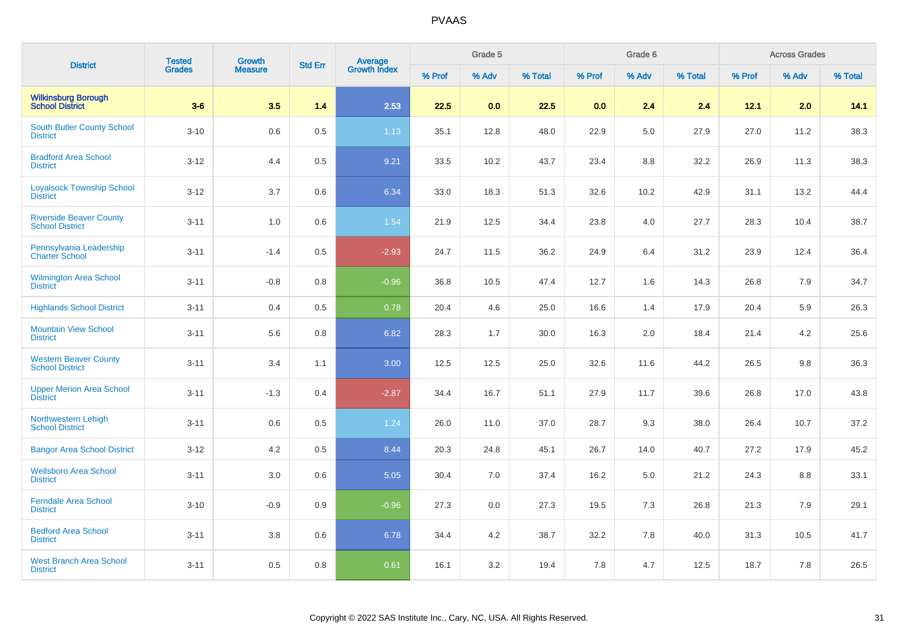| District | Tested Grades | Growth Measure | Std Err | Average Growth Index | Grade 5 | | | Grade 6 | | | Across Grades | | |
|---|---|---|---|---|---|---|---|---|---|---|---|---|---|
| | | | | | % Prof | % Adv | % Total | % Prof | % Adv | % Total | % Prof | % Adv | % Total |
| **Wilkinsburg Borough School District** | **3-6** | **3.5** | **1.4** | **2.53** | **22.5** | **0.0** | **22.5** | **0.0** | **2.4** | **2.4** | **12.1** | **2.0** | **14.1** |
| South Butler County School District | 3-10 | 0.6 | 0.5 | 1.13 | 35.1 | 12.8 | 48.0 | 22.9 | 5.0 | 27.9 | 27.0 | 11.2 | 38.3 |
| Bradford Area School District | 3-12 | 4.4 | 0.5 | 9.21 | 33.5 | 10.2 | 43.7 | 23.4 | 8.8 | 32.2 | 26.9 | 11.3 | 38.3 |
| Loyalsock Township School District | 3-12 | 3.7 | 0.6 | 6.34 | 33.0 | 18.3 | 51.3 | 32.6 | 10.2 | 42.9 | 31.1 | 13.2 | 44.4 |
| Riverside Beaver County School District | 3-11 | 1.0 | 0.6 | 1.54 | 21.9 | 12.5 | 34.4 | 23.8 | 4.0 | 27.7 | 28.3 | 10.4 | 38.7 |
| Pennsylvania Leadership Charter School | 3-11 | -1.4 | 0.5 | -2.93 | 24.7 | 11.5 | 36.2 | 24.9 | 6.4 | 31.2 | 23.9 | 12.4 | 36.4 |
| Wilmington Area School District | 3-11 | -0.8 | 0.8 | -0.96 | 36.8 | 10.5 | 47.4 | 12.7 | 1.6 | 14.3 | 26.8 | 7.9 | 34.7 |
| Highlands School District | 3-11 | 0.4 | 0.5 | 0.78 | 20.4 | 4.6 | 25.0 | 16.6 | 1.4 | 17.9 | 20.4 | 5.9 | 26.3 |
| Mountain View School District | 3-11 | 5.6 | 0.8 | 6.82 | 28.3 | 1.7 | 30.0 | 16.3 | 2.0 | 18.4 | 21.4 | 4.2 | 25.6 |
| Western Beaver County School District | 3-11 | 3.4 | 1.1 | 3.00 | 12.5 | 12.5 | 25.0 | 32.6 | 11.6 | 44.2 | 26.5 | 9.8 | 36.3 |
| Upper Merion Area School District | 3-11 | -1.3 | 0.4 | -2.87 | 34.4 | 16.7 | 51.1 | 27.9 | 11.7 | 39.6 | 26.8 | 17.0 | 43.8 |
| Northwestern Lehigh School District | 3-11 | 0.6 | 0.5 | 1.24 | 26.0 | 11.0 | 37.0 | 28.7 | 9.3 | 38.0 | 26.4 | 10.7 | 37.2 |
| Bangor Area School District | 3-12 | 4.2 | 0.5 | 8.44 | 20.3 | 24.8 | 45.1 | 26.7 | 14.0 | 40.7 | 27.2 | 17.9 | 45.2 |
| Wellsboro Area School District | 3-11 | 3.0 | 0.6 | 5.05 | 30.4 | 7.0 | 37.4 | 16.2 | 5.0 | 21.2 | 24.3 | 8.8 | 33.1 |
| Ferndale Area School District | 3-10 | -0.9 | 0.9 | -0.96 | 27.3 | 0.0 | 27.3 | 19.5 | 7.3 | 26.8 | 21.3 | 7.9 | 29.1 |
| Bedford Area School District | 3-11 | 3.8 | 0.6 | 6.78 | 34.4 | 4.2 | 38.7 | 32.2 | 7.8 | 40.0 | 31.3 | 10.5 | 41.7 |
| West Branch Area School District | 3-11 | 0.5 | 0.8 | 0.61 | 16.1 | 3.2 | 19.4 | 7.8 | 4.7 | 12.5 | 18.7 | 7.8 | 26.5 |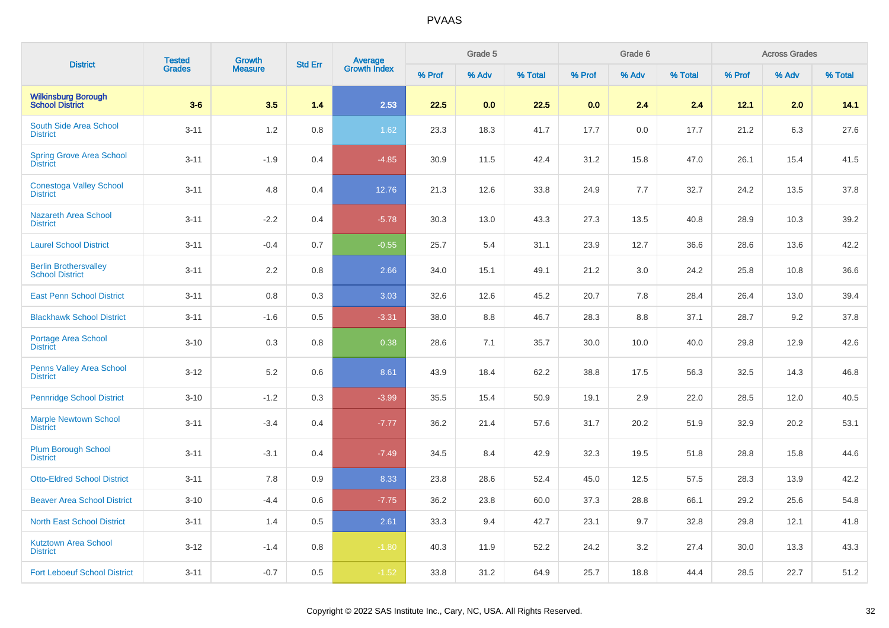# PVAAS

| District | Tested Grades | Growth Measure | Std Err | Average Growth Index | Grade 5 | | | Grade 6 | | | Across Grades | | |
|---|---|---|---|---|---|---|---|---|---|---|---|---|---|
| | | | | | % Prof | % Adv | % Total | % Prof | % Adv | % Total | % Prof | % Adv | % Total |
| **Wilkinsburg Borough School District** | **3-6** | **3.5** | **1.4** | **2.53** | **22.5** | **0.0** | **22.5** | **0.0** | **2.4** | **2.4** | **12.1** | **2.0** | **14.1** |
| South Side Area School District | 3-11 | 1.2 | 0.8 | 1.62 | 23.3 | 18.3 | 41.7 | 17.7 | 0.0 | 17.7 | 21.2 | 6.3 | 27.6 |
| Spring Grove Area School District | 3-11 | -1.9 | 0.4 | -4.85 | 30.9 | 11.5 | 42.4 | 31.2 | 15.8 | 47.0 | 26.1 | 15.4 | 41.5 |
| Conestoga Valley School District | 3-11 | 4.8 | 0.4 | 12.76 | 21.3 | 12.6 | 33.8 | 24.9 | 7.7 | 32.7 | 24.2 | 13.5 | 37.8 |
| Nazareth Area School District | 3-11 | -2.2 | 0.4 | -5.78 | 30.3 | 13.0 | 43.3 | 27.3 | 13.5 | 40.8 | 28.9 | 10.3 | 39.2 |
| Laurel School District | 3-11 | -0.4 | 0.7 | -0.55 | 25.7 | 5.4 | 31.1 | 23.9 | 12.7 | 36.6 | 28.6 | 13.6 | 42.2 |
| Berlin Brothersvalley School District | 3-11 | 2.2 | 0.8 | 2.66 | 34.0 | 15.1 | 49.1 | 21.2 | 3.0 | 24.2 | 25.8 | 10.8 | 36.6 |
| East Penn School District | 3-11 | 0.8 | 0.3 | 3.03 | 32.6 | 12.6 | 45.2 | 20.7 | 7.8 | 28.4 | 26.4 | 13.0 | 39.4 |
| Blackhawk School District | 3-11 | -1.6 | 0.5 | -3.31 | 38.0 | 8.8 | 46.7 | 28.3 | 8.8 | 37.1 | 28.7 | 9.2 | 37.8 |
| Portage Area School District | 3-10 | 0.3 | 0.8 | 0.38 | 28.6 | 7.1 | 35.7 | 30.0 | 10.0 | 40.0 | 29.8 | 12.9 | 42.6 |
| Penns Valley Area School District | 3-12 | 5.2 | 0.6 | 8.61 | 43.9 | 18.4 | 62.2 | 38.8 | 17.5 | 56.3 | 32.5 | 14.3 | 46.8 |
| Pennridge School District | 3-10 | -1.2 | 0.3 | -3.99 | 35.5 | 15.4 | 50.9 | 19.1 | 2.9 | 22.0 | 28.5 | 12.0 | 40.5 |
| Marple Newtown School District | 3-11 | -3.4 | 0.4 | -7.77 | 36.2 | 21.4 | 57.6 | 31.7 | 20.2 | 51.9 | 32.9 | 20.2 | 53.1 |
| Plum Borough School District | 3-11 | -3.1 | 0.4 | -7.49 | 34.5 | 8.4 | 42.9 | 32.3 | 19.5 | 51.8 | 28.8 | 15.8 | 44.6 |
| Otto-Eldred School District | 3-11 | 7.8 | 0.9 | 8.33 | 23.8 | 28.6 | 52.4 | 45.0 | 12.5 | 57.5 | 28.3 | 13.9 | 42.2 |
| Beaver Area School District | 3-10 | -4.4 | 0.6 | -7.75 | 36.2 | 23.8 | 60.0 | 37.3 | 28.8 | 66.1 | 29.2 | 25.6 | 54.8 |
| North East School District | 3-11 | 1.4 | 0.5 | 2.61 | 33.3 | 9.4 | 42.7 | 23.1 | 9.7 | 32.8 | 29.8 | 12.1 | 41.8 |
| Kutztown Area School District | 3-12 | -1.4 | 0.8 | -1.80 | 40.3 | 11.9 | 52.2 | 24.2 | 3.2 | 27.4 | 30.0 | 13.3 | 43.3 |
| Fort Leboeuf School District | 3-11 | -0.7 | 0.5 | -1.52 | 33.8 | 31.2 | 64.9 | 25.7 | 18.8 | 44.4 | 28.5 | 22.7 | 51.2 |

Copyright © 2022 SAS Institute Inc., Cary, NC, USA. All Rights Reserved.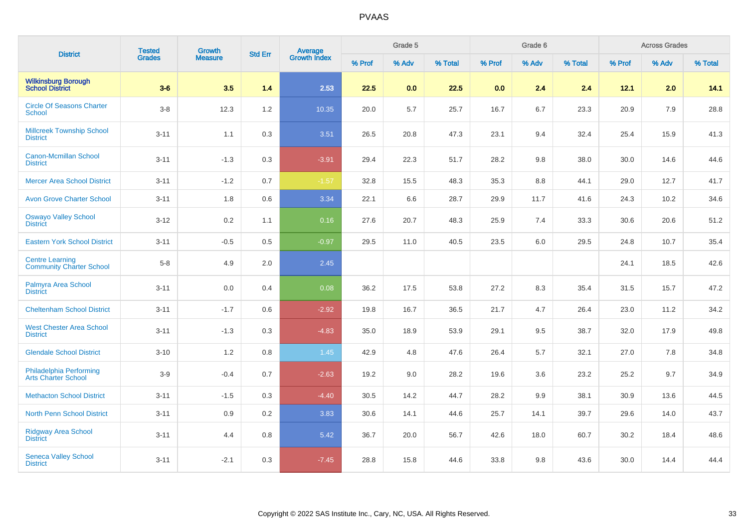# PVAAS

| District | Tested Grades | Growth Measure | Std Err | Average Growth Index | Grade 5 | | | Grade 6 | | | Across Grades | | |
|---|---|---|---|---|---|---|---|---|---|---|---|---|---|
| | | | | | % Prof | % Adv | % Total | % Prof | % Adv | % Total | % Prof | % Adv | % Total |
| **Wilkinsburg Borough School District** | **3-6** | **3.5** | **1.4** | **2.53** | **22.5** | **0.0** | **22.5** | **0.0** | **2.4** | **2.4** | **12.1** | **2.0** | **14.1** |
| Circle Of Seasons Charter School | 3-8 | 12.3 | 1.2 | 10.35 | 20.0 | 5.7 | 25.7 | 16.7 | 6.7 | 23.3 | 20.9 | 7.9 | 28.8 |
| Millcreek Township School District | 3-11 | 1.1 | 0.3 | 3.51 | 26.5 | 20.8 | 47.3 | 23.1 | 9.4 | 32.4 | 25.4 | 15.9 | 41.3 |
| Canon-Mcmillan School District | 3-11 | -1.3 | 0.3 | -3.91 | 29.4 | 22.3 | 51.7 | 28.2 | 9.8 | 38.0 | 30.0 | 14.6 | 44.6 |
| Mercer Area School District | 3-11 | -1.2 | 0.7 | -1.57 | 32.8 | 15.5 | 48.3 | 35.3 | 8.8 | 44.1 | 29.0 | 12.7 | 41.7 |
| Avon Grove Charter School | 3-11 | 1.8 | 0.6 | 3.34 | 22.1 | 6.6 | 28.7 | 29.9 | 11.7 | 41.6 | 24.3 | 10.2 | 34.6 |
| Oswayo Valley School District | 3-12 | 0.2 | 1.1 | 0.16 | 27.6 | 20.7 | 48.3 | 25.9 | 7.4 | 33.3 | 30.6 | 20.6 | 51.2 |
| Eastern York School District | 3-11 | -0.5 | 0.5 | -0.97 | 29.5 | 11.0 | 40.5 | 23.5 | 6.0 | 29.5 | 24.8 | 10.7 | 35.4 |
| Centre Learning Community Charter School | 5-8 | 4.9 | 2.0 | 2.45 | | | | | | | 24.1 | 18.5 | 42.6 |
| Palmyra Area School District | 3-11 | 0.0 | 0.4 | 0.08 | 36.2 | 17.5 | 53.8 | 27.2 | 8.3 | 35.4 | 31.5 | 15.7 | 47.2 |
| Cheltenham School District | 3-11 | -1.7 | 0.6 | -2.92 | 19.8 | 16.7 | 36.5 | 21.7 | 4.7 | 26.4 | 23.0 | 11.2 | 34.2 |
| West Chester Area School District | 3-11 | -1.3 | 0.3 | -4.83 | 35.0 | 18.9 | 53.9 | 29.1 | 9.5 | 38.7 | 32.0 | 17.9 | 49.8 |
| Glendale School District | 3-10 | 1.2 | 0.8 | 1.45 | 42.9 | 4.8 | 47.6 | 26.4 | 5.7 | 32.1 | 27.0 | 7.8 | 34.8 |
| Philadelphia Performing Arts Charter School | 3-9 | -0.4 | 0.7 | -2.63 | 19.2 | 9.0 | 28.2 | 19.6 | 3.6 | 23.2 | 25.2 | 9.7 | 34.9 |
| Methacton School District | 3-11 | -1.5 | 0.3 | -4.40 | 30.5 | 14.2 | 44.7 | 28.2 | 9.9 | 38.1 | 30.9 | 13.6 | 44.5 |
| North Penn School District | 3-11 | 0.9 | 0.2 | 3.83 | 30.6 | 14.1 | 44.6 | 25.7 | 14.1 | 39.7 | 29.6 | 14.0 | 43.7 |
| Ridgway Area School District | 3-11 | 4.4 | 0.8 | 5.42 | 36.7 | 20.0 | 56.7 | 42.6 | 18.0 | 60.7 | 30.2 | 18.4 | 48.6 |
| Seneca Valley School District | 3-11 | -2.1 | 0.3 | -7.45 | 28.8 | 15.8 | 44.6 | 33.8 | 9.8 | 43.6 | 30.0 | 14.4 | 44.4 |

Copyright © 2022 SAS Institute Inc., Cary, NC, USA. All Rights Reserved.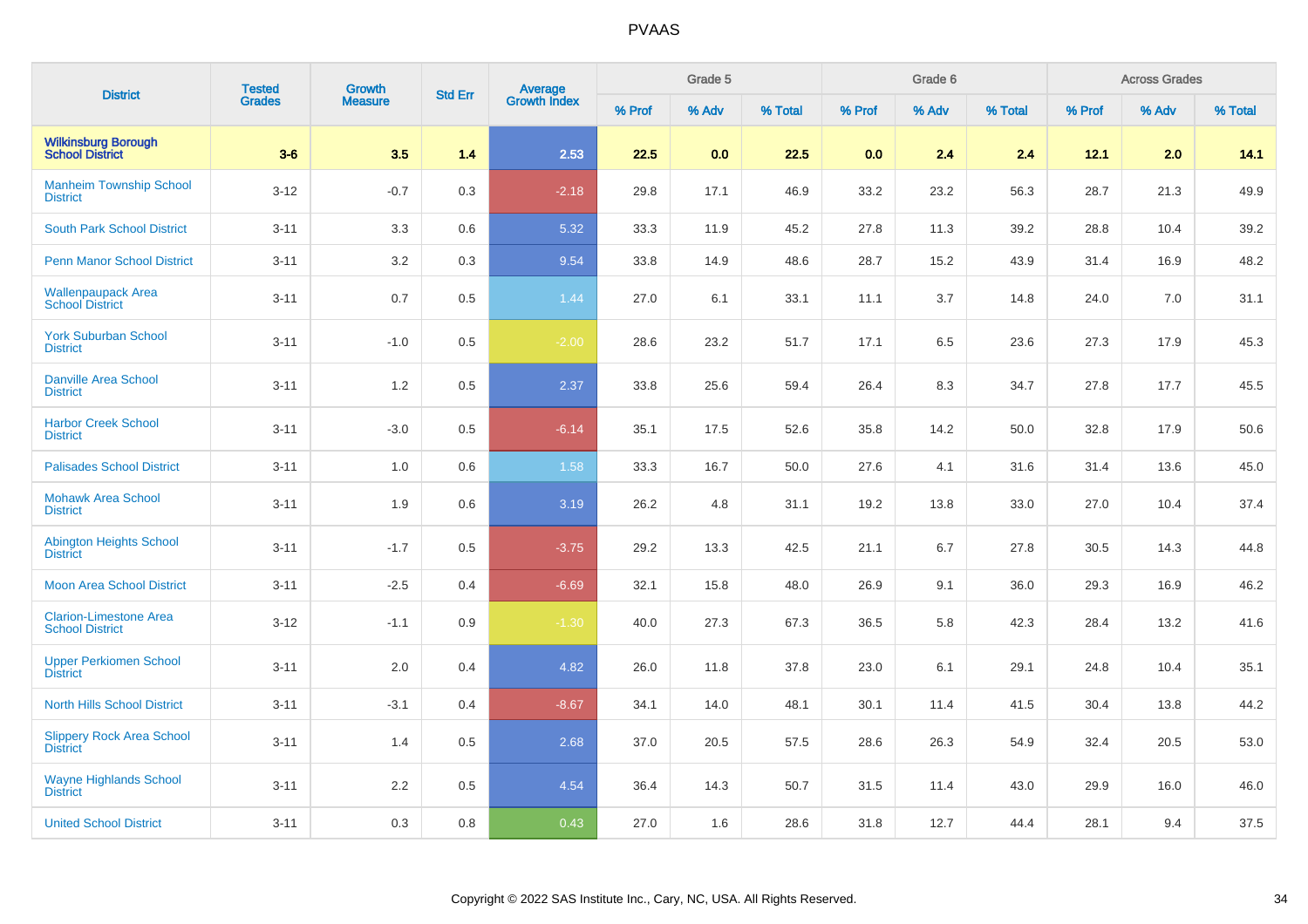| District | Tested Grades | Growth Measure | Std Err | Average Growth Index | Grade 5 | | | Grade 6 | | | Across Grades | | |
|---|---|---|---|---|---|---|---|---|---|---|---|---|---|
| | | | | | % Prof | % Adv | % Total | % Prof | % Adv | % Total | % Prof | % Adv | % Total |
| **Wilkinsburg Borough School District** | **3-6** | **3.5** | **1.4** | **2.53** | **22.5** | **0.0** | **22.5** | **0.0** | **2.4** | **2.4** | **12.1** | **2.0** | **14.1** |
| Manheim Township School District | 3-12 | -0.7 | 0.3 | -2.18 | 29.8 | 17.1 | 46.9 | 33.2 | 23.2 | 56.3 | 28.7 | 21.3 | 49.9 |
| South Park School District | 3-11 | 3.3 | 0.6 | 5.32 | 33.3 | 11.9 | 45.2 | 27.8 | 11.3 | 39.2 | 28.8 | 10.4 | 39.2 |
| Penn Manor School District | 3-11 | 3.2 | 0.3 | 9.54 | 33.8 | 14.9 | 48.6 | 28.7 | 15.2 | 43.9 | 31.4 | 16.9 | 48.2 |
| Wallenpaupack Area School District | 3-11 | 0.7 | 0.5 | 1.44 | 27.0 | 6.1 | 33.1 | 11.1 | 3.7 | 14.8 | 24.0 | 7.0 | 31.1 |
| York Suburban School District | 3-11 | -1.0 | 0.5 | -2.00 | 28.6 | 23.2 | 51.7 | 17.1 | 6.5 | 23.6 | 27.3 | 17.9 | 45.3 |
| Danville Area School District | 3-11 | 1.2 | 0.5 | 2.37 | 33.8 | 25.6 | 59.4 | 26.4 | 8.3 | 34.7 | 27.8 | 17.7 | 45.5 |
| Harbor Creek School District | 3-11 | -3.0 | 0.5 | -6.14 | 35.1 | 17.5 | 52.6 | 35.8 | 14.2 | 50.0 | 32.8 | 17.9 | 50.6 |
| Palisades School District | 3-11 | 1.0 | 0.6 | 1.58 | 33.3 | 16.7 | 50.0 | 27.6 | 4.1 | 31.6 | 31.4 | 13.6 | 45.0 |
| Mohawk Area School District | 3-11 | 1.9 | 0.6 | 3.19 | 26.2 | 4.8 | 31.1 | 19.2 | 13.8 | 33.0 | 27.0 | 10.4 | 37.4 |
| Abington Heights School District | 3-11 | -1.7 | 0.5 | -3.75 | 29.2 | 13.3 | 42.5 | 21.1 | 6.7 | 27.8 | 30.5 | 14.3 | 44.8 |
| Moon Area School District | 3-11 | -2.5 | 0.4 | -6.69 | 32.1 | 15.8 | 48.0 | 26.9 | 9.1 | 36.0 | 29.3 | 16.9 | 46.2 |
| Clarion-Limestone Area School District | 3-12 | -1.1 | 0.9 | -1.30 | 40.0 | 27.3 | 67.3 | 36.5 | 5.8 | 42.3 | 28.4 | 13.2 | 41.6 |
| Upper Perkiomen School District | 3-11 | 2.0 | 0.4 | 4.82 | 26.0 | 11.8 | 37.8 | 23.0 | 6.1 | 29.1 | 24.8 | 10.4 | 35.1 |
| North Hills School District | 3-11 | -3.1 | 0.4 | -8.67 | 34.1 | 14.0 | 48.1 | 30.1 | 11.4 | 41.5 | 30.4 | 13.8 | 44.2 |
| Slippery Rock Area School District | 3-11 | 1.4 | 0.5 | 2.68 | 37.0 | 20.5 | 57.5 | 28.6 | 26.3 | 54.9 | 32.4 | 20.5 | 53.0 |
| Wayne Highlands School District | 3-11 | 2.2 | 0.5 | 4.54 | 36.4 | 14.3 | 50.7 | 31.5 | 11.4 | 43.0 | 29.9 | 16.0 | 46.0 |
| United School District | 3-11 | 0.3 | 0.8 | 0.43 | 27.0 | 1.6 | 28.6 | 31.8 | 12.7 | 44.4 | 28.1 | 9.4 | 37.5 |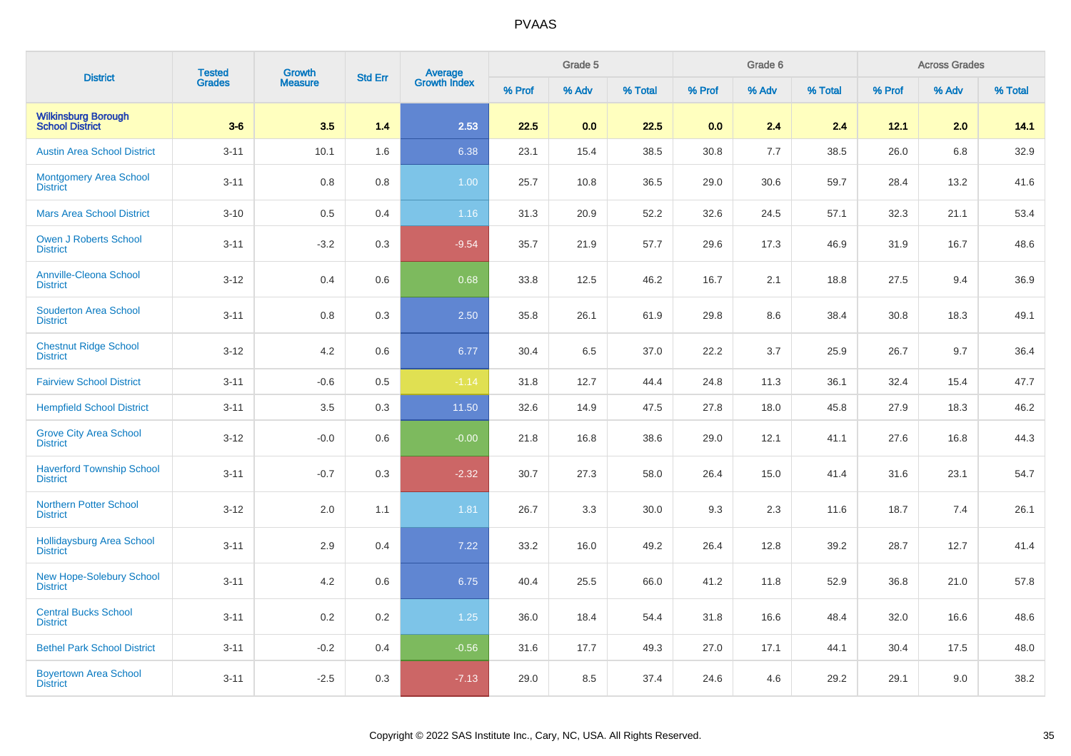| District | Tested Grades | Growth Measure | Std Err | Average Growth Index | Grade 5 | | | Grade 6 | | | Across Grades | | |
|---|---|---|---|---|---|---|---|---|---|---|---|---|---|
| | | | | | % Prof | % Adv | % Total | % Prof | % Adv | % Total | % Prof | % Adv | % Total |
| **Wilkinsburg Borough School District** | **3-6** | **3.5** | **1.4** | **2.53** | **22.5** | **0.0** | **22.5** | **0.0** | **2.4** | **2.4** | **12.1** | **2.0** | **14.1** |
| Austin Area School District | 3-11 | 10.1 | 1.6 | 6.38 | 23.1 | 15.4 | 38.5 | 30.8 | 7.7 | 38.5 | 26.0 | 6.8 | 32.9 |
| Montgomery Area School District | 3-11 | 0.8 | 0.8 | 1.00 | 25.7 | 10.8 | 36.5 | 29.0 | 30.6 | 59.7 | 28.4 | 13.2 | 41.6 |
| Mars Area School District | 3-10 | 0.5 | 0.4 | 1.16 | 31.3 | 20.9 | 52.2 | 32.6 | 24.5 | 57.1 | 32.3 | 21.1 | 53.4 |
| Owen J Roberts School District | 3-11 | -3.2 | 0.3 | -9.54 | 35.7 | 21.9 | 57.7 | 29.6 | 17.3 | 46.9 | 31.9 | 16.7 | 48.6 |
| Annville-Cleona School District | 3-12 | 0.4 | 0.6 | 0.68 | 33.8 | 12.5 | 46.2 | 16.7 | 2.1 | 18.8 | 27.5 | 9.4 | 36.9 |
| Souderton Area School District | 3-11 | 0.8 | 0.3 | 2.50 | 35.8 | 26.1 | 61.9 | 29.8 | 8.6 | 38.4 | 30.8 | 18.3 | 49.1 |
| Chestnut Ridge School District | 3-12 | 4.2 | 0.6 | 6.77 | 30.4 | 6.5 | 37.0 | 22.2 | 3.7 | 25.9 | 26.7 | 9.7 | 36.4 |
| Fairview School District | 3-11 | -0.6 | 0.5 | -1.14 | 31.8 | 12.7 | 44.4 | 24.8 | 11.3 | 36.1 | 32.4 | 15.4 | 47.7 |
| Hempfield School District | 3-11 | 3.5 | 0.3 | 11.50 | 32.6 | 14.9 | 47.5 | 27.8 | 18.0 | 45.8 | 27.9 | 18.3 | 46.2 |
| Grove City Area School District | 3-12 | -0.0 | 0.6 | -0.00 | 21.8 | 16.8 | 38.6 | 29.0 | 12.1 | 41.1 | 27.6 | 16.8 | 44.3 |
| Haverford Township School District | 3-11 | -0.7 | 0.3 | -2.32 | 30.7 | 27.3 | 58.0 | 26.4 | 15.0 | 41.4 | 31.6 | 23.1 | 54.7 |
| Northern Potter School District | 3-12 | 2.0 | 1.1 | 1.81 | 26.7 | 3.3 | 30.0 | 9.3 | 2.3 | 11.6 | 18.7 | 7.4 | 26.1 |
| Hollidaysburg Area School District | 3-11 | 2.9 | 0.4 | 7.22 | 33.2 | 16.0 | 49.2 | 26.4 | 12.8 | 39.2 | 28.7 | 12.7 | 41.4 |
| New Hope-Solebury School District | 3-11 | 4.2 | 0.6 | 6.75 | 40.4 | 25.5 | 66.0 | 41.2 | 11.8 | 52.9 | 36.8 | 21.0 | 57.8 |
| Central Bucks School District | 3-11 | 0.2 | 0.2 | 1.25 | 36.0 | 18.4 | 54.4 | 31.8 | 16.6 | 48.4 | 32.0 | 16.6 | 48.6 |
| Bethel Park School District | 3-11 | -0.2 | 0.4 | -0.56 | 31.6 | 17.7 | 49.3 | 27.0 | 17.1 | 44.1 | 30.4 | 17.5 | 48.0 |
| Boyertown Area School District | 3-11 | -2.5 | 0.3 | -7.13 | 29.0 | 8.5 | 37.4 | 24.6 | 4.6 | 29.2 | 29.1 | 9.0 | 38.2 |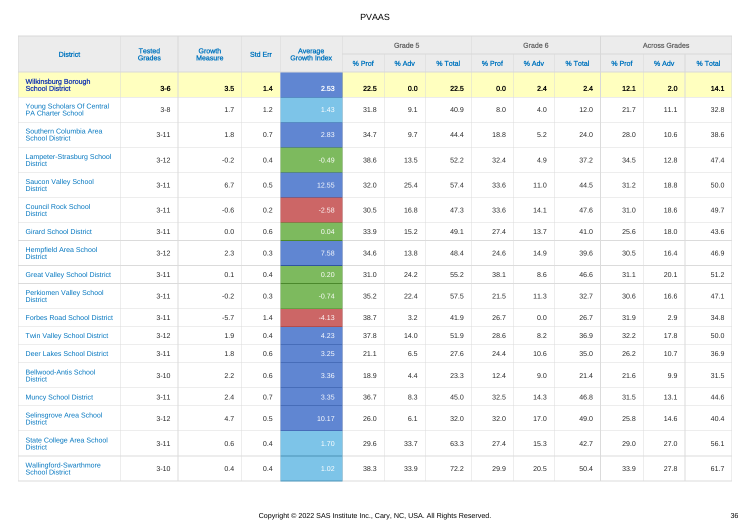## PVAAS

| District | Tested Grades | Growth Measure | Std Err | Average Growth Index | Grade 5 | | | Grade 6 | | | Across Grades | | |
|---|---|---|---|---|---|---|---|---|---|---|---|---|---|
| | | | | | % Prof | % Adv | % Total | % Prof | % Adv | % Total | % Prof | % Adv | % Total |
| **Wilkinsburg Borough School District** | **3-6** | **3.5** | **1.4** | **2.53** | **22.5** | **0.0** | **22.5** | **0.0** | **2.4** | **2.4** | **12.1** | **2.0** | **14.1** |
| Young Scholars Of Central PA Charter School | 3-8 | 1.7 | 1.2 | 1.43 | 31.8 | 9.1 | 40.9 | 8.0 | 4.0 | 12.0 | 21.7 | 11.1 | 32.8 |
| Southern Columbia Area School District | 3-11 | 1.8 | 0.7 | 2.83 | 34.7 | 9.7 | 44.4 | 18.8 | 5.2 | 24.0 | 28.0 | 10.6 | 38.6 |
| Lampeter-Strasburg School District | 3-12 | -0.2 | 0.4 | -0.49 | 38.6 | 13.5 | 52.2 | 32.4 | 4.9 | 37.2 | 34.5 | 12.8 | 47.4 |
| Saucon Valley School District | 3-11 | 6.7 | 0.5 | 12.55 | 32.0 | 25.4 | 57.4 | 33.6 | 11.0 | 44.5 | 31.2 | 18.8 | 50.0 |
| Council Rock School District | 3-11 | -0.6 | 0.2 | -2.58 | 30.5 | 16.8 | 47.3 | 33.6 | 14.1 | 47.6 | 31.0 | 18.6 | 49.7 |
| Girard School District | 3-11 | 0.0 | 0.6 | 0.04 | 33.9 | 15.2 | 49.1 | 27.4 | 13.7 | 41.0 | 25.6 | 18.0 | 43.6 |
| Hempfield Area School District | 3-12 | 2.3 | 0.3 | 7.58 | 34.6 | 13.8 | 48.4 | 24.6 | 14.9 | 39.6 | 30.5 | 16.4 | 46.9 |
| Great Valley School District | 3-11 | 0.1 | 0.4 | 0.20 | 31.0 | 24.2 | 55.2 | 38.1 | 8.6 | 46.6 | 31.1 | 20.1 | 51.2 |
| Perkiomen Valley School District | 3-11 | -0.2 | 0.3 | -0.74 | 35.2 | 22.4 | 57.5 | 21.5 | 11.3 | 32.7 | 30.6 | 16.6 | 47.1 |
| Forbes Road School District | 3-11 | -5.7 | 1.4 | -4.13 | 38.7 | 3.2 | 41.9 | 26.7 | 0.0 | 26.7 | 31.9 | 2.9 | 34.8 |
| Twin Valley School District | 3-12 | 1.9 | 0.4 | 4.23 | 37.8 | 14.0 | 51.9 | 28.6 | 8.2 | 36.9 | 32.2 | 17.8 | 50.0 |
| Deer Lakes School District | 3-11 | 1.8 | 0.6 | 3.25 | 21.1 | 6.5 | 27.6 | 24.4 | 10.6 | 35.0 | 26.2 | 10.7 | 36.9 |
| Bellwood-Antis School District | 3-10 | 2.2 | 0.6 | 3.36 | 18.9 | 4.4 | 23.3 | 12.4 | 9.0 | 21.4 | 21.6 | 9.9 | 31.5 |
| Muncy School District | 3-11 | 2.4 | 0.7 | 3.35 | 36.7 | 8.3 | 45.0 | 32.5 | 14.3 | 46.8 | 31.5 | 13.1 | 44.6 |
| Selinsgrove Area School District | 3-12 | 4.7 | 0.5 | 10.17 | 26.0 | 6.1 | 32.0 | 32.0 | 17.0 | 49.0 | 25.8 | 14.6 | 40.4 |
| State College Area School District | 3-11 | 0.6 | 0.4 | 1.70 | 29.6 | 33.7 | 63.3 | 27.4 | 15.3 | 42.7 | 29.0 | 27.0 | 56.1 |
| Wallingford-Swarthmore School District | 3-10 | 0.4 | 0.4 | 1.02 | 38.3 | 33.9 | 72.2 | 29.9 | 20.5 | 50.4 | 33.9 | 27.8 | 61.7 |

Copyright © 2022 SAS Institute Inc., Cary, NC, USA. All Rights Reserved.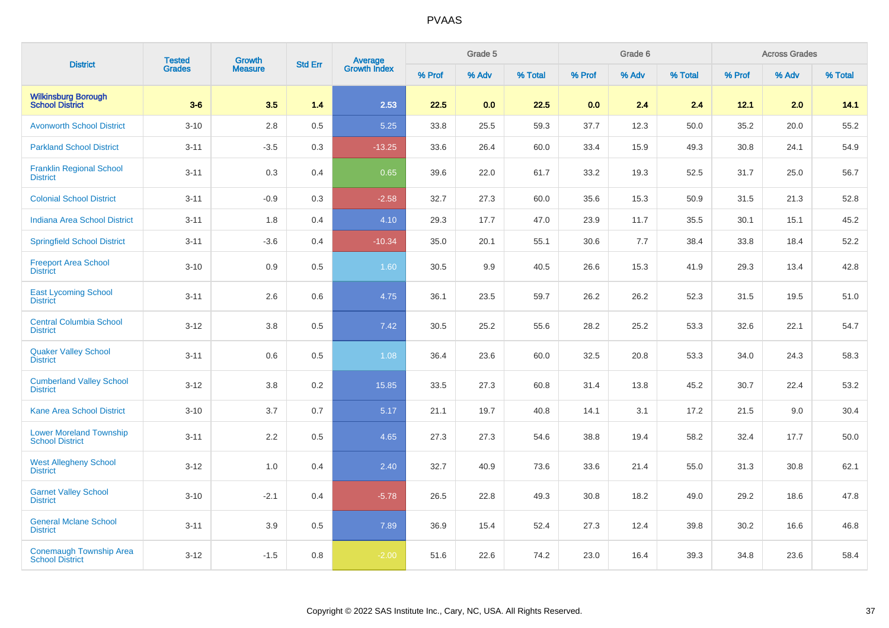# PVAAS

| District | Tested Grades | Growth Measure | Std Err | Average Growth Index | Grade 5 | | | Grade 6 | | | Across Grades | | |
|---|---|---|---|---|---|---|---|---|---|---|---|---|---|
| | | | | | % Prof | % Adv | % Total | % Prof | % Adv | % Total | % Prof | % Adv | % Total |
| **Wilkinsburg Borough School District** | **3-6** | **3.5** | **1.4** | **2.53** | **22.5** | **0.0** | **22.5** | **0.0** | **2.4** | **2.4** | **12.1** | **2.0** | **14.1** |
| Avonworth School District | 3-10 | 2.8 | 0.5 | 5.25 | 33.8 | 25.5 | 59.3 | 37.7 | 12.3 | 50.0 | 35.2 | 20.0 | 55.2 |
| Parkland School District | 3-11 | -3.5 | 0.3 | -13.25 | 33.6 | 26.4 | 60.0 | 33.4 | 15.9 | 49.3 | 30.8 | 24.1 | 54.9 |
| Franklin Regional School District | 3-11 | 0.3 | 0.4 | 0.65 | 39.6 | 22.0 | 61.7 | 33.2 | 19.3 | 52.5 | 31.7 | 25.0 | 56.7 |
| Colonial School District | 3-11 | -0.9 | 0.3 | -2.58 | 32.7 | 27.3 | 60.0 | 35.6 | 15.3 | 50.9 | 31.5 | 21.3 | 52.8 |
| Indiana Area School District | 3-11 | 1.8 | 0.4 | 4.10 | 29.3 | 17.7 | 47.0 | 23.9 | 11.7 | 35.5 | 30.1 | 15.1 | 45.2 |
| Springfield School District | 3-11 | -3.6 | 0.4 | -10.34 | 35.0 | 20.1 | 55.1 | 30.6 | 7.7 | 38.4 | 33.8 | 18.4 | 52.2 |
| Freeport Area School District | 3-10 | 0.9 | 0.5 | 1.60 | 30.5 | 9.9 | 40.5 | 26.6 | 15.3 | 41.9 | 29.3 | 13.4 | 42.8 |
| East Lycoming School District | 3-11 | 2.6 | 0.6 | 4.75 | 36.1 | 23.5 | 59.7 | 26.2 | 26.2 | 52.3 | 31.5 | 19.5 | 51.0 |
| Central Columbia School District | 3-12 | 3.8 | 0.5 | 7.42 | 30.5 | 25.2 | 55.6 | 28.2 | 25.2 | 53.3 | 32.6 | 22.1 | 54.7 |
| Quaker Valley School District | 3-11 | 0.6 | 0.5 | 1.08 | 36.4 | 23.6 | 60.0 | 32.5 | 20.8 | 53.3 | 34.0 | 24.3 | 58.3 |
| Cumberland Valley School District | 3-12 | 3.8 | 0.2 | 15.85 | 33.5 | 27.3 | 60.8 | 31.4 | 13.8 | 45.2 | 30.7 | 22.4 | 53.2 |
| Kane Area School District | 3-10 | 3.7 | 0.7 | 5.17 | 21.1 | 19.7 | 40.8 | 14.1 | 3.1 | 17.2 | 21.5 | 9.0 | 30.4 |
| Lower Moreland Township School District | 3-11 | 2.2 | 0.5 | 4.65 | 27.3 | 27.3 | 54.6 | 38.8 | 19.4 | 58.2 | 32.4 | 17.7 | 50.0 |
| West Allegheny School District | 3-12 | 1.0 | 0.4 | 2.40 | 32.7 | 40.9 | 73.6 | 33.6 | 21.4 | 55.0 | 31.3 | 30.8 | 62.1 |
| Garnet Valley School District | 3-10 | -2.1 | 0.4 | -5.78 | 26.5 | 22.8 | 49.3 | 30.8 | 18.2 | 49.0 | 29.2 | 18.6 | 47.8 |
| General Mclane School District | 3-11 | 3.9 | 0.5 | 7.89 | 36.9 | 15.4 | 52.4 | 27.3 | 12.4 | 39.8 | 30.2 | 16.6 | 46.8 |
| Conemaugh Township Area School District | 3-12 | -1.5 | 0.8 | -2.00 | 51.6 | 22.6 | 74.2 | 23.0 | 16.4 | 39.3 | 34.8 | 23.6 | 58.4 |

Copyright © 2022 SAS Institute Inc., Cary, NC, USA. All Rights Reserved.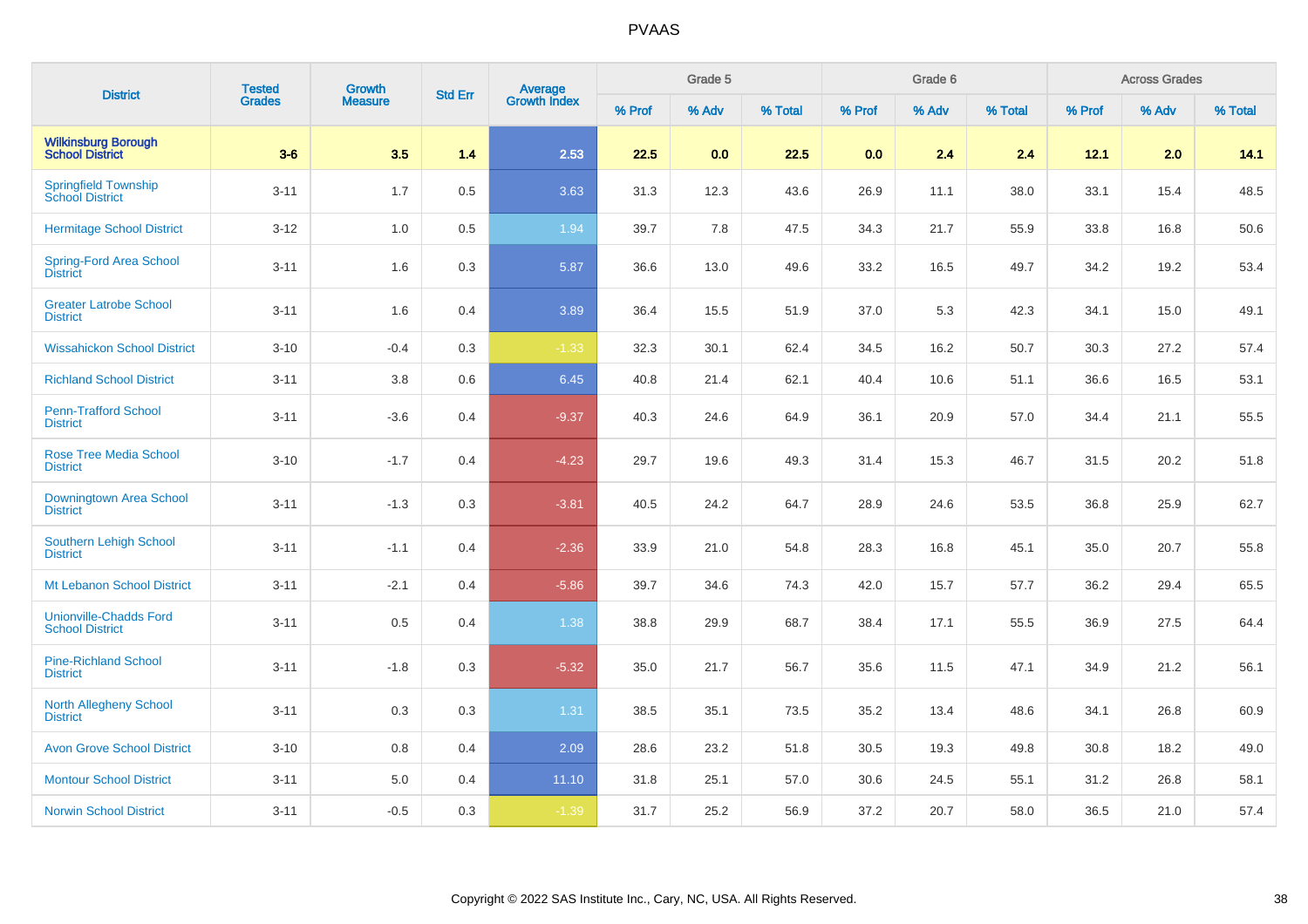| District | Tested Grades | Growth Measure | Std Err | Average Growth Index | Grade 5 | | | Grade 6 | | | Across Grades | | |
|---|---|---|---|---|---|---|---|---|---|---|---|---|---|
| | | | | | % Prof | % Adv | % Total | % Prof | % Adv | % Total | % Prof | % Adv | % Total |
| **Wilkinsburg Borough School District** | **3-6** | **3.5** | **1.4** | **2.53** | **22.5** | **0.0** | **22.5** | **0.0** | **2.4** | **2.4** | **12.1** | **2.0** | **14.1** |
| Springfield Township School District | 3-11 | 1.7 | 0.5 | 3.63 | 31.3 | 12.3 | 43.6 | 26.9 | 11.1 | 38.0 | 33.1 | 15.4 | 48.5 |
| Hermitage School District | 3-12 | 1.0 | 0.5 | 1.94 | 39.7 | 7.8 | 47.5 | 34.3 | 21.7 | 55.9 | 33.8 | 16.8 | 50.6 |
| Spring-Ford Area School District | 3-11 | 1.6 | 0.3 | 5.87 | 36.6 | 13.0 | 49.6 | 33.2 | 16.5 | 49.7 | 34.2 | 19.2 | 53.4 |
| Greater Latrobe School District | 3-11 | 1.6 | 0.4 | 3.89 | 36.4 | 15.5 | 51.9 | 37.0 | 5.3 | 42.3 | 34.1 | 15.0 | 49.1 |
| Wissahickon School District | 3-10 | -0.4 | 0.3 | -1.33 | 32.3 | 30.1 | 62.4 | 34.5 | 16.2 | 50.7 | 30.3 | 27.2 | 57.4 |
| Richland School District | 3-11 | 3.8 | 0.6 | 6.45 | 40.8 | 21.4 | 62.1 | 40.4 | 10.6 | 51.1 | 36.6 | 16.5 | 53.1 |
| Penn-Trafford School District | 3-11 | -3.6 | 0.4 | -9.37 | 40.3 | 24.6 | 64.9 | 36.1 | 20.9 | 57.0 | 34.4 | 21.1 | 55.5 |
| Rose Tree Media School District | 3-10 | -1.7 | 0.4 | -4.23 | 29.7 | 19.6 | 49.3 | 31.4 | 15.3 | 46.7 | 31.5 | 20.2 | 51.8 |
| Downingtown Area School District | 3-11 | -1.3 | 0.3 | -3.81 | 40.5 | 24.2 | 64.7 | 28.9 | 24.6 | 53.5 | 36.8 | 25.9 | 62.7 |
| Southern Lehigh School District | 3-11 | -1.1 | 0.4 | -2.36 | 33.9 | 21.0 | 54.8 | 28.3 | 16.8 | 45.1 | 35.0 | 20.7 | 55.8 |
| Mt Lebanon School District | 3-11 | -2.1 | 0.4 | -5.86 | 39.7 | 34.6 | 74.3 | 42.0 | 15.7 | 57.7 | 36.2 | 29.4 | 65.5 |
| Unionville-Chadds Ford School District | 3-11 | 0.5 | 0.4 | 1.38 | 38.8 | 29.9 | 68.7 | 38.4 | 17.1 | 55.5 | 36.9 | 27.5 | 64.4 |
| Pine-Richland School District | 3-11 | -1.8 | 0.3 | -5.32 | 35.0 | 21.7 | 56.7 | 35.6 | 11.5 | 47.1 | 34.9 | 21.2 | 56.1 |
| North Allegheny School District | 3-11 | 0.3 | 0.3 | 1.31 | 38.5 | 35.1 | 73.5 | 35.2 | 13.4 | 48.6 | 34.1 | 26.8 | 60.9 |
| Avon Grove School District | 3-10 | 0.8 | 0.4 | 2.09 | 28.6 | 23.2 | 51.8 | 30.5 | 19.3 | 49.8 | 30.8 | 18.2 | 49.0 |
| Montour School District | 3-11 | 5.0 | 0.4 | 11.10 | 31.8 | 25.1 | 57.0 | 30.6 | 24.5 | 55.1 | 31.2 | 26.8 | 58.1 |
| Norwin School District | 3-11 | -0.5 | 0.3 | -1.39 | 31.7 | 25.2 | 56.9 | 37.2 | 20.7 | 58.0 | 36.5 | 21.0 | 57.4 |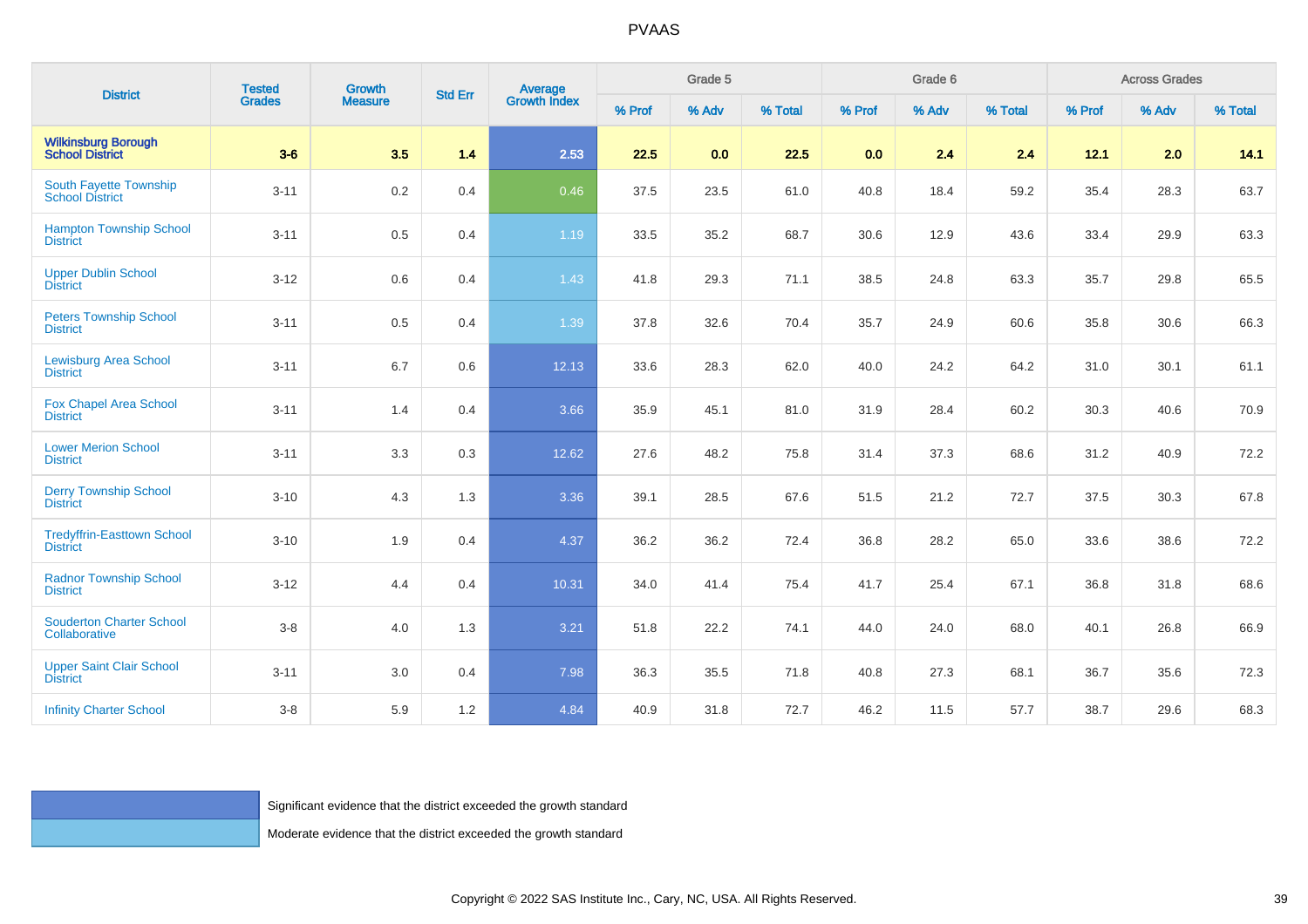# PVAAS

| District | Tested Grades | Growth Measure | Std Err | Average Growth Index | Grade 5 | | | Grade 6 | | | Across Grades | | |
|---|---|---|---|---|---|---|---|---|---|---|---|---|---|
| | | | | | % Prof | % Adv | % Total | % Prof | % Adv | % Total | % Prof | % Adv | % Total |
| **Wilkinsburg Borough School District** | **3-6** | **3.5** | **1.4** | **2.53** | **22.5** | **0.0** | **22.5** | **0.0** | **2.4** | **2.4** | **12.1** | **2.0** | **14.1** |
| South Fayette Township School District | 3-11 | 0.2 | 0.4 | 0.46 | 37.5 | 23.5 | 61.0 | 40.8 | 18.4 | 59.2 | 35.4 | 28.3 | 63.7 |
| Hampton Township School District | 3-11 | 0.5 | 0.4 | 1.19 | 33.5 | 35.2 | 68.7 | 30.6 | 12.9 | 43.6 | 33.4 | 29.9 | 63.3 |
| Upper Dublin School District | 3-12 | 0.6 | 0.4 | 1.43 | 41.8 | 29.3 | 71.1 | 38.5 | 24.8 | 63.3 | 35.7 | 29.8 | 65.5 |
| Peters Township School District | 3-11 | 0.5 | 0.4 | 1.39 | 37.8 | 32.6 | 70.4 | 35.7 | 24.9 | 60.6 | 35.8 | 30.6 | 66.3 |
| Lewisburg Area School District | 3-11 | 6.7 | 0.6 | 12.13 | 33.6 | 28.3 | 62.0 | 40.0 | 24.2 | 64.2 | 31.0 | 30.1 | 61.1 |
| Fox Chapel Area School District | 3-11 | 1.4 | 0.4 | 3.66 | 35.9 | 45.1 | 81.0 | 31.9 | 28.4 | 60.2 | 30.3 | 40.6 | 70.9 |
| Lower Merion School District | 3-11 | 3.3 | 0.3 | 12.62 | 27.6 | 48.2 | 75.8 | 31.4 | 37.3 | 68.6 | 31.2 | 40.9 | 72.2 |
| Derry Township School District | 3-10 | 4.3 | 1.3 | 3.36 | 39.1 | 28.5 | 67.6 | 51.5 | 21.2 | 72.7 | 37.5 | 30.3 | 67.8 |
| Tredyffrin-Easttown School District | 3-10 | 1.9 | 0.4 | 4.37 | 36.2 | 36.2 | 72.4 | 36.8 | 28.2 | 65.0 | 33.6 | 38.6 | 72.2 |
| Radnor Township School District | 3-12 | 4.4 | 0.4 | 10.31 | 34.0 | 41.4 | 75.4 | 41.7 | 25.4 | 67.1 | 36.8 | 31.8 | 68.6 |
| Souderton Charter School Collaborative | 3-8 | 4.0 | 1.3 | 3.21 | 51.8 | 22.2 | 74.1 | 44.0 | 24.0 | 68.0 | 40.1 | 26.8 | 66.9 |
| Upper Saint Clair School District | 3-11 | 3.0 | 0.4 | 7.98 | 36.3 | 35.5 | 71.8 | 40.8 | 27.3 | 68.1 | 36.7 | 35.6 | 72.3 |
| Infinity Charter School | 3-8 | 5.9 | 1.2 | 4.84 | 40.9 | 31.8 | 72.7 | 46.2 | 11.5 | 57.7 | 38.7 | 29.6 | 68.3 |

Significant evidence that the district exceeded the growth standard

Moderate evidence that the district exceeded the growth standard

Copyright © 2022 SAS Institute Inc., Cary, NC, USA. All Rights Reserved.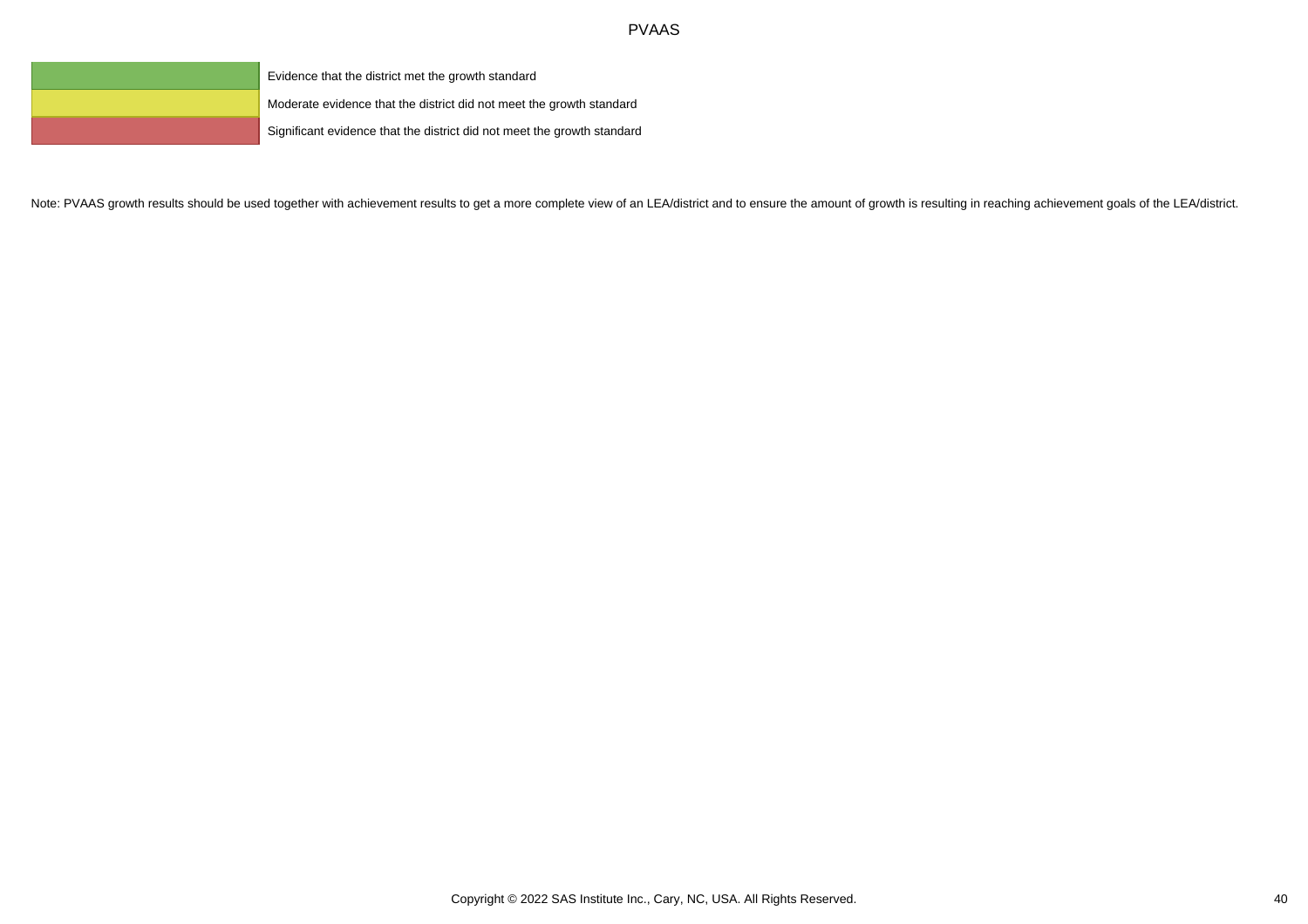PVAAS

| | |
|---|---|
| Green | Evidence that the district met the growth standard |
| Yellow | Moderate evidence that the district did not meet the growth standard |
| Red | Significant evidence that the district did not meet the growth standard |

Note: PVAAS growth results should be used together with achievement results to get a more complete view of an LEA/district and to ensure the amount of growth is resulting in reaching achievement goals of the LEA/district.

Copyright © 2022 SAS Institute Inc., Cary, NC, USA. All Rights Reserved.